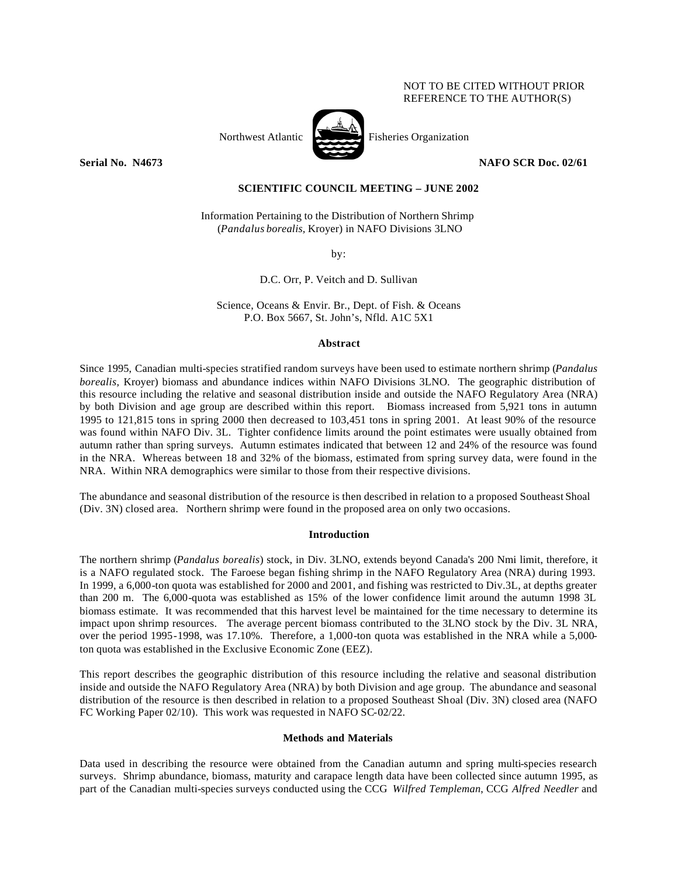NOT TO BE CITED WITHOUT PRIOR
REFERENCE TO THE AUTHOR(S)

Northwest Atlantic Fisheries Organization

**Serial No. N4673** **NAFO SCR Doc. 02/61**

**SCIENTIFIC COUNCIL MEETING – JUNE 2002**

Information Pertaining to the Distribution of Northern Shrimp
(*Pandalus borealis*, Kroyer) in NAFO Divisions 3LNO

by:

D.C. Orr, P. Veitch and D. Sullivan

Science, Oceans & Envir. Br., Dept. of Fish. & Oceans
P.O. Box 5667, St. John's, Nfld. A1C 5X1

## Abstract

Since 1995, Canadian multi-species stratified random surveys have been used to estimate northern shrimp (*Pandalus borealis,* Kroyer) biomass and abundance indices within NAFO Divisions 3LNO. The geographic distribution of this resource including the relative and seasonal distribution inside and outside the NAFO Regulatory Area (NRA) by both Division and age group are described within this report. Biomass increased from 5,921 tons in autumn 1995 to 121,815 tons in spring 2000 then decreased to 103,451 tons in spring 2001. At least 90% of the resource was found within NAFO Div. 3L. Tighter confidence limits around the point estimates were usually obtained from autumn rather than spring surveys. Autumn estimates indicated that between 12 and 24% of the resource was found in the NRA. Whereas between 18 and 32% of the biomass, estimated from spring survey data, were found in the NRA. Within NRA demographics were similar to those from their respective divisions.

The abundance and seasonal distribution of the resource is then described in relation to a proposed Southeast Shoal (Div. 3N) closed area. Northern shrimp were found in the proposed area on only two occasions.

## Introduction

The northern shrimp (*Pandalus borealis*) stock, in Div. 3LNO, extends beyond Canada's 200 Nmi limit, therefore, it is a NAFO regulated stock. The Faroese began fishing shrimp in the NAFO Regulatory Area (NRA) during 1993. In 1999, a 6,000-ton quota was established for 2000 and 2001, and fishing was restricted to Div.3L, at depths greater than 200 m. The 6,000-quota was established as 15% of the lower confidence limit around the autumn 1998 3L biomass estimate. It was recommended that this harvest level be maintained for the time necessary to determine its impact upon shrimp resources. The average percent biomass contributed to the 3LNO stock by the Div. 3L NRA, over the period 1995-1998, was 17.10%. Therefore, a 1,000-ton quota was established in the NRA while a 5,000-ton quota was established in the Exclusive Economic Zone (EEZ).

This report describes the geographic distribution of this resource including the relative and seasonal distribution inside and outside the NAFO Regulatory Area (NRA) by both Division and age group. The abundance and seasonal distribution of the resource is then described in relation to a proposed Southeast Shoal (Div. 3N) closed area (NAFO FC Working Paper 02/10). This work was requested in NAFO SC-02/22.

## Methods and Materials

Data used in describing the resource were obtained from the Canadian autumn and spring multi-species research surveys. Shrimp abundance, biomass, maturity and carapace length data have been collected since autumn 1995, as part of the Canadian multi-species surveys conducted using the CCG *Wilfred Templeman*, CCG *Alfred Needler* and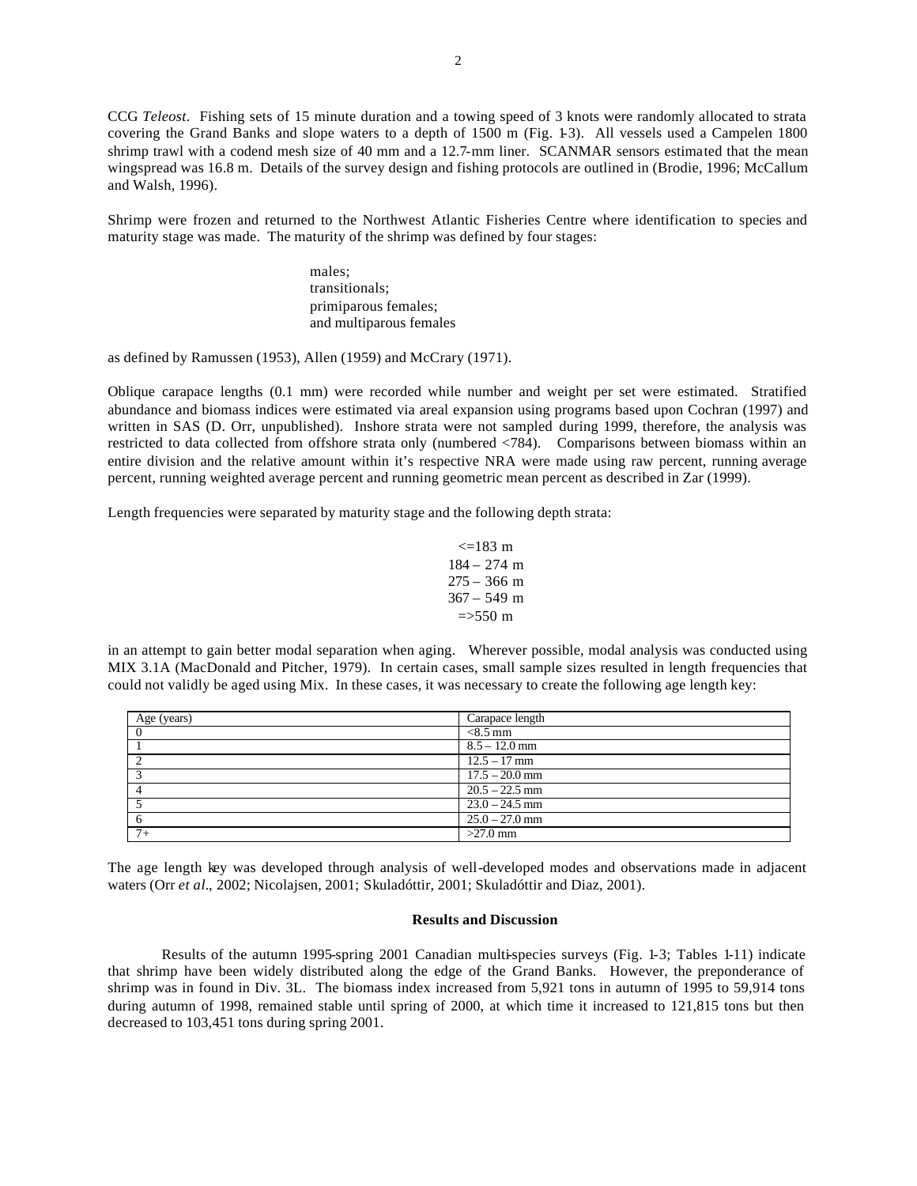CCG *Teleost*. Fishing sets of 15 minute duration and a towing speed of 3 knots were randomly allocated to strata covering the Grand Banks and slope waters to a depth of 1500 m (Fig. 1-3). All vessels used a Campelen 1800 shrimp trawl with a codend mesh size of 40 mm and a 12.7-mm liner. SCANMAR sensors estimated that the mean wingspread was 16.8 m. Details of the survey design and fishing protocols are outlined in (Brodie, 1996; McCallum and Walsh, 1996).

Shrimp were frozen and returned to the Northwest Atlantic Fisheries Centre where identification to species and maturity stage was made. The maturity of the shrimp was defined by four stages:

males;
transitionals;
primiparous females;
and multiparous females

as defined by Ramussen (1953), Allen (1959) and McCrary (1971).

Oblique carapace lengths (0.1 mm) were recorded while number and weight per set were estimated. Stratified abundance and biomass indices were estimated via areal expansion using programs based upon Cochran (1997) and written in SAS (D. Orr, unpublished). Inshore strata were not sampled during 1999, therefore, the analysis was restricted to data collected from offshore strata only (numbered <784). Comparisons between biomass within an entire division and the relative amount within it's respective NRA were made using raw percent, running average percent, running weighted average percent and running geometric mean percent as described in Zar (1999).

Length frequencies were separated by maturity stage and the following depth strata:

<=183 m
184 – 274 m
275 – 366 m
367 – 549 m
=>550 m

in an attempt to gain better modal separation when aging. Wherever possible, modal analysis was conducted using MIX 3.1A (MacDonald and Pitcher, 1979). In certain cases, small sample sizes resulted in length frequencies that could not validly be aged using Mix. In these cases, it was necessary to create the following age length key:

| Age (years) | Carapace length |
|---|---|
| 0 | <8.5 mm |
| 1 | 8.5 – 12.0 mm |
| 2 | 12.5 – 17 mm |
| 3 | 17.5 – 20.0 mm |
| 4 | 20.5 – 22.5 mm |
| 5 | 23.0 – 24.5 mm |
| 6 | 25.0 – 27.0 mm |
| 7+ | >27.0 mm |

The age length key was developed through analysis of well-developed modes and observations made in adjacent waters (Orr *et al*., 2002; Nicolajsen, 2001; Skuladóttir, 2001; Skuladóttir and Diaz, 2001).

## Results and Discussion

Results of the autumn 1995-spring 2001 Canadian multi-species surveys (Fig. 1-3; Tables 1-11) indicate that shrimp have been widely distributed along the edge of the Grand Banks. However, the preponderance of shrimp was in found in Div. 3L. The biomass index increased from 5,921 tons in autumn of 1995 to 59,914 tons during autumn of 1998, remained stable until spring of 2000, at which time it increased to 121,815 tons but then decreased to 103,451 tons during spring 2001.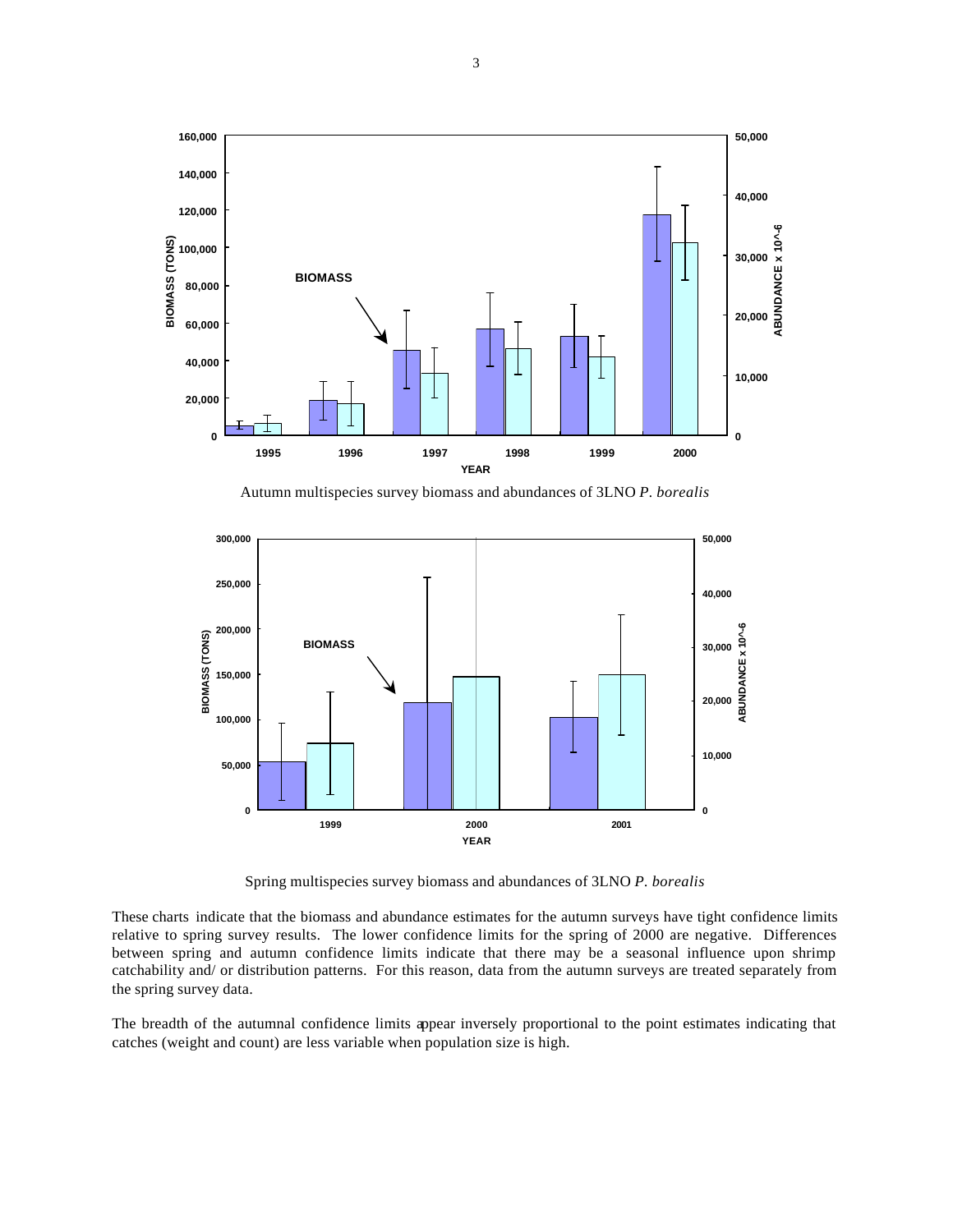Autumn multispecies survey biomass and abundances of 3LNO *P. borealis*

Spring multispecies survey biomass and abundances of 3LNO *P. borealis*

These charts indicate that the biomass and abundance estimates for the autumn surveys have tight confidence limits relative to spring survey results. The lower confidence limits for the spring of 2000 are negative. Differences between spring and autumn confidence limits indicate that there may be a seasonal influence upon shrimp catchability and/ or distribution patterns. For this reason, data from the autumn surveys are treated separately from the spring survey data.

The breadth of the autumnal confidence limits appear inversely proportional to the point estimates indicating that catches (weight and count) are less variable when population size is high.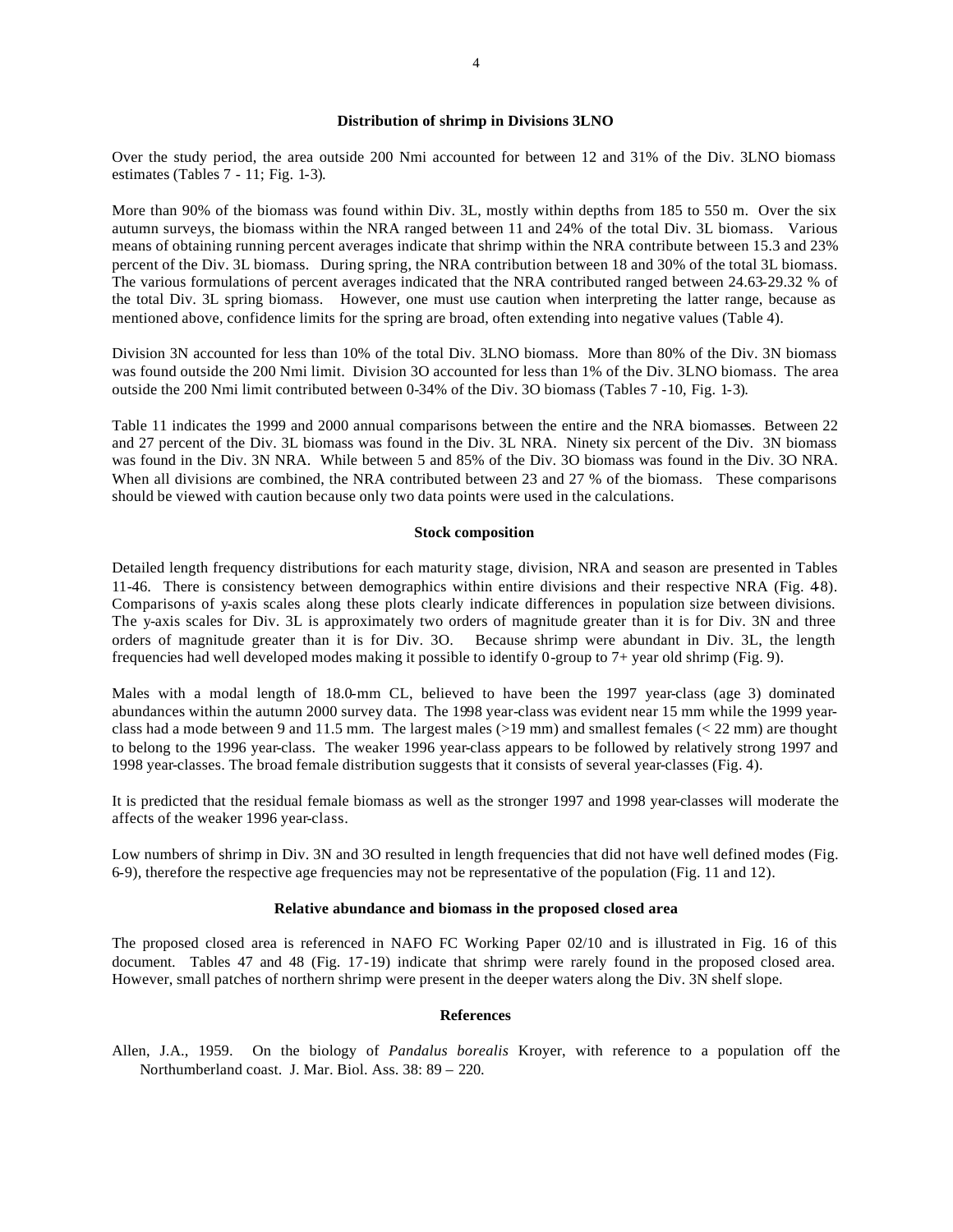## Distribution of shrimp in Divisions 3LNO

Over the study period, the area outside 200 Nmi accounted for between 12 and 31% of the Div. 3LNO biomass estimates (Tables 7 - 11; Fig. 1-3).

More than 90% of the biomass was found within Div. 3L, mostly within depths from 185 to 550 m. Over the six autumn surveys, the biomass within the NRA ranged between 11 and 24% of the total Div. 3L biomass. Various means of obtaining running percent averages indicate that shrimp within the NRA contribute between 15.3 and 23% percent of the Div. 3L biomass. During spring, the NRA contribution between 18 and 30% of the total 3L biomass. The various formulations of percent averages indicated that the NRA contributed ranged between 24.63-29.32 % of the total Div. 3L spring biomass. However, one must use caution when interpreting the latter range, because as mentioned above, confidence limits for the spring are broad, often extending into negative values (Table 4).

Division 3N accounted for less than 10% of the total Div. 3LNO biomass. More than 80% of the Div. 3N biomass was found outside the 200 Nmi limit. Division 3O accounted for less than 1% of the Div. 3LNO biomass. The area outside the 200 Nmi limit contributed between 0-34% of the Div. 3O biomass (Tables 7 -10, Fig. 1-3).

Table 11 indicates the 1999 and 2000 annual comparisons between the entire and the NRA biomasses. Between 22 and 27 percent of the Div. 3L biomass was found in the Div. 3L NRA. Ninety six percent of the Div. 3N biomass was found in the Div. 3N NRA. While between 5 and 85% of the Div. 3O biomass was found in the Div. 3O NRA. When all divisions are combined, the NRA contributed between 23 and 27 % of the biomass. These comparisons should be viewed with caution because only two data points were used in the calculations.

## Stock composition

Detailed length frequency distributions for each maturity stage, division, NRA and season are presented in Tables 11-46. There is consistency between demographics within entire divisions and their respective NRA (Fig. 4-8). Comparisons of y-axis scales along these plots clearly indicate differences in population size between divisions. The y-axis scales for Div. 3L is approximately two orders of magnitude greater than it is for Div. 3N and three orders of magnitude greater than it is for Div. 3O. Because shrimp were abundant in Div. 3L, the length frequencies had well developed modes making it possible to identify 0-group to 7+ year old shrimp (Fig. 9).

Males with a modal length of 18.0-mm CL, believed to have been the 1997 year-class (age 3) dominated abundances within the autumn 2000 survey data. The 1998 year-class was evident near 15 mm while the 1999 year-class had a mode between 9 and 11.5 mm. The largest males (>19 mm) and smallest females (< 22 mm) are thought to belong to the 1996 year-class. The weaker 1996 year-class appears to be followed by relatively strong 1997 and 1998 year-classes. The broad female distribution suggests that it consists of several year-classes (Fig. 4).

It is predicted that the residual female biomass as well as the stronger 1997 and 1998 year-classes will moderate the affects of the weaker 1996 year-class.

Low numbers of shrimp in Div. 3N and 3O resulted in length frequencies that did not have well defined modes (Fig. 6-9), therefore the respective age frequencies may not be representative of the population (Fig. 11 and 12).

## Relative abundance and biomass in the proposed closed area

The proposed closed area is referenced in NAFO FC Working Paper 02/10 and is illustrated in Fig. 16 of this document. Tables 47 and 48 (Fig. 17-19) indicate that shrimp were rarely found in the proposed closed area. However, small patches of northern shrimp were present in the deeper waters along the Div. 3N shelf slope.

## References

Allen, J.A., 1959. On the biology of *Pandalus borealis* Kroyer, with reference to a population off the Northumberland coast. J. Mar. Biol. Ass. 38: 89 – 220.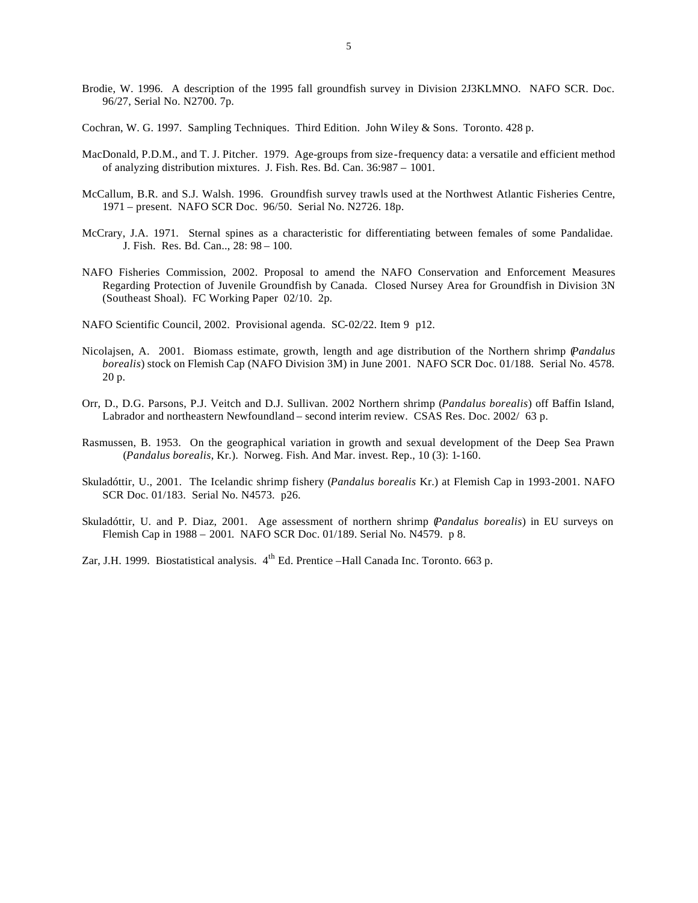Brodie, W. 1996. A description of the 1995 fall groundfish survey in Division 2J3KLMNO. NAFO SCR. Doc. 96/27, Serial No. N2700. 7p.

Cochran, W. G. 1997. Sampling Techniques. Third Edition. John Wiley & Sons. Toronto. 428 p.

MacDonald, P.D.M., and T. J. Pitcher. 1979. Age-groups from size-frequency data: a versatile and efficient method of analyzing distribution mixtures. J. Fish. Res. Bd. Can. 36:987 – 1001.

McCallum, B.R. and S.J. Walsh. 1996. Groundfish survey trawls used at the Northwest Atlantic Fisheries Centre, 1971 – present. NAFO SCR Doc. 96/50. Serial No. N2726. 18p.

McCrary, J.A. 1971. Sternal spines as a characteristic for differentiating between females of some Pandalidae. J. Fish. Res. Bd. Can.., 28: 98 – 100.

NAFO Fisheries Commission, 2002. Proposal to amend the NAFO Conservation and Enforcement Measures Regarding Protection of Juvenile Groundfish by Canada. Closed Nursey Area for Groundfish in Division 3N (Southeast Shoal). FC Working Paper 02/10. 2p.

NAFO Scientific Council, 2002. Provisional agenda. SC-02/22. Item 9 p12.

Nicolajsen, A. 2001. Biomass estimate, growth, length and age distribution of the Northern shrimp (*Pandalus borealis*) stock on Flemish Cap (NAFO Division 3M) in June 2001. NAFO SCR Doc. 01/188. Serial No. 4578. 20 p.

Orr, D., D.G. Parsons, P.J. Veitch and D.J. Sullivan. 2002 Northern shrimp (*Pandalus borealis*) off Baffin Island, Labrador and northeastern Newfoundland – second interim review. CSAS Res. Doc. 2002/ 63 p.

Rasmussen, B. 1953. On the geographical variation in growth and sexual development of the Deep Sea Prawn (*Pandalus borealis*, Kr.). Norweg. Fish. And Mar. invest. Rep., 10 (3): 1-160.

Skuladóttir, U., 2001. The Icelandic shrimp fishery (*Pandalus borealis* Kr.) at Flemish Cap in 1993-2001. NAFO SCR Doc. 01/183. Serial No. N4573. p26.

Skuladóttir, U. and P. Diaz, 2001. Age assessment of northern shrimp (*Pandalus borealis*) in EU surveys on Flemish Cap in 1988 – 2001. NAFO SCR Doc. 01/189. Serial No. N4579. p 8.

Zar, J.H. 1999. Biostatistical analysis. 4th Ed. Prentice –Hall Canada Inc. Toronto. 663 p.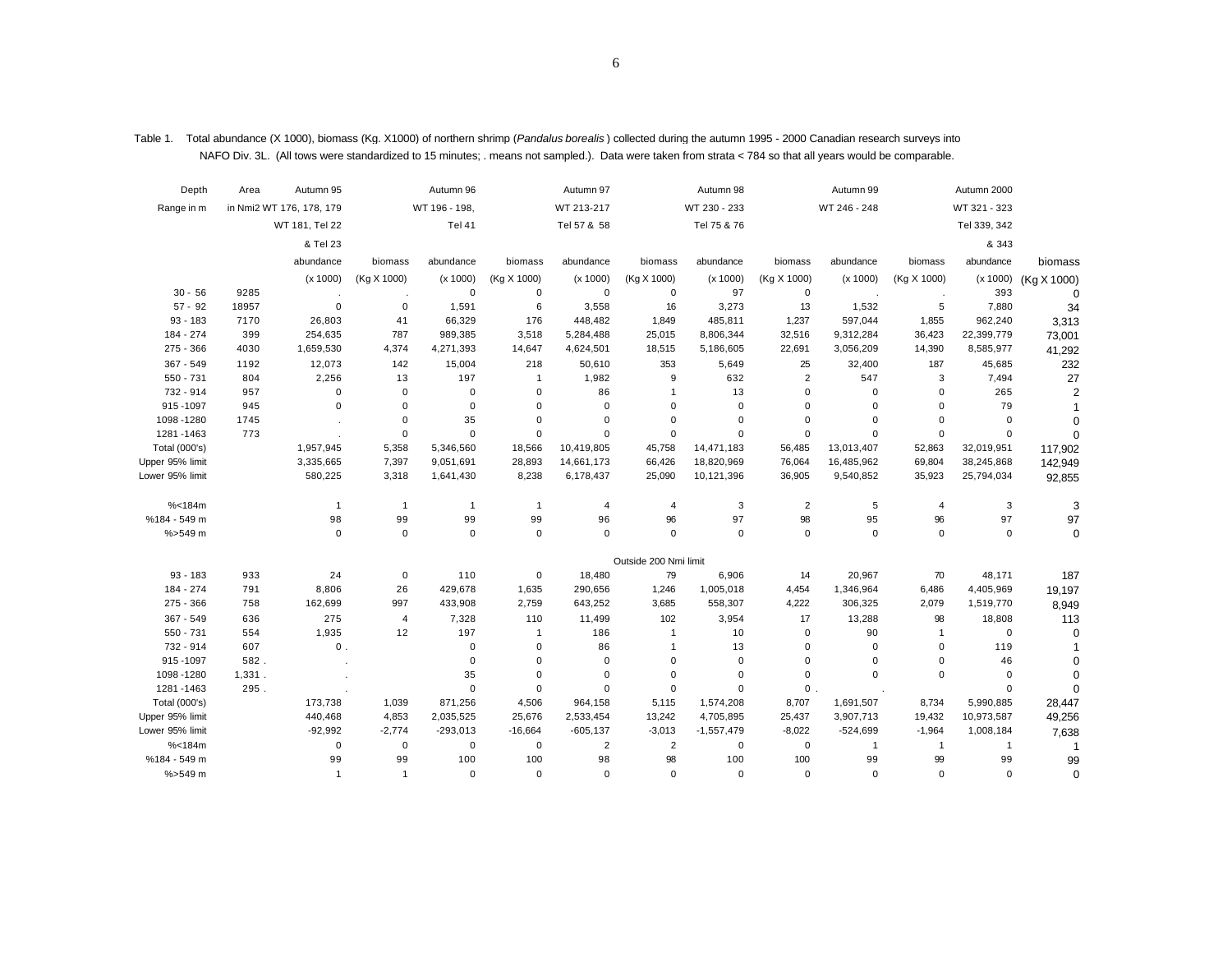Table 1. Total abundance (X 1000), biomass (Kg. X1000) of northern shrimp (*Pandalus borealis* ) collected during the autumn 1995 - 2000 Canadian research surveys into NAFO Div. 3L. (All tows were standardized to 15 minutes; . means not sampled.). Data were taken from strata < 784 so that all years would be comparable.

| Depth Range in m | Area in Nmi2 | Autumn 95 WT 176, 178, 179 WT 181, Tel 22 & Tel 23 abundance (x 1000) | biomass (Kg X 1000) | Autumn 96 WT 196 - 198, Tel 41 abundance (x 1000) | biomass (Kg X 1000) | Autumn 97 WT 213-217 Tel 57 & 58 abundance (x 1000) | biomass (Kg X 1000) | Autumn 98 WT 230 - 233 Tel 75 & 76 abundance (x 1000) | biomass (Kg X 1000) | Autumn 99 WT 246 - 248 abundance (x 1000) | biomass (Kg X 1000) | Autumn 2000 WT 321 - 323 Tel 339, 342 & 343 abundance (x 1000) | biomass (Kg X 1000) |
|---|---|---|---|---|---|---|---|---|---|---|---|---|---|
| 30 - 56 | 9285 | . | . | 0 | 0 | 0 | 0 | 97 | 0 | . | . | 393 | 0 |
| 57 - 92 | 18957 | 0 | 0 | 1,591 | 6 | 3,558 | 16 | 3,273 | 13 | 1,532 | 5 | 7,880 | 34 |
| 93 - 183 | 7170 | 26,803 | 41 | 66,329 | 176 | 448,482 | 1,849 | 485,811 | 1,237 | 597,044 | 1,855 | 962,240 | 3,313 |
| 184 - 274 | 399 | 254,635 | 787 | 989,385 | 3,518 | 5,284,488 | 25,015 | 8,806,344 | 32,516 | 9,312,284 | 36,423 | 22,399,779 | 73,001 |
| 275 - 366 | 4030 | 1,659,530 | 4,374 | 4,271,393 | 14,647 | 4,624,501 | 18,515 | 5,186,605 | 22,691 | 3,056,209 | 14,390 | 8,585,977 | 41,292 |
| 367 - 549 | 1192 | 12,073 | 142 | 15,004 | 218 | 50,610 | 353 | 5,649 | 25 | 32,400 | 187 | 45,685 | 232 |
| 550 - 731 | 804 | 2,256 | 13 | 197 | 1 | 1,982 | 9 | 632 | 2 | 547 | 3 | 7,494 | 27 |
| 732 - 914 | 957 | 0 | 0 | 0 | 0 | 86 | 1 | 13 | 0 | 0 | 0 | 265 | 2 |
| 915 -1097 | 945 | 0 | 0 | 0 | 0 | 0 | 0 | 0 | 0 | 0 | 0 | 79 | 1 |
| 1098 -1280 | 1745 | . | 0 | 35 | 0 | 0 | 0 | 0 | 0 | 0 | 0 | 0 | 0 |
| 1281 -1463 | 773 | . | 0 | 0 | 0 | 0 | 0 | 0 | 0 | 0 | 0 | 0 | 0 |
| Total (000's) | | 1,957,945 | 5,358 | 5,346,560 | 18,566 | 10,419,805 | 45,758 | 14,471,183 | 56,485 | 13,013,407 | 52,863 | 32,019,951 | 117,902 |
| Upper 95% limit | | 3,335,665 | 7,397 | 9,051,691 | 28,893 | 14,661,173 | 66,426 | 18,820,969 | 76,064 | 16,485,962 | 69,804 | 38,245,868 | 142,949 |
| Lower 95% limit | | 580,225 | 3,318 | 1,641,430 | 8,238 | 6,178,437 | 25,090 | 10,121,396 | 36,905 | 9,540,852 | 35,923 | 25,794,034 | 92,855 |
| %<184m | | 1 | 1 | 1 | 1 | 4 | 4 | 3 | 2 | 5 | 4 | 3 | 3 |
| %184 - 549 m | | 98 | 99 | 99 | 99 | 96 | 96 | 97 | 98 | 95 | 96 | 97 | 97 |
| %>549 m | | 0 | 0 | 0 | 0 | 0 | 0 | 0 | 0 | 0 | 0 | 0 | 0 |
| Outside 200 Nmi limit | | | | | | | | | | | | | |
| 93 - 183 | 933 | 24 | 0 | 110 | 0 | 18,480 | 79 | 6,906 | 14 | 20,967 | 70 | 48,171 | 187 |
| 184 - 274 | 791 | 8,806 | 26 | 429,678 | 1,635 | 290,656 | 1,246 | 1,005,018 | 4,454 | 1,346,964 | 6,486 | 4,405,969 | 19,197 |
| 275 - 366 | 758 | 162,699 | 997 | 433,908 | 2,759 | 643,252 | 3,685 | 558,307 | 4,222 | 306,325 | 2,079 | 1,519,770 | 8,949 |
| 367 - 549 | 636 | 275 | 4 | 7,328 | 110 | 11,499 | 102 | 3,954 | 17 | 13,288 | 98 | 18,808 | 113 |
| 550 - 731 | 554 | 1,935 | 12 | 197 | 1 | 186 | 1 | 10 | 0 | 90 | 1 | 0 | 0 |
| 732 - 914 | 607 | 0 | . | 0 | 0 | 86 | 1 | 13 | 0 | 0 | 0 | 119 | 1 |
| 915 -1097 | 582 | . | . | 0 | 0 | 0 | 0 | 0 | 0 | 0 | 0 | 46 | 0 |
| 1098 -1280 | 1,331 | . | . | 35 | 0 | 0 | 0 | 0 | 0 | 0 | 0 | 0 | 0 |
| 1281 -1463 | 295 | . | . | 0 | 0 | 0 | 0 | 0 | 0 | . | . | 0 | 0 |
| Total (000's) | | 173,738 | 1,039 | 871,256 | 4,506 | 964,158 | 5,115 | 1,574,208 | 8,707 | 1,691,507 | 8,734 | 5,990,885 | 28,447 |
| Upper 95% limit | | 440,468 | 4,853 | 2,035,525 | 25,676 | 2,533,454 | 13,242 | 4,705,895 | 25,437 | 3,907,713 | 19,432 | 10,973,587 | 49,256 |
| Lower 95% limit | | -92,992 | -2,774 | -293,013 | -16,664 | -605,137 | -3,013 | -1,557,479 | -8,022 | -524,699 | -1,964 | 1,008,184 | 7,638 |
| %<184m | | 0 | 0 | 0 | 0 | 2 | 2 | 0 | 0 | 1 | 1 | 1 | 1 |
| %184 - 549 m | | 99 | 99 | 100 | 100 | 98 | 98 | 100 | 100 | 99 | 99 | 99 | 99 |
| %>549 m | | 1 | 1 | 0 | 0 | 0 | 0 | 0 | 0 | 0 | 0 | 0 | 0 |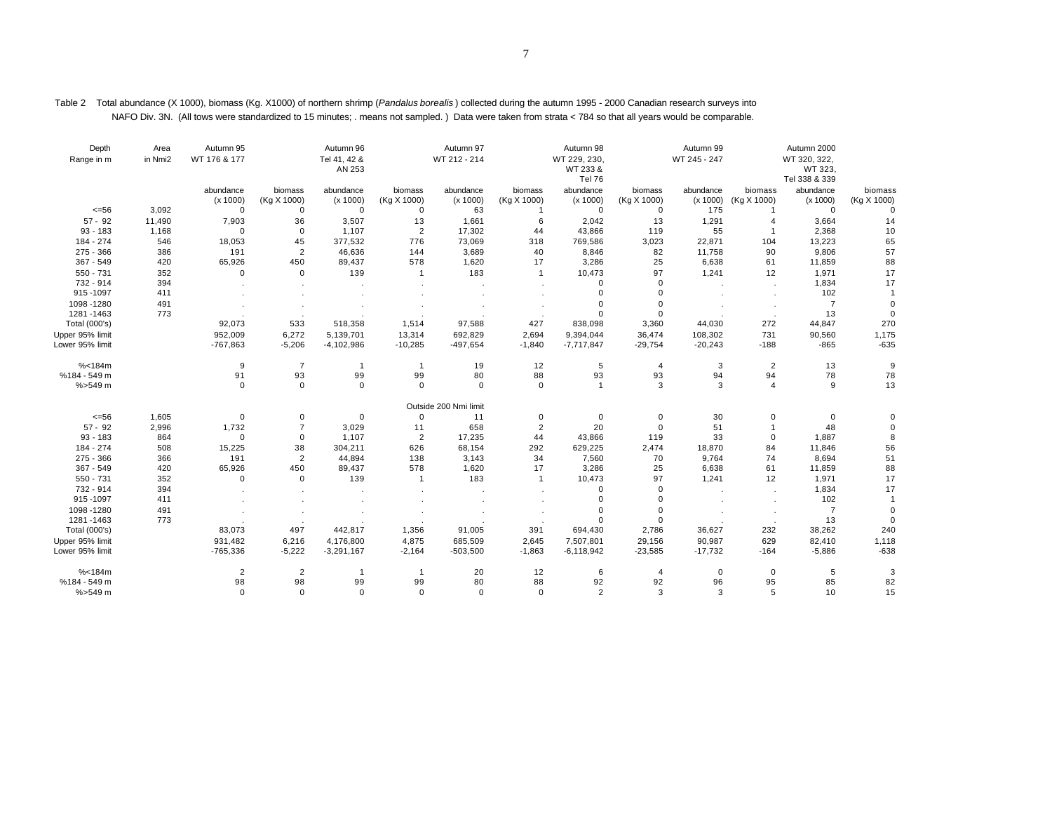Table 2 Total abundance (X 1000), biomass (Kg. X1000) of northern shrimp (*Pandalus borealis*) collected during the autumn 1995 - 2000 Canadian research surveys into NAFO Div. 3N. (All tows were standardized to 15 minutes; . means not sampled. ) Data were taken from strata < 784 so that all years would be comparable.

| Depth Range in m | Area in Nmi2 | Autumn 95 WT 176 & 177 | | Autumn 96 Tel 41, 42 & AN 253 | | Autumn 97 WT 212 - 214 | | Autumn 98 WT 229, 230, WT 233 & Tel 76 | | Autumn 99 WT 245 - 247 | | Autumn 2000 WT 320, 322, WT 323, Tel 338 & 339 | |
|---|---|---|---|---|---|---|---|---|---|---|---|---|---|
| | | abundance (x 1000) | biomass (Kg X 1000) | abundance (x 1000) | biomass (Kg X 1000) | abundance (x 1000) | biomass (Kg X 1000) | abundance (x 1000) | biomass (Kg X 1000) | abundance (x 1000) | biomass (Kg X 1000) | abundance (x 1000) | biomass (Kg X 1000) |
| <=56 | 3,092 | 0 | 0 | 0 | 0 | 63 | 1 | 0 | 0 | 175 | 1 | 0 | 0 |
| 57 - 92 | 11,490 | 7,903 | 36 | 3,507 | 13 | 1,661 | 6 | 2,042 | 13 | 1,291 | 4 | 3,664 | 14 |
| 93 - 183 | 1,168 | 0 | 0 | 1,107 | 2 | 17,302 | 44 | 43,866 | 119 | 55 | 1 | 2,368 | 10 |
| 184 - 274 | 546 | 18,053 | 45 | 377,532 | 776 | 73,069 | 318 | 769,586 | 3,023 | 22,871 | 104 | 13,223 | 65 |
| 275 - 366 | 386 | 191 | 2 | 46,636 | 144 | 3,689 | 40 | 8,846 | 82 | 11,758 | 90 | 9,806 | 57 |
| 367 - 549 | 420 | 65,926 | 450 | 89,437 | 578 | 1,620 | 17 | 3,286 | 25 | 6,638 | 61 | 11,859 | 88 |
| 550 - 731 | 352 | 0 | 0 | 139 | 1 | 183 | 1 | 10,473 | 97 | 1,241 | 12 | 1,971 | 17 |
| 732 - 914 | 394 | . | . | . | . | . | . | 0 | 0 | . | . | 1,834 | 17 |
| 915 -1097 | 411 | . | . | . | . | . | . | 0 | 0 | . | . | 102 | 1 |
| 1098 -1280 | 491 | . | . | . | . | . | . | 0 | 0 | . | . | 7 | 0 |
| 1281 -1463 | 773 | . | . | . | . | . | . | 0 | 0 | . | . | 13 | 0 |
| Total (000's) | | 92,073 | 533 | 518,358 | 1,514 | 97,588 | 427 | 838,098 | 3,360 | 44,030 | 272 | 44,847 | 270 |
| Upper 95% limit | | 952,009 | 6,272 | 5,139,701 | 13,314 | 692,829 | 2,694 | 9,394,044 | 36,474 | 108,302 | 731 | 90,560 | 1,175 |
| Lower 95% limit | | -767,863 | -5,206 | -4,102,986 | -10,285 | -497,654 | -1,840 | -7,717,847 | -29,754 | -20,243 | -188 | -865 | -635 |
| %<184m | | 9 | 7 | 1 | 1 | 19 | 12 | 5 | 4 | 3 | 2 | 13 | 9 |
| %184 - 549 m | | 91 | 93 | 99 | 99 | 80 | 88 | 93 | 93 | 94 | 94 | 78 | 78 |
| %>549 m | | 0 | 0 | 0 | 0 | 0 | 0 | 1 | 3 | 3 | 4 | 9 | 13 |
| | | | | | | Outside 200 Nmi limit | | | | | | | |
| <=56 | 1,605 | 0 | 0 | 0 | 0 | 11 | 0 | 0 | 0 | 30 | 0 | 0 | 0 |
| 57 - 92 | 2,996 | 1,732 | 7 | 3,029 | 11 | 658 | 2 | 20 | 0 | 51 | 1 | 48 | 0 |
| 93 - 183 | 864 | 0 | 0 | 1,107 | 2 | 17,235 | 44 | 43,866 | 119 | 33 | 0 | 1,887 | 8 |
| 184 - 274 | 508 | 15,225 | 38 | 304,211 | 626 | 68,154 | 292 | 629,225 | 2,474 | 18,870 | 84 | 11,846 | 56 |
| 275 - 366 | 366 | 191 | 2 | 44,894 | 138 | 3,143 | 34 | 7,560 | 70 | 9,764 | 74 | 8,694 | 51 |
| 367 - 549 | 420 | 65,926 | 450 | 89,437 | 578 | 1,620 | 17 | 3,286 | 25 | 6,638 | 61 | 11,859 | 88 |
| 550 - 731 | 352 | 0 | 0 | 139 | 1 | 183 | 1 | 10,473 | 97 | 1,241 | 12 | 1,971 | 17 |
| 732 - 914 | 394 | . | . | . | . | . | . | 0 | 0 | . | . | 1,834 | 17 |
| 915 -1097 | 411 | . | . | . | . | . | . | 0 | 0 | . | . | 102 | 1 |
| 1098 -1280 | 491 | . | . | . | . | . | . | 0 | 0 | . | . | 7 | 0 |
| 1281 -1463 | 773 | . | . | . | . | . | . | 0 | 0 | . | . | 13 | 0 |
| Total (000's) | | 83,073 | 497 | 442,817 | 1,356 | 91,005 | 391 | 694,430 | 2,786 | 36,627 | 232 | 38,262 | 240 |
| Upper 95% limit | | 931,482 | 6,216 | 4,176,800 | 4,875 | 685,509 | 2,645 | 7,507,801 | 29,156 | 90,987 | 629 | 82,410 | 1,118 |
| Lower 95% limit | | -765,336 | -5,222 | -3,291,167 | -2,164 | -503,500 | -1,863 | -6,118,942 | -23,585 | -17,732 | -164 | -5,886 | -638 |
| %<184m | | 2 | 2 | 1 | 1 | 20 | 12 | 6 | 4 | 0 | 0 | 5 | 3 |
| %184 - 549 m | | 98 | 98 | 99 | 99 | 80 | 88 | 92 | 92 | 96 | 95 | 85 | 82 |
| %>549 m | | 0 | 0 | 0 | 0 | 0 | 0 | 2 | 3 | 3 | 5 | 10 | 15 |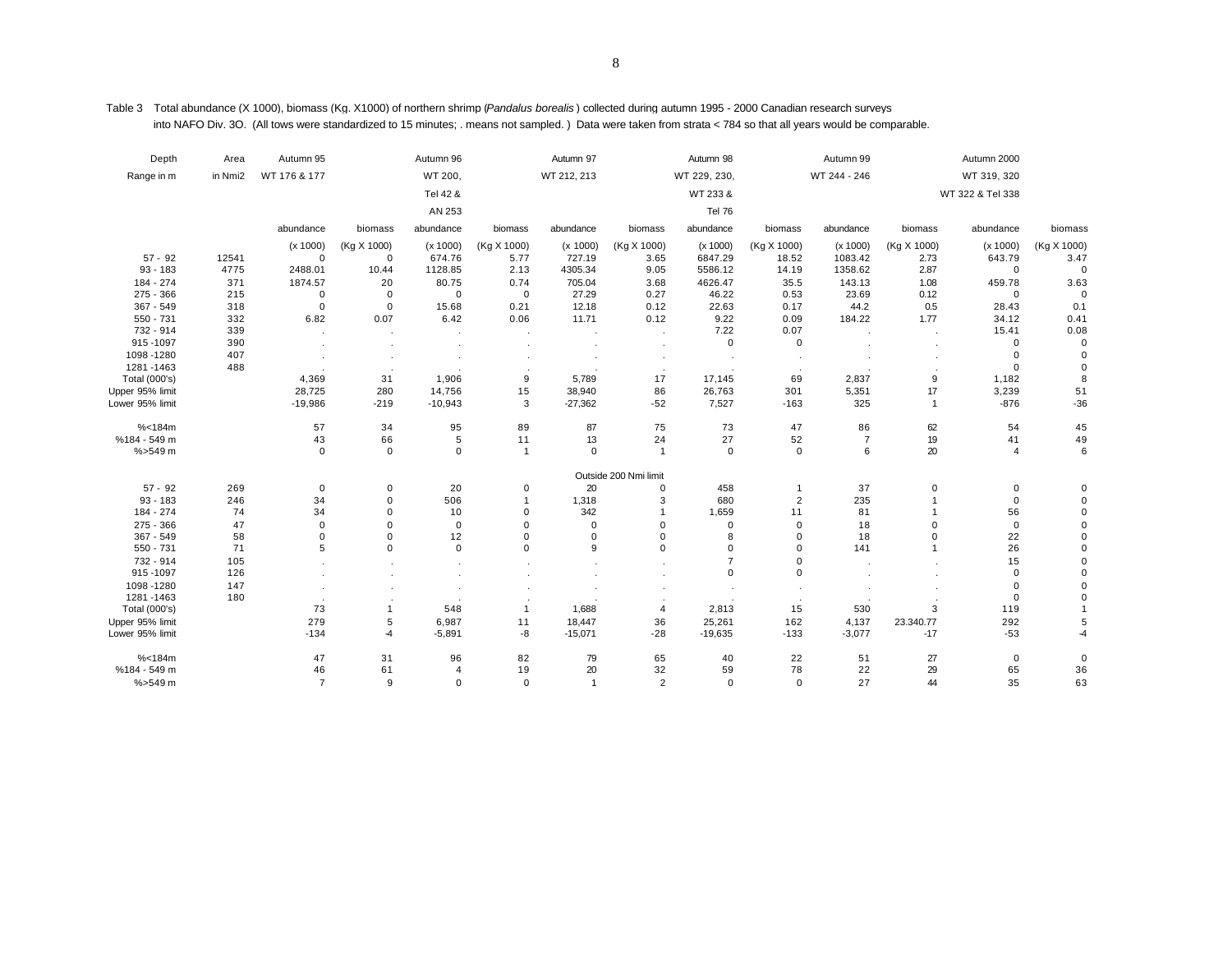Table 3 Total abundance (X 1000), biomass (Kg. X1000) of northern shrimp (*Pandalus borealis*) collected during autumn 1995 - 2000 Canadian research surveys into NAFO Div. 3O. (All tows were standardized to 15 minutes; . means not sampled. ) Data were taken from strata < 784 so that all years would be comparable.

| Depth | Area | Autumn 95 | | Autumn 96 | | Autumn 97 | | Autumn 98 | | Autumn 99 | | Autumn 2000 | |
|---|---|---|---|---|---|---|---|---|---|---|---|---|---|
| Range in m | in Nmi2 | WT 176 & 177 | | WT 200, | | WT 212, 213 | | WT 229, 230, | | WT 244 - 246 | | WT 319, 320 | |
| | | | | Tel 42 & | | | | WT 233 & | | | | WT 322 & Tel 338 | |
| | | | | AN 253 | | | | Tel 76 | | | | | |
| | | abundance | biomass | abundance | biomass | abundance | biomass | abundance | biomass | abundance | biomass | abundance | biomass |
| | | (x 1000) | (Kg X 1000) | (x 1000) | (Kg X 1000) | (x 1000) | (Kg X 1000) | (x 1000) | (Kg X 1000) | (x 1000) | (Kg X 1000) | (x 1000) | (Kg X 1000) |
| 57 - 92 | 12541 | 0 | 0 | 674.76 | 5.77 | 727.19 | 3.65 | 6847.29 | 18.52 | 1083.42 | 2.73 | 643.79 | 3.47 |
| 93 - 183 | 4775 | 2488.01 | 10.44 | 1128.85 | 2.13 | 4305.34 | 9.05 | 5586.12 | 14.19 | 1358.62 | 2.87 | 0 | 0 |
| 184 - 274 | 371 | 1874.57 | 20 | 80.75 | 0.74 | 705.04 | 3.68 | 4626.47 | 35.5 | 143.13 | 1.08 | 459.78 | 3.63 |
| 275 - 366 | 215 | 0 | 0 | 0 | 0 | 27.29 | 0.27 | 46.22 | 0.53 | 23.69 | 0.12 | 0 | 0 |
| 367 - 549 | 318 | 0 | 0 | 15.68 | 0.21 | 12.18 | 0.12 | 22.63 | 0.17 | 44.2 | 0.5 | 28.43 | 0.1 |
| 550 - 731 | 332 | 6.82 | 0.07 | 6.42 | 0.06 | 11.71 | 0.12 | 9.22 | 0.09 | 184.22 | 1.77 | 34.12 | 0.41 |
| 732 - 914 | 339 | . | . | . | . | . | . | 7.22 | 0.07 | . | . | 15.41 | 0.08 |
| 915 -1097 | 390 | . | . | . | . | . | . | 0 | 0 | . | . | 0 | 0 |
| 1098 -1280 | 407 | . | . | . | . | . | . | . | . | . | . | 0 | 0 |
| 1281 -1463 | 488 | . | . | . | . | . | . | . | . | . | . | 0 | 0 |
| Total (000's) | | 4,369 | 31 | 1,906 | 9 | 5,789 | 17 | 17,145 | 69 | 2,837 | 9 | 1,182 | 8 |
| Upper 95% limit | | 28,725 | 280 | 14,756 | 15 | 38,940 | 86 | 26,763 | 301 | 5,351 | 17 | 3,239 | 51 |
| Lower 95% limit | | -19,986 | -219 | -10,943 | 3 | -27,362 | -52 | 7,527 | -163 | 325 | 1 | -876 | -36 |
| | | | | | | | | | | | | | |
| %<184m | | 57 | 34 | 95 | 89 | 87 | 75 | 73 | 47 | 86 | 62 | 54 | 45 |
| %184 - 549 m | | 43 | 66 | 5 | 11 | 13 | 24 | 27 | 52 | 7 | 19 | 41 | 49 |
| %>549 m | | 0 | 0 | 0 | 1 | 0 | 1 | 0 | 0 | 6 | 20 | 4 | 6 |
| | | | | | | Outside 200 Nmi limit | | | | | | | |
| 57 - 92 | 269 | 0 | 0 | 20 | 0 | 20 | 0 | 458 | 1 | 37 | 0 | 0 | 0 |
| 93 - 183 | 246 | 34 | 0 | 506 | 1 | 1,318 | 3 | 680 | 2 | 235 | 1 | 0 | 0 |
| 184 - 274 | 74 | 34 | 0 | 10 | 0 | 342 | 1 | 1,659 | 11 | 81 | 1 | 56 | 0 |
| 275 - 366 | 47 | 0 | 0 | 0 | 0 | 0 | 0 | 0 | 0 | 18 | 0 | 0 | 0 |
| 367 - 549 | 58 | 0 | 0 | 12 | 0 | 0 | 0 | 8 | 0 | 18 | 0 | 22 | 0 |
| 550 - 731 | 71 | 5 | 0 | 0 | 0 | 9 | 0 | 0 | 0 | 141 | 1 | 26 | 0 |
| 732 - 914 | 105 | . | . | . | . | . | . | 7 | 0 | . | . | 15 | 0 |
| 915 -1097 | 126 | . | . | . | . | . | . | 0 | 0 | . | . | 0 | 0 |
| 1098 -1280 | 147 | . | . | . | . | . | . | . | . | . | . | 0 | 0 |
| 1281 -1463 | 180 | . | . | . | . | . | . | . | . | . | . | 0 | 0 |
| Total (000's) | | 73 | 1 | 548 | 1 | 1,688 | 4 | 2,813 | 15 | 530 | 3 | 119 | 1 |
| Upper 95% limit | | 279 | 5 | 6,987 | 11 | 18,447 | 36 | 25,261 | 162 | 4,137 | 23.340.77 | 292 | 5 |
| Lower 95% limit | | -134 | -4 | -5,891 | -8 | -15,071 | -28 | -19,635 | -133 | -3,077 | -17 | -53 | -4 |
| | | | | | | | | | | | | | |
| %<184m | | 47 | 31 | 96 | 82 | 79 | 65 | 40 | 22 | 51 | 27 | 0 | 0 |
| %184 - 549 m | | 46 | 61 | 4 | 19 | 20 | 32 | 59 | 78 | 22 | 29 | 65 | 36 |
| %>549 m | | 7 | 9 | 0 | 0 | 1 | 2 | 0 | 0 | 27 | 44 | 35 | 63 |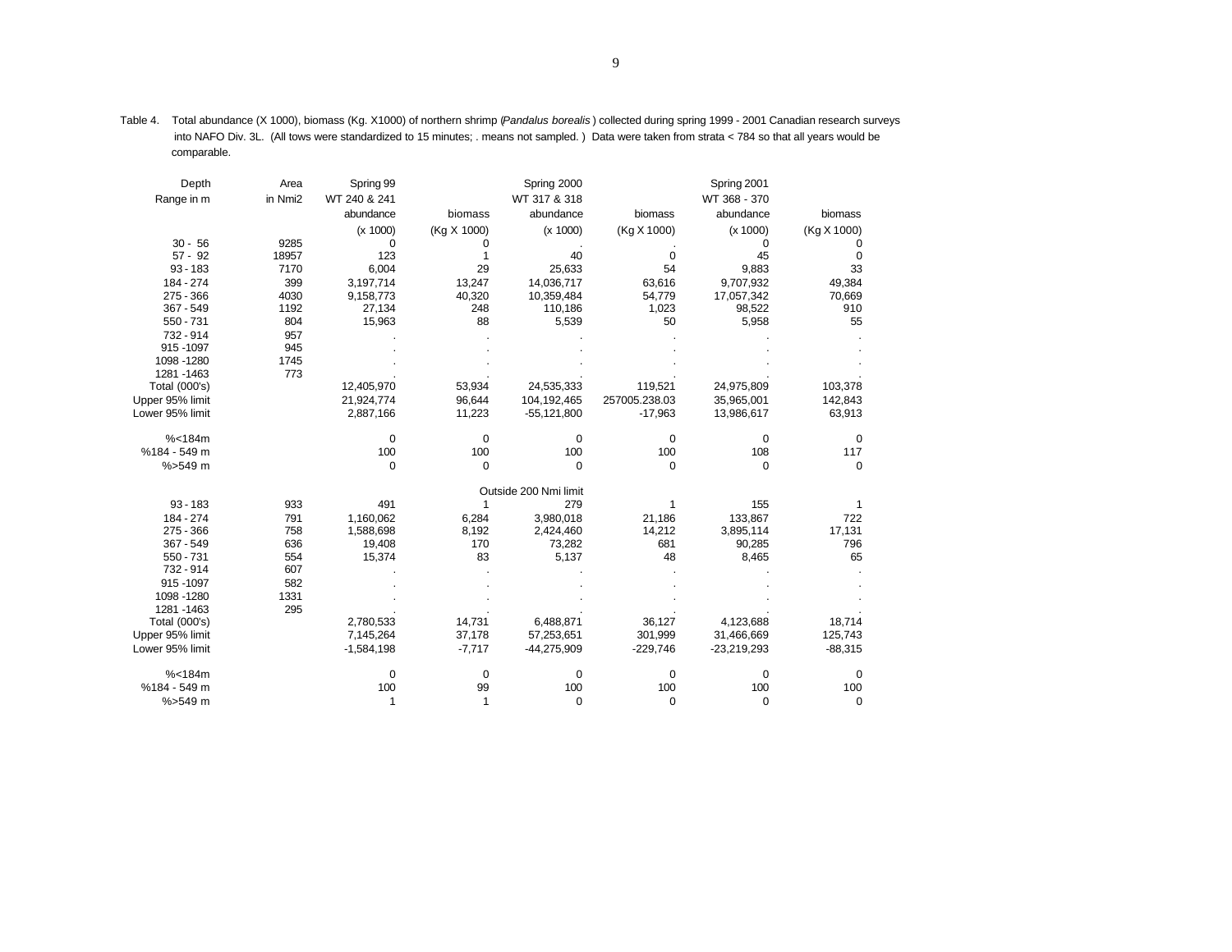Table 4. Total abundance (X 1000), biomass (Kg. X1000) of northern shrimp (*Pandalus borealis*) collected during spring 1999 - 2001 Canadian research surveys into NAFO Div. 3L. (All tows were standardized to 15 minutes; . means not sampled. ) Data were taken from strata < 784 so that all years would be comparable.

| Depth | Area | Spring 99 | | Spring 2000 | | Spring 2001 | |
|---|---|---|---|---|---|---|---|
| Range in m | in Nmi2 | WT 240 & 241 | | WT 317 & 318 | | WT 368 - 370 | |
| | | abundance | biomass | abundance | biomass | abundance | biomass |
| | | (x 1000) | (Kg X 1000) | (x 1000) | (Kg X 1000) | (x 1000) | (Kg X 1000) |
| 30 - 56 | 9285 | 0 | 0 | . | . | 0 | 0 |
| 57 - 92 | 18957 | 123 | 1 | 40 | 0 | 45 | 0 |
| 93 - 183 | 7170 | 6,004 | 29 | 25,633 | 54 | 9,883 | 33 |
| 184 - 274 | 399 | 3,197,714 | 13,247 | 14,036,717 | 63,616 | 9,707,932 | 49,384 |
| 275 - 366 | 4030 | 9,158,773 | 40,320 | 10,359,484 | 54,779 | 17,057,342 | 70,669 |
| 367 - 549 | 1192 | 27,134 | 248 | 110,186 | 1,023 | 98,522 | 910 |
| 550 - 731 | 804 | 15,963 | 88 | 5,539 | 50 | 5,958 | 55 |
| 732 - 914 | 957 | . | . | . | . | . | . |
| 915 -1097 | 945 | . | . | . | . | . | . |
| 1098 -1280 | 1745 | . | . | . | . | . | . |
| 1281 -1463 | 773 | . | . | . | . | . | . |
| Total (000's) | | 12,405,970 | 53,934 | 24,535,333 | 119,521 | 24,975,809 | 103,378 |
| Upper 95% limit | | 21,924,774 | 96,644 | 104,192,465 | 257005.238.03 | 35,965,001 | 142,843 |
| Lower 95% limit | | 2,887,166 | 11,223 | -55,121,800 | -17,963 | 13,986,617 | 63,913 |
| %<184m | | 0 | 0 | 0 | 0 | 0 | 0 |
| %184 - 549 m | | 100 | 100 | 100 | 100 | 108 | 117 |
| %>549 m | | 0 | 0 | 0 | 0 | 0 | 0 |
| | | | | Outside 200 Nmi limit | | | |
| 93 - 183 | 933 | 491 | 1 | 279 | 1 | 155 | 1 |
| 184 - 274 | 791 | 1,160,062 | 6,284 | 3,980,018 | 21,186 | 133,867 | 722 |
| 275 - 366 | 758 | 1,588,698 | 8,192 | 2,424,460 | 14,212 | 3,895,114 | 17,131 |
| 367 - 549 | 636 | 19,408 | 170 | 73,282 | 681 | 90,285 | 796 |
| 550 - 731 | 554 | 15,374 | 83 | 5,137 | 48 | 8,465 | 65 |
| 732 - 914 | 607 | . | . | . | . | . | . |
| 915 -1097 | 582 | . | . | . | . | . | . |
| 1098 -1280 | 1331 | . | . | . | . | . | . |
| 1281 -1463 | 295 | . | . | . | . | . | . |
| Total (000's) | | 2,780,533 | 14,731 | 6,488,871 | 36,127 | 4,123,688 | 18,714 |
| Upper 95% limit | | 7,145,264 | 37,178 | 57,253,651 | 301,999 | 31,466,669 | 125,743 |
| Lower 95% limit | | -1,584,198 | -7,717 | -44,275,909 | -229,746 | -23,219,293 | -88,315 |
| %<184m | | 0 | 0 | 0 | 0 | 0 | 0 |
| %184 - 549 m | | 100 | 99 | 100 | 100 | 100 | 100 |
| %>549 m | | 1 | 1 | 0 | 0 | 0 | 0 |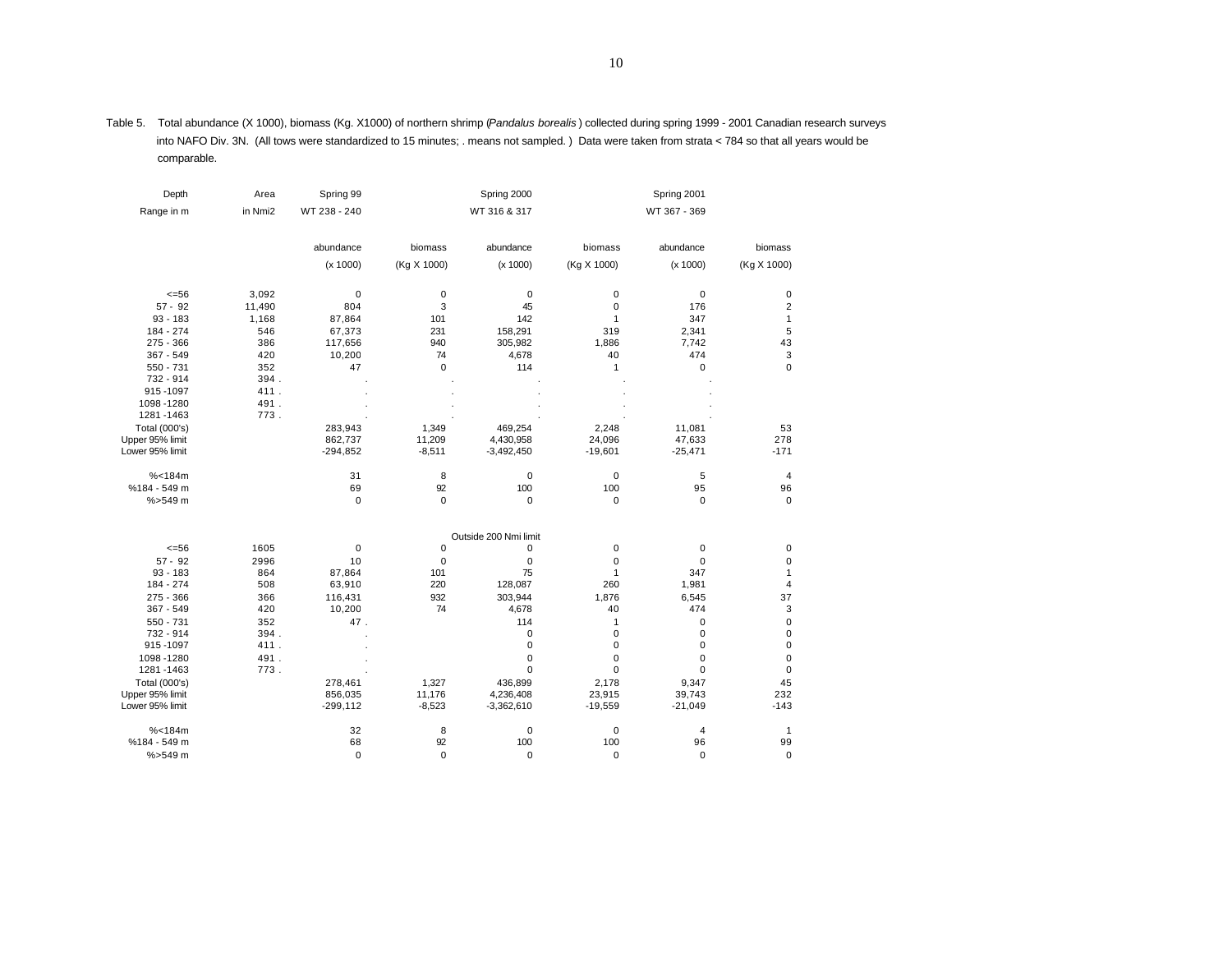Table 5. Total abundance (X 1000), biomass (Kg. X1000) of northern shrimp (*Pandalus borealis*) collected during spring 1999 - 2001 Canadian research surveys into NAFO Div. 3N. (All tows were standardized to 15 minutes; . means not sampled. ) Data were taken from strata < 784 so that all years would be comparable.

| Depth | Area | Spring 99 | | Spring 2000 | | Spring 2001 | |
|---|---|---|---|---|---|---|---|
| Range in m | in Nmi2 | WT 238 - 240 | | WT 316 & 317 | | WT 367 - 369 | |
| | | abundance | biomass | abundance | biomass | abundance | biomass |
| | | (x 1000) | (Kg X 1000) | (x 1000) | (Kg X 1000) | (x 1000) | (Kg X 1000) |
| <=56 | 3,092 | 0 | 0 | 0 | 0 | 0 | 0 |
| 57 - 92 | 11,490 | 804 | 3 | 45 | 0 | 176 | 2 |
| 93 - 183 | 1,168 | 87,864 | 101 | 142 | 1 | 347 | 1 |
| 184 - 274 | 546 | 67,373 | 231 | 158,291 | 319 | 2,341 | 5 |
| 275 - 366 | 386 | 117,656 | 940 | 305,982 | 1,886 | 7,742 | 43 |
| 367 - 549 | 420 | 10,200 | 74 | 4,678 | 40 | 474 | 3 |
| 550 - 731 | 352 | 47 | 0 | 114 | 1 | 0 | 0 |
| 732 - 914 | 394 . | . | . | . | . | . | |
| 915 -1097 | 411 . | . | . | . | . | . | |
| 1098 -1280 | 491 . | . | . | . | . | . | |
| 1281 -1463 | 773 . | . | . | . | . | . | |
| Total (000's) | | 283,943 | 1,349 | 469,254 | 2,248 | 11,081 | 53 |
| Upper 95% limit | | 862,737 | 11,209 | 4,430,958 | 24,096 | 47,633 | 278 |
| Lower 95% limit | | -294,852 | -8,511 | -3,492,450 | -19,601 | -25,471 | -171 |
| %<184m | | 31 | 8 | 0 | 0 | 5 | 4 |
| %184 - 549 m | | 69 | 92 | 100 | 100 | 95 | 96 |
| %>549 m | | 0 | 0 | 0 | 0 | 0 | 0 |
| | | | | Outside 200 Nmi limit | | | |
| <=56 | 1605 | 0 | 0 | 0 | 0 | 0 | 0 |
| 57 - 92 | 2996 | 10 | 0 | 0 | 0 | 0 | 0 |
| 93 - 183 | 864 | 87,864 | 101 | 75 | 1 | 347 | 1 |
| 184 - 274 | 508 | 63,910 | 220 | 128,087 | 260 | 1,981 | 4 |
| 275 - 366 | 366 | 116,431 | 932 | 303,944 | 1,876 | 6,545 | 37 |
| 367 - 549 | 420 | 10,200 | 74 | 4,678 | 40 | 474 | 3 |
| 550 - 731 | 352 | 47 . | | 114 | 1 | 0 | 0 |
| 732 - 914 | 394 . | . | | 0 | 0 | 0 | 0 |
| 915 -1097 | 411 . | . | | 0 | 0 | 0 | 0 |
| 1098 -1280 | 491 . | . | | 0 | 0 | 0 | 0 |
| 1281 -1463 | 773 . | . | | 0 | 0 | 0 | 0 |
| Total (000's) | | 278,461 | 1,327 | 436,899 | 2,178 | 9,347 | 45 |
| Upper 95% limit | | 856,035 | 11,176 | 4,236,408 | 23,915 | 39,743 | 232 |
| Lower 95% limit | | -299,112 | -8,523 | -3,362,610 | -19,559 | -21,049 | -143 |
| %<184m | | 32 | 8 | 0 | 0 | 4 | 1 |
| %184 - 549 m | | 68 | 92 | 100 | 100 | 96 | 99 |
| %>549 m | | 0 | 0 | 0 | 0 | 0 | 0 |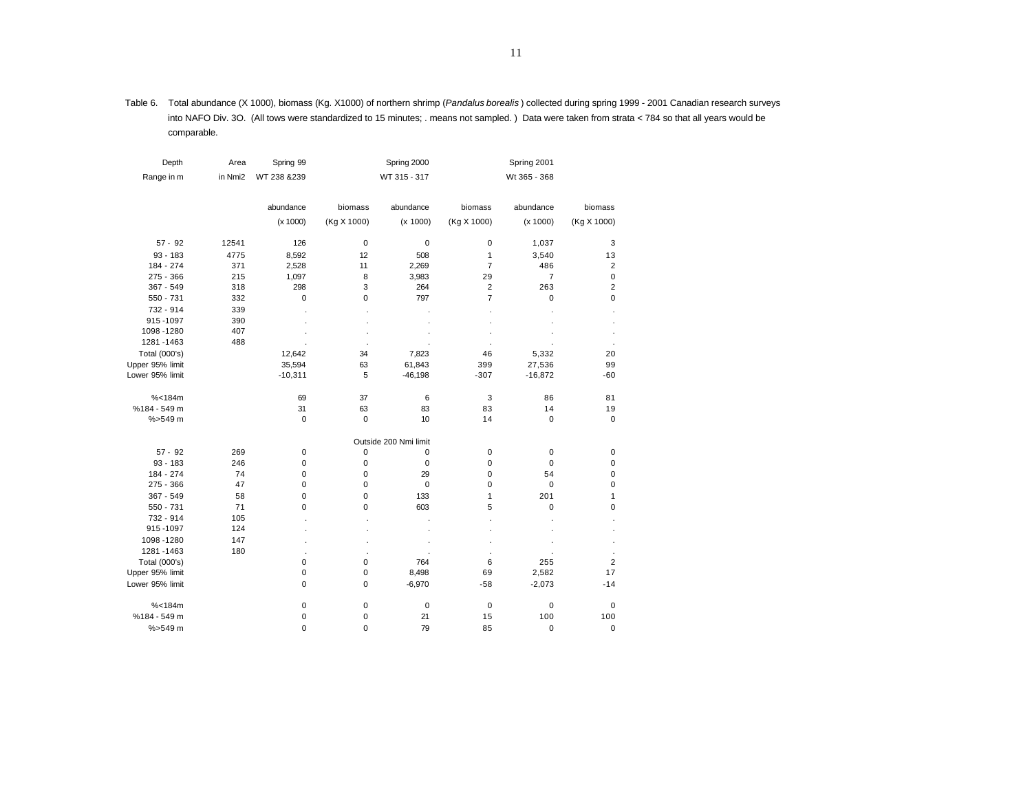Table 6. Total abundance (X 1000), biomass (Kg. X1000) of northern shrimp (*Pandalus borealis*) collected during spring 1999 - 2001 Canadian research surveys into NAFO Div. 3O. (All tows were standardized to 15 minutes; . means not sampled. ) Data were taken from strata < 784 so that all years would be comparable.

| Depth | Area | Spring 99 | | Spring 2000 | | Spring 2001 | |
|---|---|---|---|---|---|---|---|
| Range in m | in Nmi2 | WT 238 &239 | | WT 315 - 317 | | Wt 365 - 368 | |
| | | abundance | biomass | abundance | biomass | abundance | biomass |
| | | (x 1000) | (Kg X 1000) | (x 1000) | (Kg X 1000) | (x 1000) | (Kg X 1000) |
| 57 - 92 | 12541 | 126 | 0 | 0 | 0 | 1,037 | 3 |
| 93 - 183 | 4775 | 8,592 | 12 | 508 | 1 | 3,540 | 13 |
| 184 - 274 | 371 | 2,528 | 11 | 2,269 | 7 | 486 | 2 |
| 275 - 366 | 215 | 1,097 | 8 | 3,983 | 29 | 7 | 0 |
| 367 - 549 | 318 | 298 | 3 | 264 | 2 | 263 | 2 |
| 550 - 731 | 332 | 0 | 0 | 797 | 7 | 0 | 0 |
| 732 - 914 | 339 | . | . | . | . | . | . |
| 915 -1097 | 390 | . | . | . | . | . | . |
| 1098 -1280 | 407 | . | . | . | . | . | . |
| 1281 -1463 | 488 | . | . | . | . | . | . |
| Total (000's) | | 12,642 | 34 | 7,823 | 46 | 5,332 | 20 |
| Upper 95% limit | | 35,594 | 63 | 61,843 | 399 | 27,536 | 99 |
| Lower 95% limit | | -10,311 | 5 | -46,198 | -307 | -16,872 | -60 |
| %<184m | | 69 | 37 | 6 | 3 | 86 | 81 |
| %184 - 549 m | | 31 | 63 | 83 | 83 | 14 | 19 |
| %>549 m | | 0 | 0 | 10 | 14 | 0 | 0 |
| | | | | Outside 200 Nmi limit | | | |
| 57 - 92 | 269 | 0 | 0 | 0 | 0 | 0 | 0 |
| 93 - 183 | 246 | 0 | 0 | 0 | 0 | 0 | 0 |
| 184 - 274 | 74 | 0 | 0 | 29 | 0 | 54 | 0 |
| 275 - 366 | 47 | 0 | 0 | 0 | 0 | 0 | 0 |
| 367 - 549 | 58 | 0 | 0 | 133 | 1 | 201 | 1 |
| 550 - 731 | 71 | 0 | 0 | 603 | 5 | 0 | 0 |
| 732 - 914 | 105 | . | . | . | . | . | . |
| 915 -1097 | 124 | . | . | . | . | . | . |
| 1098 -1280 | 147 | . | . | . | . | . | . |
| 1281 -1463 | 180 | . | . | . | . | . | . |
| Total (000's) | | 0 | 0 | 764 | 6 | 255 | 2 |
| Upper 95% limit | | 0 | 0 | 8,498 | 69 | 2,582 | 17 |
| Lower 95% limit | | 0 | 0 | -6,970 | -58 | -2,073 | -14 |
| %<184m | | 0 | 0 | 0 | 0 | 0 | 0 |
| %184 - 549 m | | 0 | 0 | 21 | 15 | 100 | 100 |
| %>549 m | | 0 | 0 | 79 | 85 | 0 | 0 |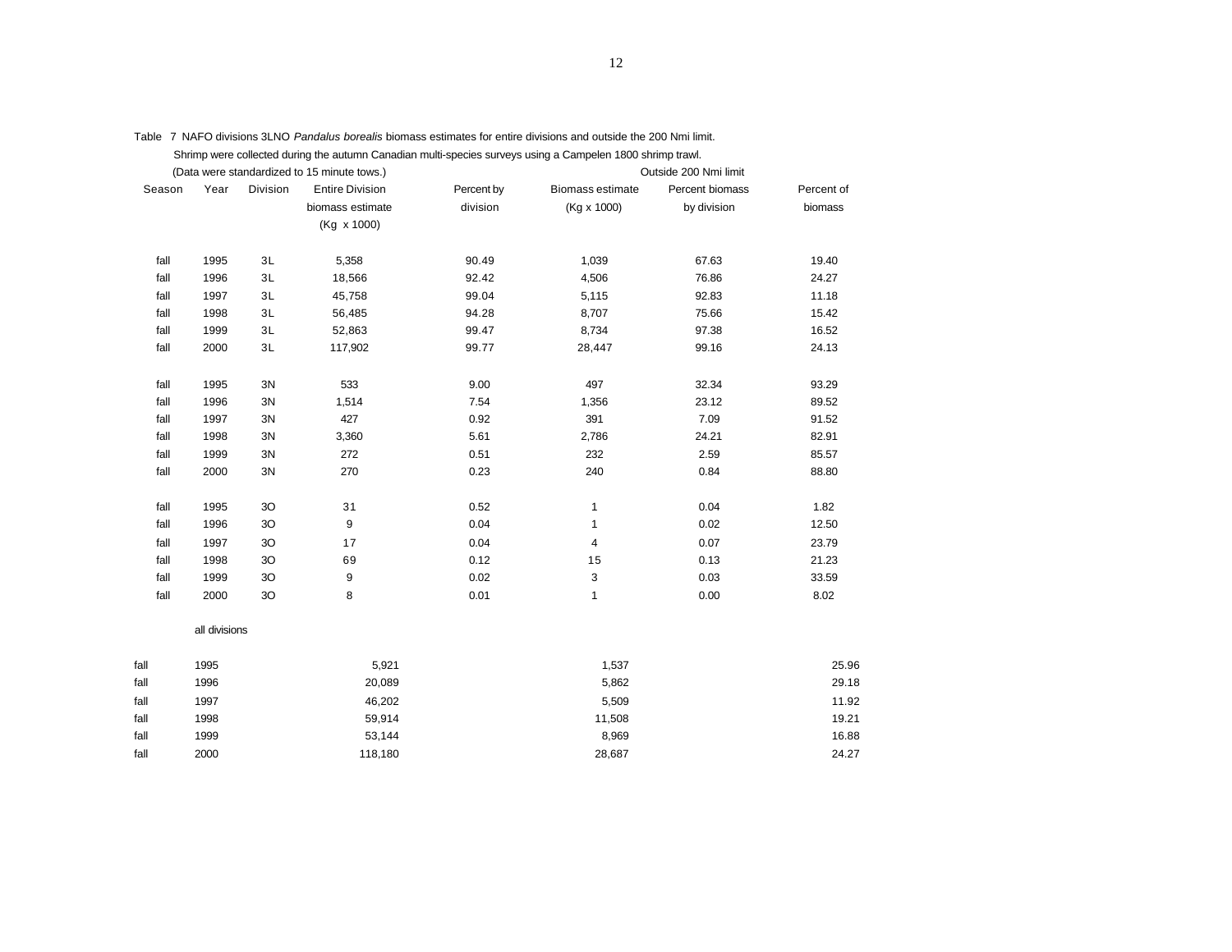Table 7 NAFO divisions 3LNO *Pandalus borealis* biomass estimates for entire divisions and outside the 200 Nmi limit.
Shrimp were collected during the autumn Canadian multi-species surveys using a Campelen 1800 shrimp trawl.
(Data were standardized to 15 minute tows.)

| | | | | | Outside 200 Nmi limit | | |
|---|---|---|---|---|---|---|---|
| Season | Year | Division | Entire Division biomass estimate (Kg x 1000) | Percent by division | Biomass estimate (Kg x 1000) | Percent biomass by division | Percent of biomass |
| fall | 1995 | 3L | 5,358 | 90.49 | 1,039 | 67.63 | 19.40 |
| fall | 1996 | 3L | 18,566 | 92.42 | 4,506 | 76.86 | 24.27 |
| fall | 1997 | 3L | 45,758 | 99.04 | 5,115 | 92.83 | 11.18 |
| fall | 1998 | 3L | 56,485 | 94.28 | 8,707 | 75.66 | 15.42 |
| fall | 1999 | 3L | 52,863 | 99.47 | 8,734 | 97.38 | 16.52 |
| fall | 2000 | 3L | 117,902 | 99.77 | 28,447 | 99.16 | 24.13 |
| fall | 1995 | 3N | 533 | 9.00 | 497 | 32.34 | 93.29 |
| fall | 1996 | 3N | 1,514 | 7.54 | 1,356 | 23.12 | 89.52 |
| fall | 1997 | 3N | 427 | 0.92 | 391 | 7.09 | 91.52 |
| fall | 1998 | 3N | 3,360 | 5.61 | 2,786 | 24.21 | 82.91 |
| fall | 1999 | 3N | 272 | 0.51 | 232 | 2.59 | 85.57 |
| fall | 2000 | 3N | 270 | 0.23 | 240 | 0.84 | 88.80 |
| fall | 1995 | 3O | 31 | 0.52 | 1 | 0.04 | 1.82 |
| fall | 1996 | 3O | 9 | 0.04 | 1 | 0.02 | 12.50 |
| fall | 1997 | 3O | 17 | 0.04 | 4 | 0.07 | 23.79 |
| fall | 1998 | 3O | 69 | 0.12 | 15 | 0.13 | 21.23 |
| fall | 1999 | 3O | 9 | 0.02 | 3 | 0.03 | 33.59 |
| fall | 2000 | 3O | 8 | 0.01 | 1 | 0.00 | 8.02 |
| | all divisions | | | | | | |
| fall | 1995 | | 5,921 | | 1,537 | | 25.96 |
| fall | 1996 | | 20,089 | | 5,862 | | 29.18 |
| fall | 1997 | | 46,202 | | 5,509 | | 11.92 |
| fall | 1998 | | 59,914 | | 11,508 | | 19.21 |
| fall | 1999 | | 53,144 | | 8,969 | | 16.88 |
| fall | 2000 | | 118,180 | | 28,687 | | 24.27 |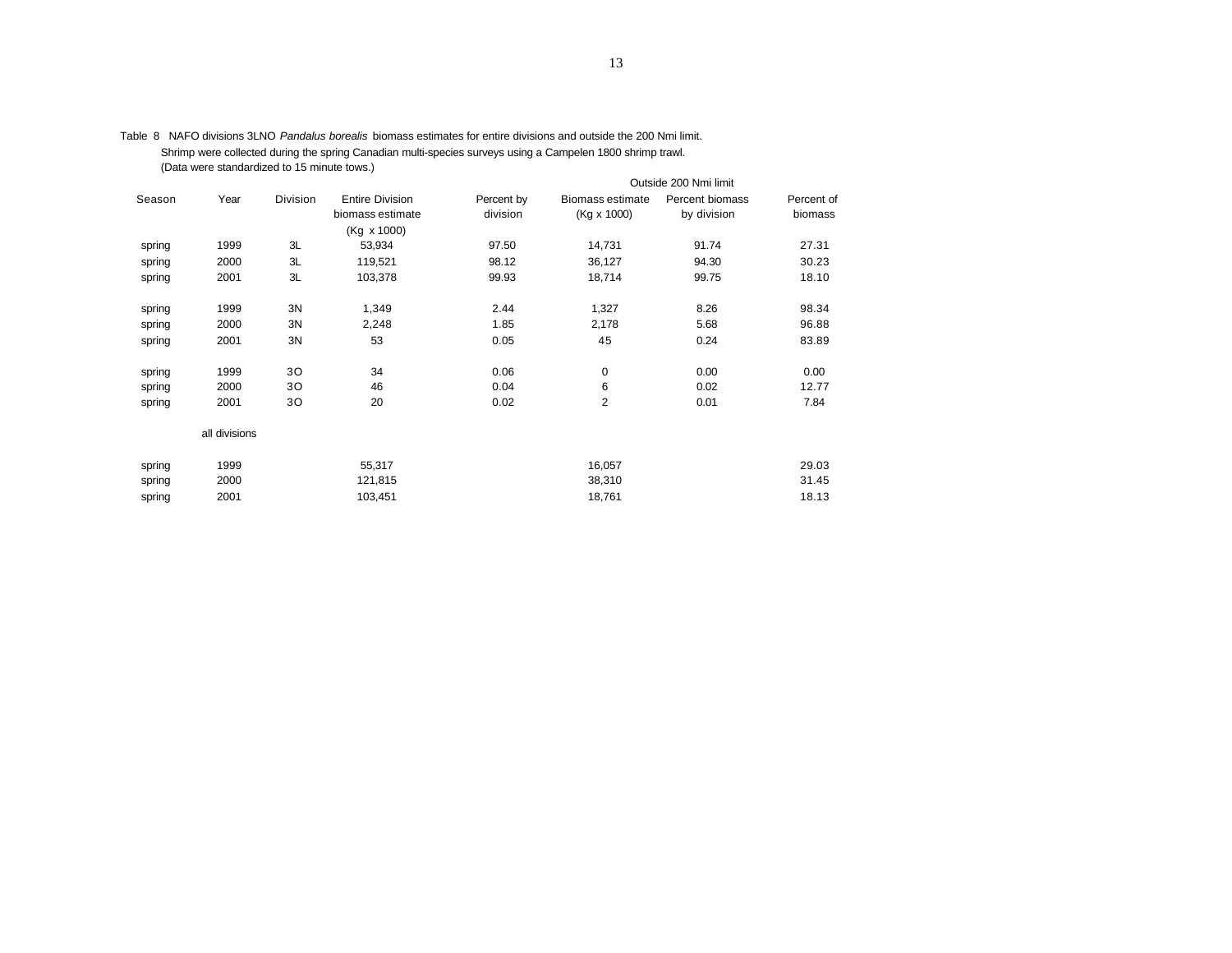Table 8 NAFO divisions 3LNO *Pandalus borealis* biomass estimates for entire divisions and outside the 200 Nmi limit. Shrimp were collected during the spring Canadian multi-species surveys using a Campelen 1800 shrimp trawl. (Data were standardized to 15 minute tows.)

| | | | | | Outside 200 Nmi limit | | |
|---|---|---|---|---|---|---|---|
| Season | Year | Division | Entire Division biomass estimate (Kg x 1000) | Percent by division | Biomass estimate (Kg x 1000) | Percent biomass by division | Percent of biomass |
| spring | 1999 | 3L | 53,934 | 97.50 | 14,731 | 91.74 | 27.31 |
| spring | 2000 | 3L | 119,521 | 98.12 | 36,127 | 94.30 | 30.23 |
| spring | 2001 | 3L | 103,378 | 99.93 | 18,714 | 99.75 | 18.10 |
| | | | | | | | |
| spring | 1999 | 3N | 1,349 | 2.44 | 1,327 | 8.26 | 98.34 |
| spring | 2000 | 3N | 2,248 | 1.85 | 2,178 | 5.68 | 96.88 |
| spring | 2001 | 3N | 53 | 0.05 | 45 | 0.24 | 83.89 |
| | | | | | | | |
| spring | 1999 | 3O | 34 | 0.06 | 0 | 0.00 | 0.00 |
| spring | 2000 | 3O | 46 | 0.04 | 6 | 0.02 | 12.77 |
| spring | 2001 | 3O | 20 | 0.02 | 2 | 0.01 | 7.84 |
| | | | | | | | |
| | all divisions | | | | | | |
| | | | | | | | |
| spring | 1999 | | 55,317 | | 16,057 | | 29.03 |
| spring | 2000 | | 121,815 | | 38,310 | | 31.45 |
| spring | 2001 | | 103,451 | | 18,761 | | 18.13 |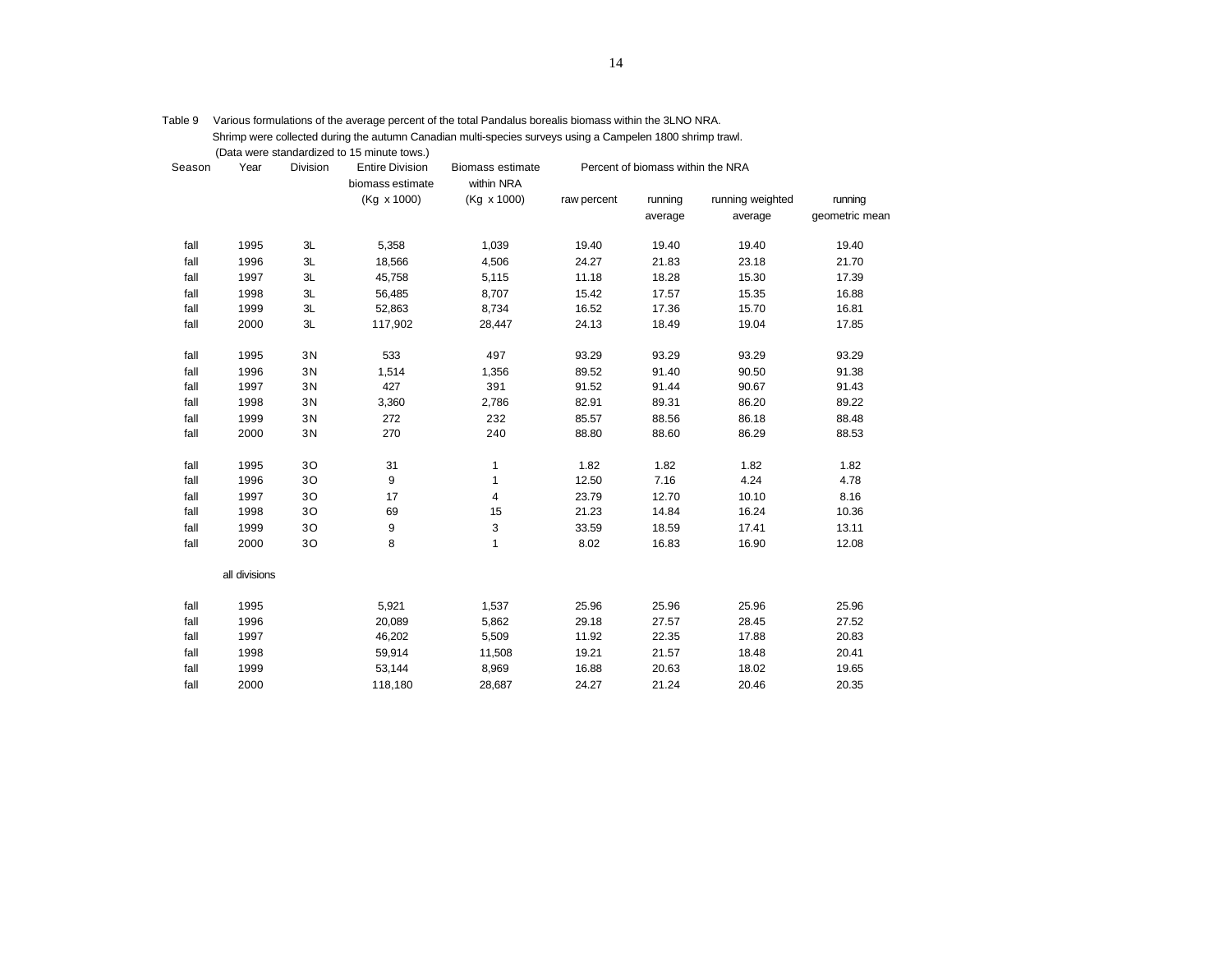Table 9 Various formulations of the average percent of the total Pandalus borealis biomass within the 3LNO NRA. Shrimp were collected during the autumn Canadian multi-species surveys using a Campelen 1800 shrimp trawl. (Data were standardized to 15 minute tows.)

| Season | Year | Division | Entire Division biomass estimate (Kg x 1000) | Biomass estimate within NRA (Kg x 1000) | Percent of biomass within the NRA | | | |
|---|---|---|---|---|---|---|---|---|
| | | | | | raw percent | running average | running weighted average | running geometric mean |
| fall | 1995 | 3L | 5,358 | 1,039 | 19.40 | 19.40 | 19.40 | 19.40 |
| fall | 1996 | 3L | 18,566 | 4,506 | 24.27 | 21.83 | 23.18 | 21.70 |
| fall | 1997 | 3L | 45,758 | 5,115 | 11.18 | 18.28 | 15.30 | 17.39 |
| fall | 1998 | 3L | 56,485 | 8,707 | 15.42 | 17.57 | 15.35 | 16.88 |
| fall | 1999 | 3L | 52,863 | 8,734 | 16.52 | 17.36 | 15.70 | 16.81 |
| fall | 2000 | 3L | 117,902 | 28,447 | 24.13 | 18.49 | 19.04 | 17.85 |
| fall | 1995 | 3N | 533 | 497 | 93.29 | 93.29 | 93.29 | 93.29 |
| fall | 1996 | 3N | 1,514 | 1,356 | 89.52 | 91.40 | 90.50 | 91.38 |
| fall | 1997 | 3N | 427 | 391 | 91.52 | 91.44 | 90.67 | 91.43 |
| fall | 1998 | 3N | 3,360 | 2,786 | 82.91 | 89.31 | 86.20 | 89.22 |
| fall | 1999 | 3N | 272 | 232 | 85.57 | 88.56 | 86.18 | 88.48 |
| fall | 2000 | 3N | 270 | 240 | 88.80 | 88.60 | 86.29 | 88.53 |
| fall | 1995 | 3O | 31 | 1 | 1.82 | 1.82 | 1.82 | 1.82 |
| fall | 1996 | 3O | 9 | 1 | 12.50 | 7.16 | 4.24 | 4.78 |
| fall | 1997 | 3O | 17 | 4 | 23.79 | 12.70 | 10.10 | 8.16 |
| fall | 1998 | 3O | 69 | 15 | 21.23 | 14.84 | 16.24 | 10.36 |
| fall | 1999 | 3O | 9 | 3 | 33.59 | 18.59 | 17.41 | 13.11 |
| fall | 2000 | 3O | 8 | 1 | 8.02 | 16.83 | 16.90 | 12.08 |
| | all divisions | | | | | | | |
| fall | 1995 | | 5,921 | 1,537 | 25.96 | 25.96 | 25.96 | 25.96 |
| fall | 1996 | | 20,089 | 5,862 | 29.18 | 27.57 | 28.45 | 27.52 |
| fall | 1997 | | 46,202 | 5,509 | 11.92 | 22.35 | 17.88 | 20.83 |
| fall | 1998 | | 59,914 | 11,508 | 19.21 | 21.57 | 18.48 | 20.41 |
| fall | 1999 | | 53,144 | 8,969 | 16.88 | 20.63 | 18.02 | 19.65 |
| fall | 2000 | | 118,180 | 28,687 | 24.27 | 21.24 | 20.46 | 20.35 |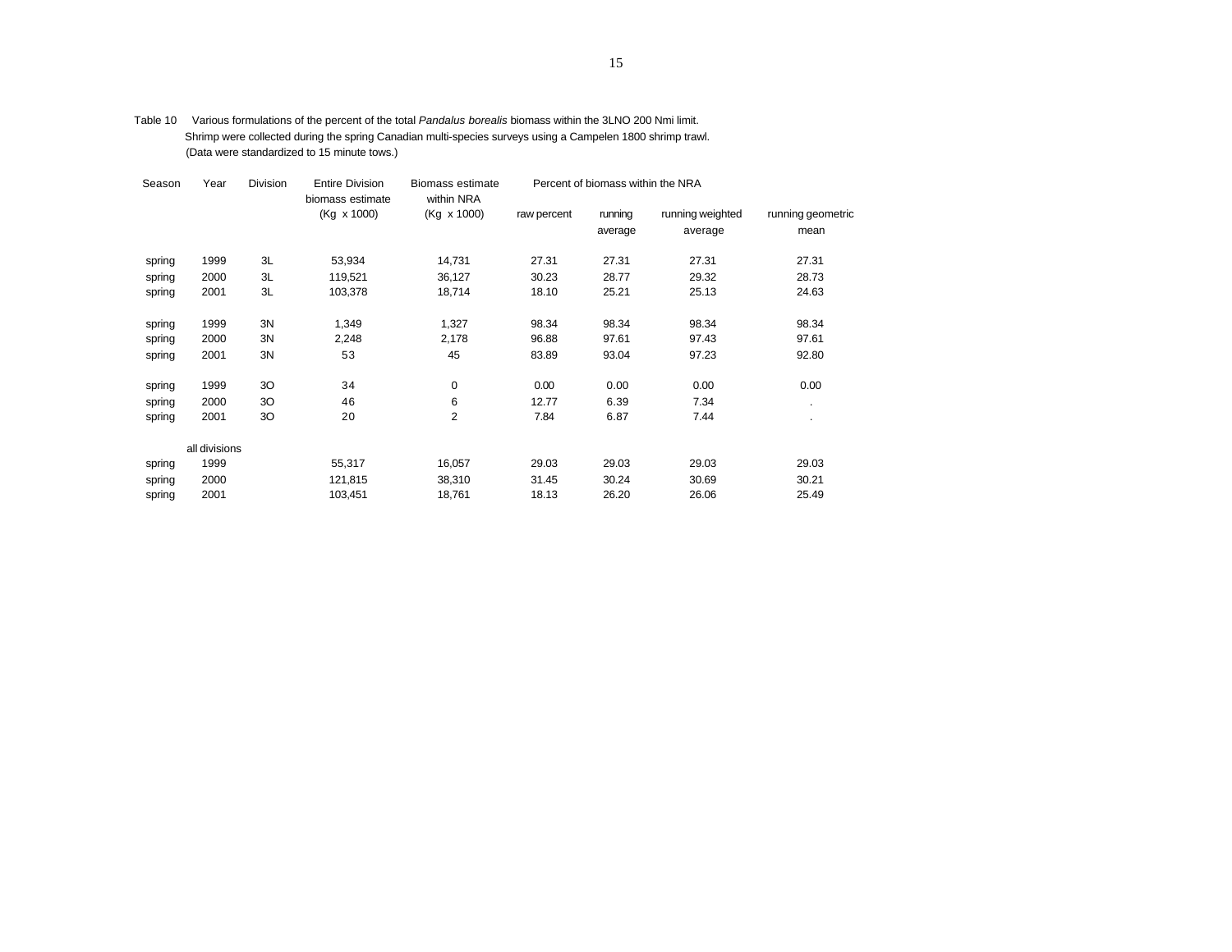Table 10 Various formulations of the percent of the total *Pandalus borealis* biomass within the 3LNO 200 Nmi limit. Shrimp were collected during the spring Canadian multi-species surveys using a Campelen 1800 shrimp trawl. (Data were standardized to 15 minute tows.)

| Season | Year | Division | Entire Division biomass estimate (Kg x 1000) | Biomass estimate within NRA (Kg x 1000) | Percent of biomass within the NRA | | | |
|---|---|---|---|---|---|---|---|---|
| | | | | | raw percent | running average | running weighted average | running geometric mean |
| spring | 1999 | 3L | 53,934 | 14,731 | 27.31 | 27.31 | 27.31 | 27.31 |
| spring | 2000 | 3L | 119,521 | 36,127 | 30.23 | 28.77 | 29.32 | 28.73 |
| spring | 2001 | 3L | 103,378 | 18,714 | 18.10 | 25.21 | 25.13 | 24.63 |
| spring | 1999 | 3N | 1,349 | 1,327 | 98.34 | 98.34 | 98.34 | 98.34 |
| spring | 2000 | 3N | 2,248 | 2,178 | 96.88 | 97.61 | 97.43 | 97.61 |
| spring | 2001 | 3N | 53 | 45 | 83.89 | 93.04 | 97.23 | 92.80 |
| spring | 1999 | 3O | 34 | 0 | 0.00 | 0.00 | 0.00 | 0.00 |
| spring | 2000 | 3O | 46 | 6 | 12.77 | 6.39 | 7.34 | . |
| spring | 2001 | 3O | 20 | 2 | 7.84 | 6.87 | 7.44 | . |
| | all divisions | | | | | | | |
| spring | 1999 | | 55,317 | 16,057 | 29.03 | 29.03 | 29.03 | 29.03 |
| spring | 2000 | | 121,815 | 38,310 | 31.45 | 30.24 | 30.69 | 30.21 |
| spring | 2001 | | 103,451 | 18,761 | 18.13 | 26.20 | 26.06 | 25.49 |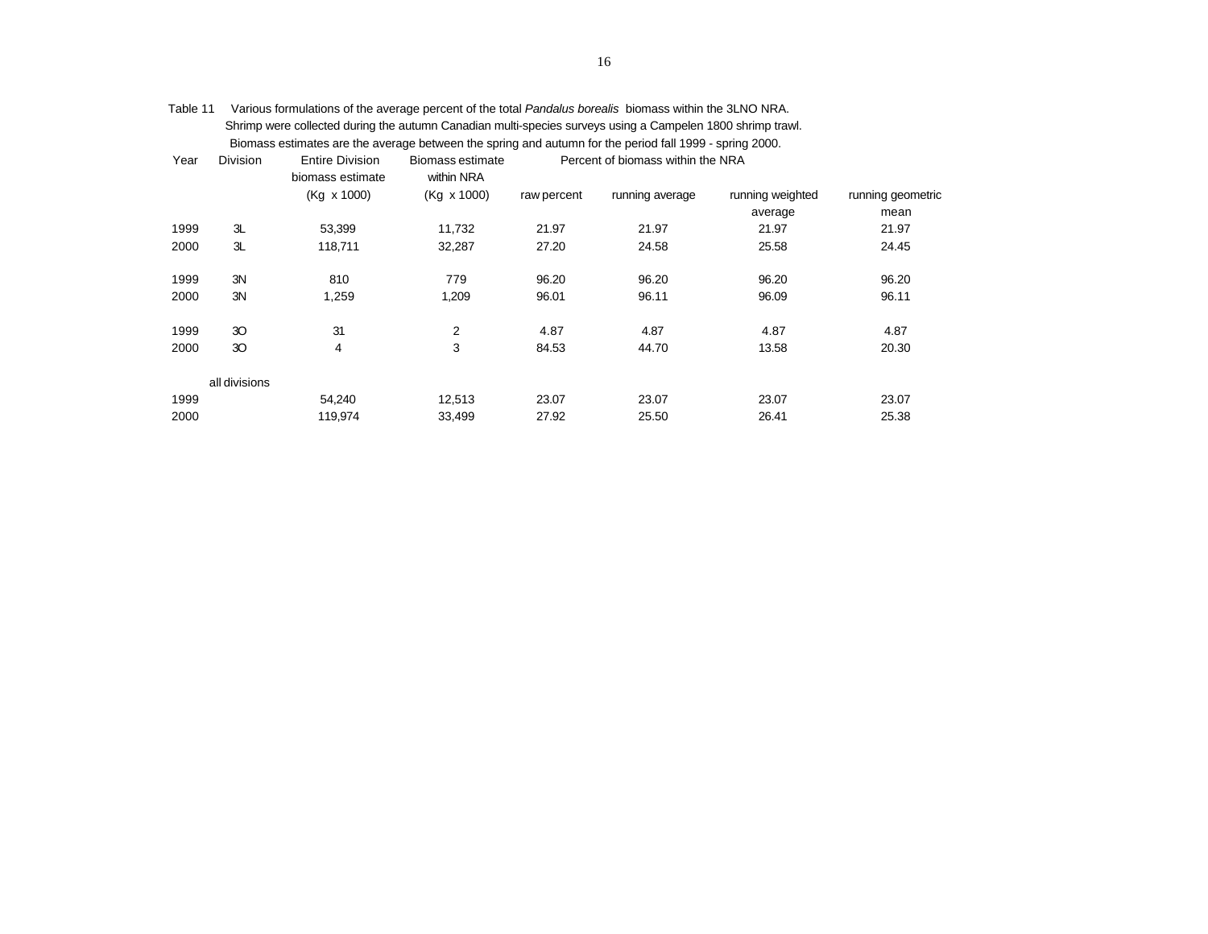Table 11 Various formulations of the average percent of the total *Pandalus borealis* biomass within the 3LNO NRA. Shrimp were collected during the autumn Canadian multi-species surveys using a Campelen 1800 shrimp trawl. Biomass estimates are the average between the spring and autumn for the period fall 1999 - spring 2000.

| Year | Division | Entire Division biomass estimate (Kg x 1000) | Biomass estimate within NRA (Kg x 1000) | Percent of biomass within the NRA | | | |
|---|---|---|---|---|---|---|---|
| | | | | raw percent | running average | running weighted average | running geometric mean |
| 1999 | 3L | 53,399 | 11,732 | 21.97 | 21.97 | 21.97 | 21.97 |
| 2000 | 3L | 118,711 | 32,287 | 27.20 | 24.58 | 25.58 | 24.45 |
| | | | | | | | |
| 1999 | 3N | 810 | 779 | 96.20 | 96.20 | 96.20 | 96.20 |
| 2000 | 3N | 1,259 | 1,209 | 96.01 | 96.11 | 96.09 | 96.11 |
| | | | | | | | |
| 1999 | 3O | 31 | 2 | 4.87 | 4.87 | 4.87 | 4.87 |
| 2000 | 3O | 4 | 3 | 84.53 | 44.70 | 13.58 | 20.30 |
| | | | | | | | |
| | all divisions | | | | | | |
| 1999 | | 54,240 | 12,513 | 23.07 | 23.07 | 23.07 | 23.07 |
| 2000 | | 119,974 | 33,499 | 27.92 | 25.50 | 26.41 | 25.38 |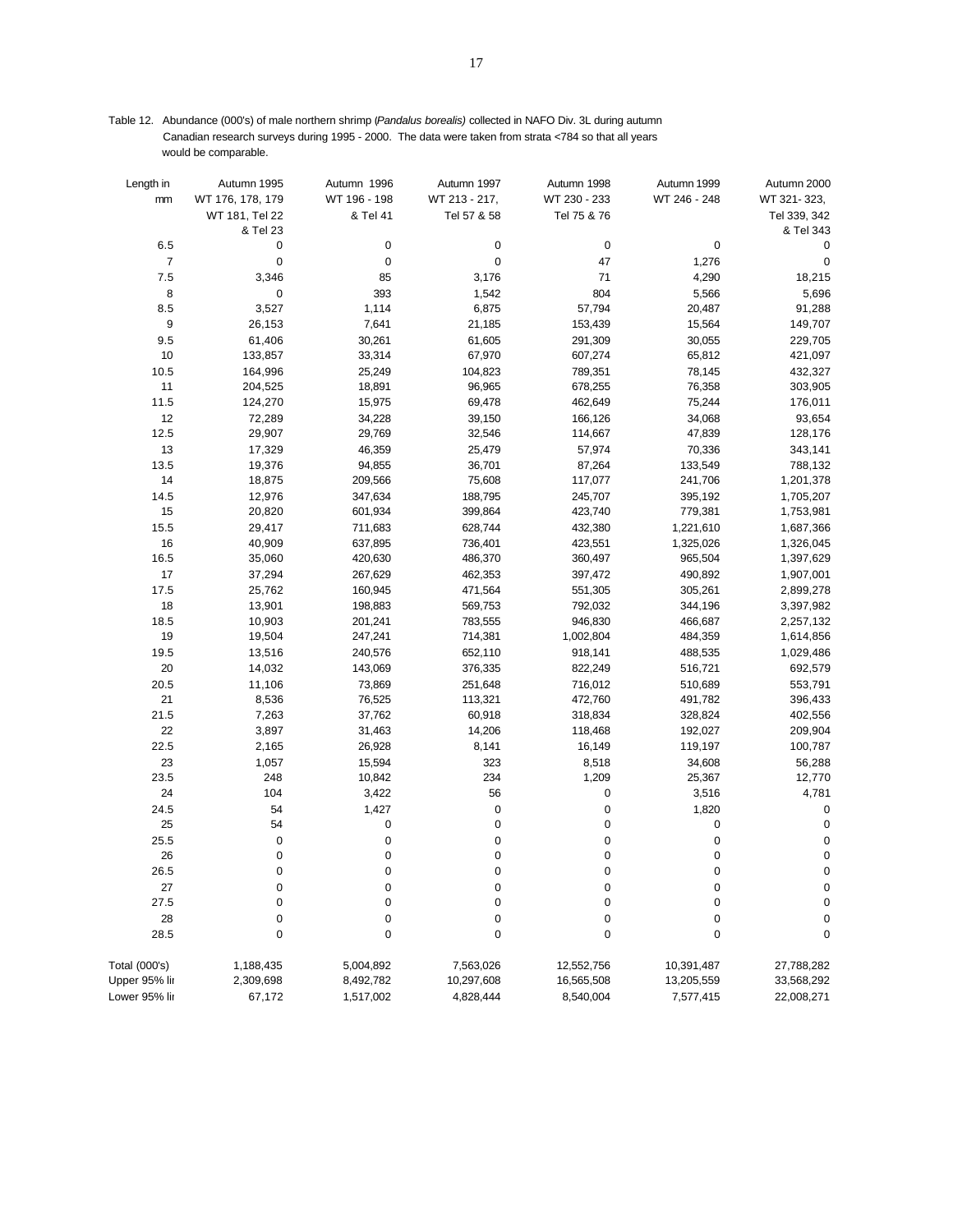Table 12. Abundance (000's) of male northern shrimp (*Pandalus borealis)* collected in NAFO Div. 3L during autumn Canadian research surveys during 1995 - 2000. The data were taken from strata <784 so that all years would be comparable.

| Length in mm | Autumn 1995 WT 176, 178, 179 WT 181, Tel 22 & Tel 23 | Autumn 1996 WT 196 - 198 & Tel 41 | Autumn 1997 WT 213 - 217, Tel 57 & 58 | Autumn 1998 WT 230 - 233 Tel 75 & 76 | Autumn 1999 WT 246 - 248 | Autumn 2000 WT 321- 323, Tel 339, 342 & Tel 343 |
|---|---|---|---|---|---|---|
| 6.5 | 0 | 0 | 0 | 0 | 0 | 0 |
| 7 | 0 | 0 | 0 | 47 | 1,276 | 0 |
| 7.5 | 3,346 | 85 | 3,176 | 71 | 4,290 | 18,215 |
| 8 | 0 | 393 | 1,542 | 804 | 5,566 | 5,696 |
| 8.5 | 3,527 | 1,114 | 6,875 | 57,794 | 20,487 | 91,288 |
| 9 | 26,153 | 7,641 | 21,185 | 153,439 | 15,564 | 149,707 |
| 9.5 | 61,406 | 30,261 | 61,605 | 291,309 | 30,055 | 229,705 |
| 10 | 133,857 | 33,314 | 67,970 | 607,274 | 65,812 | 421,097 |
| 10.5 | 164,996 | 25,249 | 104,823 | 789,351 | 78,145 | 432,327 |
| 11 | 204,525 | 18,891 | 96,965 | 678,255 | 76,358 | 303,905 |
| 11.5 | 124,270 | 15,975 | 69,478 | 462,649 | 75,244 | 176,011 |
| 12 | 72,289 | 34,228 | 39,150 | 166,126 | 34,068 | 93,654 |
| 12.5 | 29,907 | 29,769 | 32,546 | 114,667 | 47,839 | 128,176 |
| 13 | 17,329 | 46,359 | 25,479 | 57,974 | 70,336 | 343,141 |
| 13.5 | 19,376 | 94,855 | 36,701 | 87,264 | 133,549 | 788,132 |
| 14 | 18,875 | 209,566 | 75,608 | 117,077 | 241,706 | 1,201,378 |
| 14.5 | 12,976 | 347,634 | 188,795 | 245,707 | 395,192 | 1,705,207 |
| 15 | 20,820 | 601,934 | 399,864 | 423,740 | 779,381 | 1,753,981 |
| 15.5 | 29,417 | 711,683 | 628,744 | 432,380 | 1,221,610 | 1,687,366 |
| 16 | 40,909 | 637,895 | 736,401 | 423,551 | 1,325,026 | 1,326,045 |
| 16.5 | 35,060 | 420,630 | 486,370 | 360,497 | 965,504 | 1,397,629 |
| 17 | 37,294 | 267,629 | 462,353 | 397,472 | 490,892 | 1,907,001 |
| 17.5 | 25,762 | 160,945 | 471,564 | 551,305 | 305,261 | 2,899,278 |
| 18 | 13,901 | 198,883 | 569,753 | 792,032 | 344,196 | 3,397,982 |
| 18.5 | 10,903 | 201,241 | 783,555 | 946,830 | 466,687 | 2,257,132 |
| 19 | 19,504 | 247,241 | 714,381 | 1,002,804 | 484,359 | 1,614,856 |
| 19.5 | 13,516 | 240,576 | 652,110 | 918,141 | 488,535 | 1,029,486 |
| 20 | 14,032 | 143,069 | 376,335 | 822,249 | 516,721 | 692,579 |
| 20.5 | 11,106 | 73,869 | 251,648 | 716,012 | 510,689 | 553,791 |
| 21 | 8,536 | 76,525 | 113,321 | 472,760 | 491,782 | 396,433 |
| 21.5 | 7,263 | 37,762 | 60,918 | 318,834 | 328,824 | 402,556 |
| 22 | 3,897 | 31,463 | 14,206 | 118,468 | 192,027 | 209,904 |
| 22.5 | 2,165 | 26,928 | 8,141 | 16,149 | 119,197 | 100,787 |
| 23 | 1,057 | 15,594 | 323 | 8,518 | 34,608 | 56,288 |
| 23.5 | 248 | 10,842 | 234 | 1,209 | 25,367 | 12,770 |
| 24 | 104 | 3,422 | 56 | 0 | 3,516 | 4,781 |
| 24.5 | 54 | 1,427 | 0 | 0 | 1,820 | 0 |
| 25 | 54 | 0 | 0 | 0 | 0 | 0 |
| 25.5 | 0 | 0 | 0 | 0 | 0 | 0 |
| 26 | 0 | 0 | 0 | 0 | 0 | 0 |
| 26.5 | 0 | 0 | 0 | 0 | 0 | 0 |
| 27 | 0 | 0 | 0 | 0 | 0 | 0 |
| 27.5 | 0 | 0 | 0 | 0 | 0 | 0 |
| 28 | 0 | 0 | 0 | 0 | 0 | 0 |
| 28.5 | 0 | 0 | 0 | 0 | 0 | 0 |
| Total (000's) | 1,188,435 | 5,004,892 | 7,563,026 | 12,552,756 | 10,391,487 | 27,788,282 |
| Upper 95% lir | 2,309,698 | 8,492,782 | 10,297,608 | 16,565,508 | 13,205,559 | 33,568,292 |
| Lower 95% lir | 67,172 | 1,517,002 | 4,828,444 | 8,540,004 | 7,577,415 | 22,008,271 |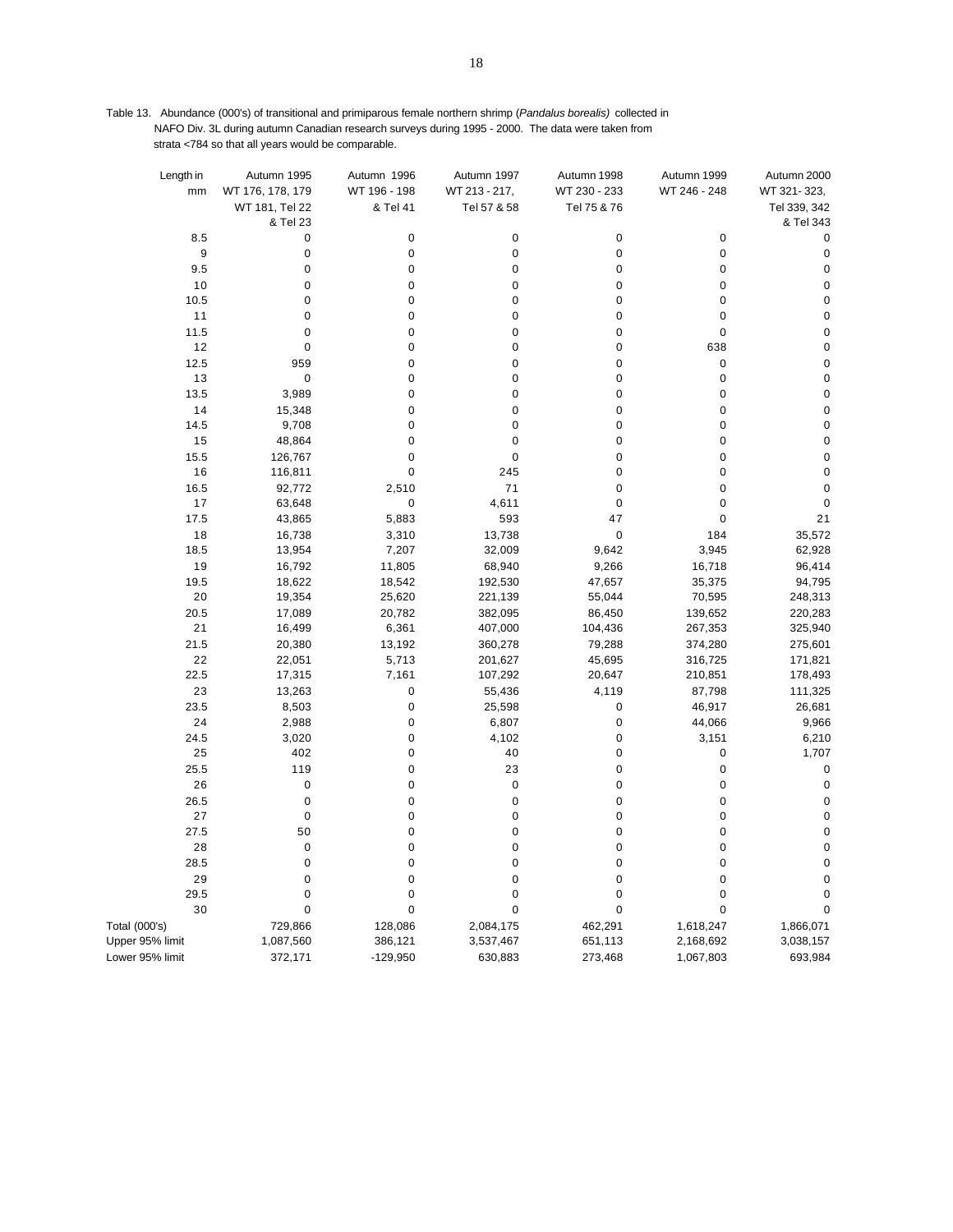Table 13. Abundance (000's) of transitional and primiparous female northern shrimp (*Pandalus borealis*) collected in NAFO Div. 3L during autumn Canadian research surveys during 1995 - 2000. The data were taken from strata <784 so that all years would be comparable.

| Length in mm | Autumn 1995 WT 176, 178, 179 WT 181, Tel 22 & Tel 23 | Autumn 1996 WT 196 - 198 & Tel 41 | Autumn 1997 WT 213 - 217, Tel 57 & 58 | Autumn 1998 WT 230 - 233 Tel 75 & 76 | Autumn 1999 WT 246 - 248 | Autumn 2000 WT 321- 323, Tel 339, 342 & Tel 343 |
|---|---|---|---|---|---|---|
| 8.5 | 0 | 0 | 0 | 0 | 0 | 0 |
| 9 | 0 | 0 | 0 | 0 | 0 | 0 |
| 9.5 | 0 | 0 | 0 | 0 | 0 | 0 |
| 10 | 0 | 0 | 0 | 0 | 0 | 0 |
| 10.5 | 0 | 0 | 0 | 0 | 0 | 0 |
| 11 | 0 | 0 | 0 | 0 | 0 | 0 |
| 11.5 | 0 | 0 | 0 | 0 | 0 | 0 |
| 12 | 0 | 0 | 0 | 0 | 638 | 0 |
| 12.5 | 959 | 0 | 0 | 0 | 0 | 0 |
| 13 | 0 | 0 | 0 | 0 | 0 | 0 |
| 13.5 | 3,989 | 0 | 0 | 0 | 0 | 0 |
| 14 | 15,348 | 0 | 0 | 0 | 0 | 0 |
| 14.5 | 9,708 | 0 | 0 | 0 | 0 | 0 |
| 15 | 48,864 | 0 | 0 | 0 | 0 | 0 |
| 15.5 | 126,767 | 0 | 0 | 0 | 0 | 0 |
| 16 | 116,811 | 0 | 245 | 0 | 0 | 0 |
| 16.5 | 92,772 | 2,510 | 71 | 0 | 0 | 0 |
| 17 | 63,648 | 0 | 4,611 | 0 | 0 | 0 |
| 17.5 | 43,865 | 5,883 | 593 | 47 | 0 | 21 |
| 18 | 16,738 | 3,310 | 13,738 | 0 | 184 | 35,572 |
| 18.5 | 13,954 | 7,207 | 32,009 | 9,642 | 3,945 | 62,928 |
| 19 | 16,792 | 11,805 | 68,940 | 9,266 | 16,718 | 96,414 |
| 19.5 | 18,622 | 18,542 | 192,530 | 47,657 | 35,375 | 94,795 |
| 20 | 19,354 | 25,620 | 221,139 | 55,044 | 70,595 | 248,313 |
| 20.5 | 17,089 | 20,782 | 382,095 | 86,450 | 139,652 | 220,283 |
| 21 | 16,499 | 6,361 | 407,000 | 104,436 | 267,353 | 325,940 |
| 21.5 | 20,380 | 13,192 | 360,278 | 79,288 | 374,280 | 275,601 |
| 22 | 22,051 | 5,713 | 201,627 | 45,695 | 316,725 | 171,821 |
| 22.5 | 17,315 | 7,161 | 107,292 | 20,647 | 210,851 | 178,493 |
| 23 | 13,263 | 0 | 55,436 | 4,119 | 87,798 | 111,325 |
| 23.5 | 8,503 | 0 | 25,598 | 0 | 46,917 | 26,681 |
| 24 | 2,988 | 0 | 6,807 | 0 | 44,066 | 9,966 |
| 24.5 | 3,020 | 0 | 4,102 | 0 | 3,151 | 6,210 |
| 25 | 402 | 0 | 40 | 0 | 0 | 1,707 |
| 25.5 | 119 | 0 | 23 | 0 | 0 | 0 |
| 26 | 0 | 0 | 0 | 0 | 0 | 0 |
| 26.5 | 0 | 0 | 0 | 0 | 0 | 0 |
| 27 | 0 | 0 | 0 | 0 | 0 | 0 |
| 27.5 | 50 | 0 | 0 | 0 | 0 | 0 |
| 28 | 0 | 0 | 0 | 0 | 0 | 0 |
| 28.5 | 0 | 0 | 0 | 0 | 0 | 0 |
| 29 | 0 | 0 | 0 | 0 | 0 | 0 |
| 29.5 | 0 | 0 | 0 | 0 | 0 | 0 |
| 30 | 0 | 0 | 0 | 0 | 0 | 0 |
| Total (000's) | 729,866 | 128,086 | 2,084,175 | 462,291 | 1,618,247 | 1,866,071 |
| Upper 95% limit | 1,087,560 | 386,121 | 3,537,467 | 651,113 | 2,168,692 | 3,038,157 |
| Lower 95% limit | 372,171 | -129,950 | 630,883 | 273,468 | 1,067,803 | 693,984 |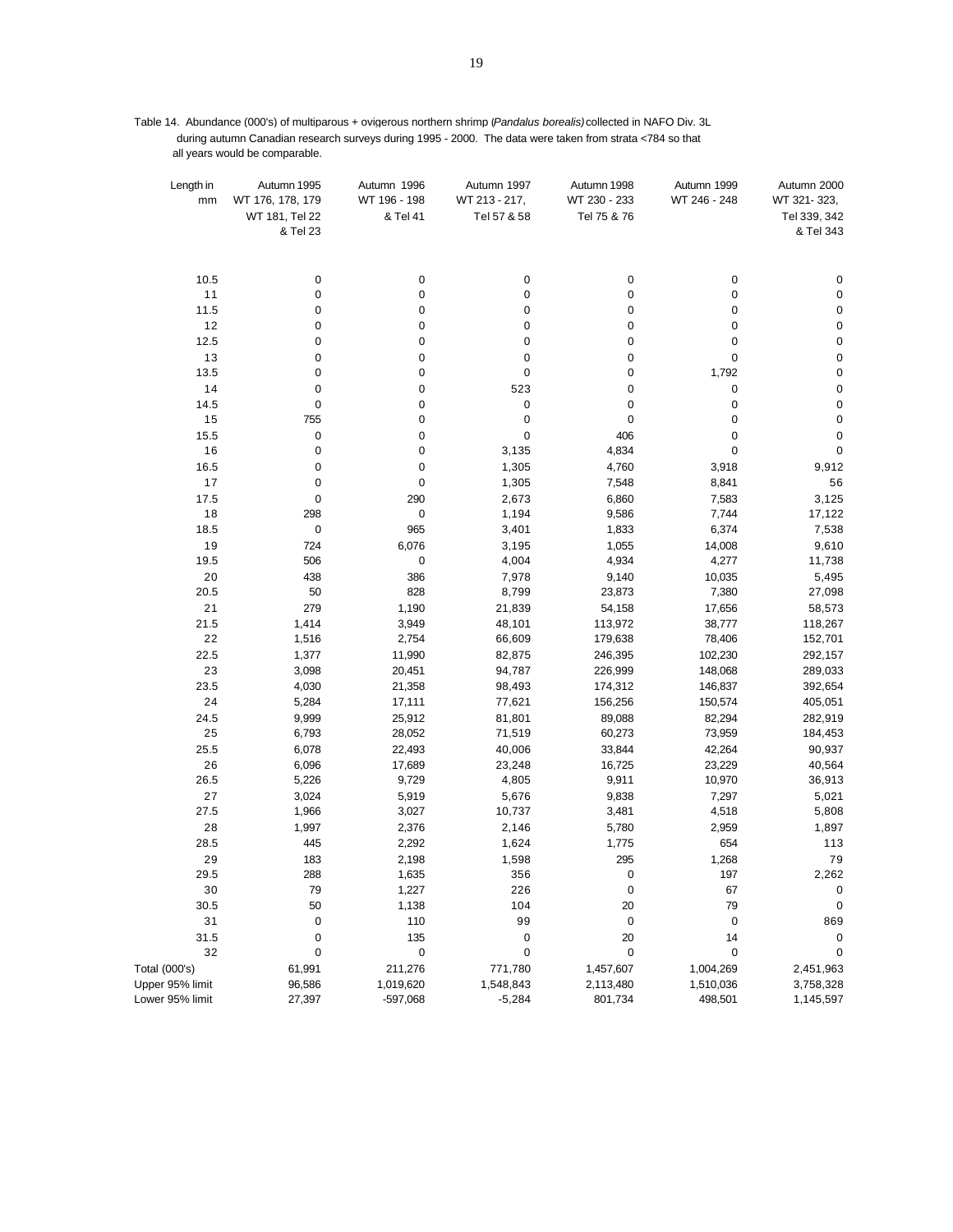Table 14. Abundance (000's) of multiparous + ovigerous northern shrimp (*Pandalus borealis*) collected in NAFO Div. 3L during autumn Canadian research surveys during 1995 - 2000. The data were taken from strata <784 so that all years would be comparable.

| Length in mm | Autumn 1995 WT 176, 178, 179 WT 181, Tel 22 & Tel 23 | Autumn 1996 WT 196 - 198 & Tel 41 | Autumn 1997 WT 213 - 217, Tel 57 & 58 | Autumn 1998 WT 230 - 233 Tel 75 & 76 | Autumn 1999 WT 246 - 248 | Autumn 2000 WT 321- 323, Tel 339, 342 & Tel 343 |
|---|---|---|---|---|---|---|
| 10.5 | 0 | 0 | 0 | 0 | 0 | 0 |
| 11 | 0 | 0 | 0 | 0 | 0 | 0 |
| 11.5 | 0 | 0 | 0 | 0 | 0 | 0 |
| 12 | 0 | 0 | 0 | 0 | 0 | 0 |
| 12.5 | 0 | 0 | 0 | 0 | 0 | 0 |
| 13 | 0 | 0 | 0 | 0 | 0 | 0 |
| 13.5 | 0 | 0 | 0 | 0 | 1,792 | 0 |
| 14 | 0 | 0 | 523 | 0 | 0 | 0 |
| 14.5 | 0 | 0 | 0 | 0 | 0 | 0 |
| 15 | 755 | 0 | 0 | 0 | 0 | 0 |
| 15.5 | 0 | 0 | 0 | 406 | 0 | 0 |
| 16 | 0 | 0 | 3,135 | 4,834 | 0 | 0 |
| 16.5 | 0 | 0 | 1,305 | 4,760 | 3,918 | 9,912 |
| 17 | 0 | 0 | 1,305 | 7,548 | 8,841 | 56 |
| 17.5 | 0 | 290 | 2,673 | 6,860 | 7,583 | 3,125 |
| 18 | 298 | 0 | 1,194 | 9,586 | 7,744 | 17,122 |
| 18.5 | 0 | 965 | 3,401 | 1,833 | 6,374 | 7,538 |
| 19 | 724 | 6,076 | 3,195 | 1,055 | 14,008 | 9,610 |
| 19.5 | 506 | 0 | 4,004 | 4,934 | 4,277 | 11,738 |
| 20 | 438 | 386 | 7,978 | 9,140 | 10,035 | 5,495 |
| 20.5 | 50 | 828 | 8,799 | 23,873 | 7,380 | 27,098 |
| 21 | 279 | 1,190 | 21,839 | 54,158 | 17,656 | 58,573 |
| 21.5 | 1,414 | 3,949 | 48,101 | 113,972 | 38,777 | 118,267 |
| 22 | 1,516 | 2,754 | 66,609 | 179,638 | 78,406 | 152,701 |
| 22.5 | 1,377 | 11,990 | 82,875 | 246,395 | 102,230 | 292,157 |
| 23 | 3,098 | 20,451 | 94,787 | 226,999 | 148,068 | 289,033 |
| 23.5 | 4,030 | 21,358 | 98,493 | 174,312 | 146,837 | 392,654 |
| 24 | 5,284 | 17,111 | 77,621 | 156,256 | 150,574 | 405,051 |
| 24.5 | 9,999 | 25,912 | 81,801 | 89,088 | 82,294 | 282,919 |
| 25 | 6,793 | 28,052 | 71,519 | 60,273 | 73,959 | 184,453 |
| 25.5 | 6,078 | 22,493 | 40,006 | 33,844 | 42,264 | 90,937 |
| 26 | 6,096 | 17,689 | 23,248 | 16,725 | 23,229 | 40,564 |
| 26.5 | 5,226 | 9,729 | 4,805 | 9,911 | 10,970 | 36,913 |
| 27 | 3,024 | 5,919 | 5,676 | 9,838 | 7,297 | 5,021 |
| 27.5 | 1,966 | 3,027 | 10,737 | 3,481 | 4,518 | 5,808 |
| 28 | 1,997 | 2,376 | 2,146 | 5,780 | 2,959 | 1,897 |
| 28.5 | 445 | 2,292 | 1,624 | 1,775 | 654 | 113 |
| 29 | 183 | 2,198 | 1,598 | 295 | 1,268 | 79 |
| 29.5 | 288 | 1,635 | 356 | 0 | 197 | 2,262 |
| 30 | 79 | 1,227 | 226 | 0 | 67 | 0 |
| 30.5 | 50 | 1,138 | 104 | 20 | 79 | 0 |
| 31 | 0 | 110 | 99 | 0 | 0 | 869 |
| 31.5 | 0 | 135 | 0 | 20 | 14 | 0 |
| 32 | 0 | 0 | 0 | 0 | 0 | 0 |
| Total (000's) | 61,991 | 211,276 | 771,780 | 1,457,607 | 1,004,269 | 2,451,963 |
| Upper 95% limit | 96,586 | 1,019,620 | 1,548,843 | 2,113,480 | 1,510,036 | 3,758,328 |
| Lower 95% limit | 27,397 | -597,068 | -5,284 | 801,734 | 498,501 | 1,145,597 |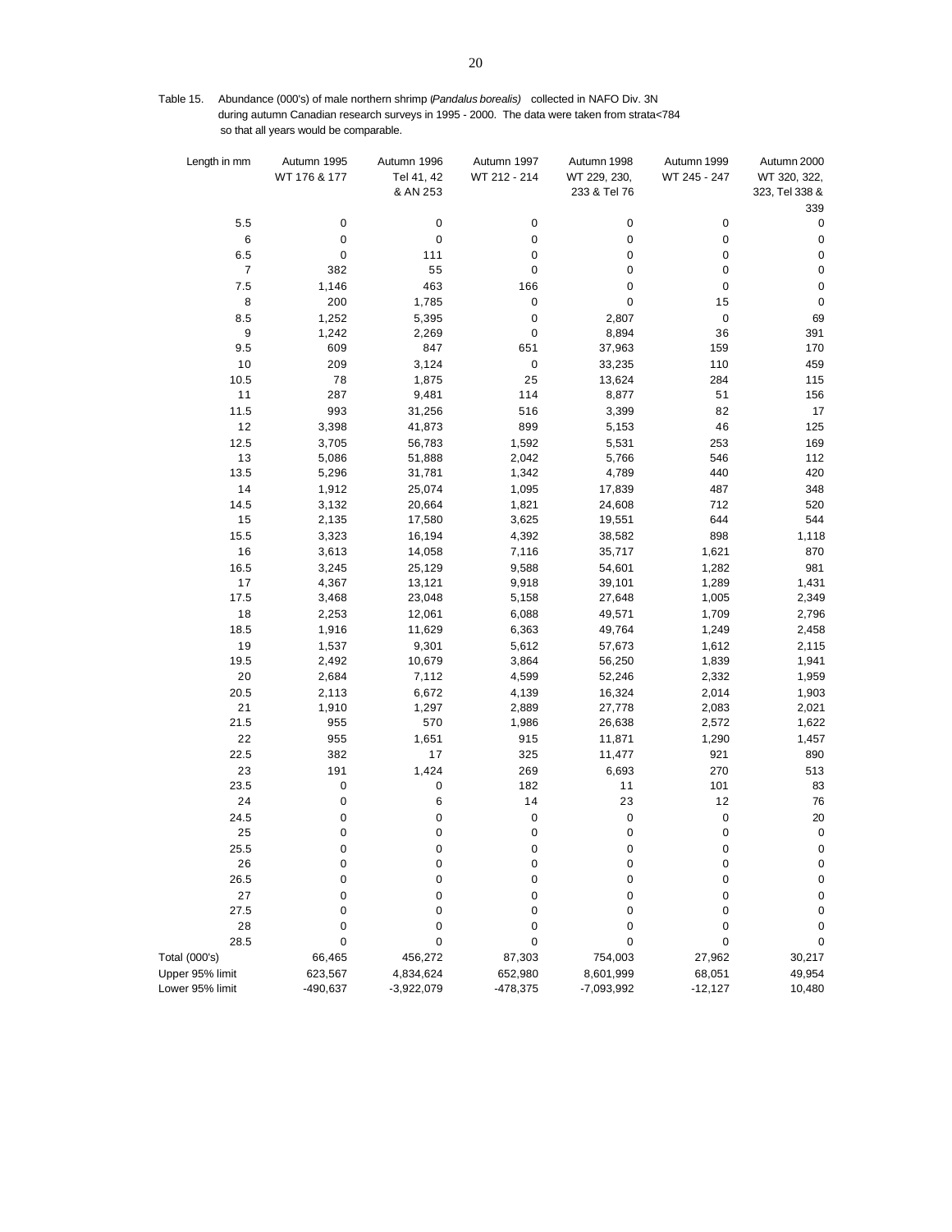Table 15. Abundance (000's) of male northern shrimp (*Pandalus borealis*) collected in NAFO Div. 3N during autumn Canadian research surveys in 1995 - 2000. The data were taken from strata<784 so that all years would be comparable.

| Length in mm | Autumn 1995 WT 176 & 177 | Autumn 1996 Tel 41, 42 & AN 253 | Autumn 1997 WT 212 - 214 | Autumn 1998 WT 229, 230, 233 & Tel 76 | Autumn 1999 WT 245 - 247 | Autumn 2000 WT 320, 322, 323, Tel 338 & 339 |
|---|---|---|---|---|---|---|
| 5.5 | 0 | 0 | 0 | 0 | 0 | 0 |
| 6 | 0 | 0 | 0 | 0 | 0 | 0 |
| 6.5 | 0 | 111 | 0 | 0 | 0 | 0 |
| 7 | 382 | 55 | 0 | 0 | 0 | 0 |
| 7.5 | 1,146 | 463 | 166 | 0 | 0 | 0 |
| 8 | 200 | 1,785 | 0 | 0 | 15 | 0 |
| 8.5 | 1,252 | 5,395 | 0 | 2,807 | 0 | 69 |
| 9 | 1,242 | 2,269 | 0 | 8,894 | 36 | 391 |
| 9.5 | 609 | 847 | 651 | 37,963 | 159 | 170 |
| 10 | 209 | 3,124 | 0 | 33,235 | 110 | 459 |
| 10.5 | 78 | 1,875 | 25 | 13,624 | 284 | 115 |
| 11 | 287 | 9,481 | 114 | 8,877 | 51 | 156 |
| 11.5 | 993 | 31,256 | 516 | 3,399 | 82 | 17 |
| 12 | 3,398 | 41,873 | 899 | 5,153 | 46 | 125 |
| 12.5 | 3,705 | 56,783 | 1,592 | 5,531 | 253 | 169 |
| 13 | 5,086 | 51,888 | 2,042 | 5,766 | 546 | 112 |
| 13.5 | 5,296 | 31,781 | 1,342 | 4,789 | 440 | 420 |
| 14 | 1,912 | 25,074 | 1,095 | 17,839 | 487 | 348 |
| 14.5 | 3,132 | 20,664 | 1,821 | 24,608 | 712 | 520 |
| 15 | 2,135 | 17,580 | 3,625 | 19,551 | 644 | 544 |
| 15.5 | 3,323 | 16,194 | 4,392 | 38,582 | 898 | 1,118 |
| 16 | 3,613 | 14,058 | 7,116 | 35,717 | 1,621 | 870 |
| 16.5 | 3,245 | 25,129 | 9,588 | 54,601 | 1,282 | 981 |
| 17 | 4,367 | 13,121 | 9,918 | 39,101 | 1,289 | 1,431 |
| 17.5 | 3,468 | 23,048 | 5,158 | 27,648 | 1,005 | 2,349 |
| 18 | 2,253 | 12,061 | 6,088 | 49,571 | 1,709 | 2,796 |
| 18.5 | 1,916 | 11,629 | 6,363 | 49,764 | 1,249 | 2,458 |
| 19 | 1,537 | 9,301 | 5,612 | 57,673 | 1,612 | 2,115 |
| 19.5 | 2,492 | 10,679 | 3,864 | 56,250 | 1,839 | 1,941 |
| 20 | 2,684 | 7,112 | 4,599 | 52,246 | 2,332 | 1,959 |
| 20.5 | 2,113 | 6,672 | 4,139 | 16,324 | 2,014 | 1,903 |
| 21 | 1,910 | 1,297 | 2,889 | 27,778 | 2,083 | 2,021 |
| 21.5 | 955 | 570 | 1,986 | 26,638 | 2,572 | 1,622 |
| 22 | 955 | 1,651 | 915 | 11,871 | 1,290 | 1,457 |
| 22.5 | 382 | 17 | 325 | 11,477 | 921 | 890 |
| 23 | 191 | 1,424 | 269 | 6,693 | 270 | 513 |
| 23.5 | 0 | 0 | 182 | 11 | 101 | 83 |
| 24 | 0 | 6 | 14 | 23 | 12 | 76 |
| 24.5 | 0 | 0 | 0 | 0 | 0 | 20 |
| 25 | 0 | 0 | 0 | 0 | 0 | 0 |
| 25.5 | 0 | 0 | 0 | 0 | 0 | 0 |
| 26 | 0 | 0 | 0 | 0 | 0 | 0 |
| 26.5 | 0 | 0 | 0 | 0 | 0 | 0 |
| 27 | 0 | 0 | 0 | 0 | 0 | 0 |
| 27.5 | 0 | 0 | 0 | 0 | 0 | 0 |
| 28 | 0 | 0 | 0 | 0 | 0 | 0 |
| 28.5 | 0 | 0 | 0 | 0 | 0 | 0 |
| Total (000's) | 66,465 | 456,272 | 87,303 | 754,003 | 27,962 | 30,217 |
| Upper 95% limit | 623,567 | 4,834,624 | 652,980 | 8,601,999 | 68,051 | 49,954 |
| Lower 95% limit | -490,637 | -3,922,079 | -478,375 | -7,093,992 | -12,127 | 10,480 |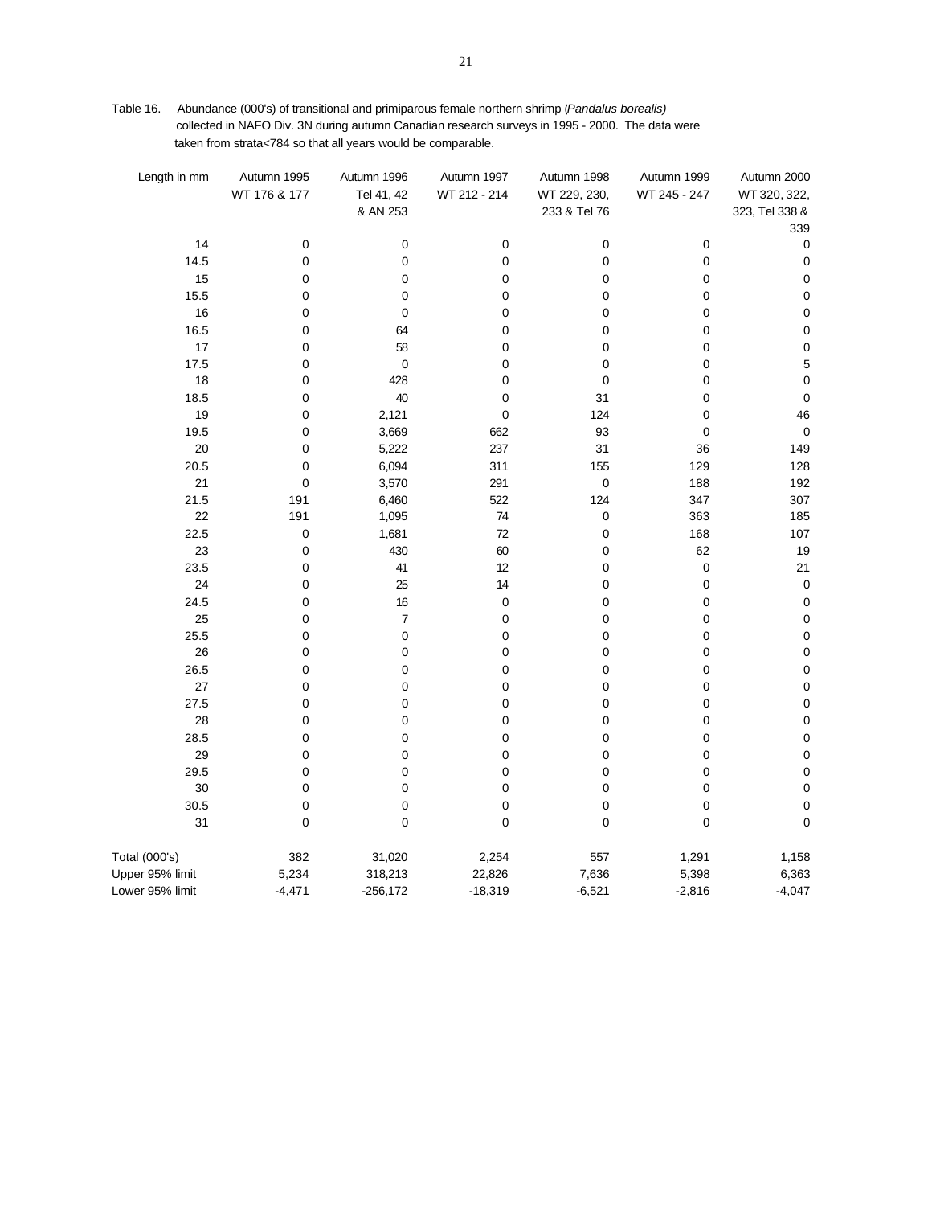Table 16. Abundance (000's) of transitional and primiparous female northern shrimp (*Pandalus borealis)* collected in NAFO Div. 3N during autumn Canadian research surveys in 1995 - 2000. The data were taken from strata<784 so that all years would be comparable.

| Length in mm | Autumn 1995 WT 176 & 177 | Autumn 1996 Tel 41, 42 & AN 253 | Autumn 1997 WT 212 - 214 | Autumn 1998 WT 229, 230, 233 & Tel 76 | Autumn 1999 WT 245 - 247 | Autumn 2000 WT 320, 322, 323, Tel 338 & 339 |
|---|---|---|---|---|---|---|
| 14 | 0 | 0 | 0 | 0 | 0 | 0 |
| 14.5 | 0 | 0 | 0 | 0 | 0 | 0 |
| 15 | 0 | 0 | 0 | 0 | 0 | 0 |
| 15.5 | 0 | 0 | 0 | 0 | 0 | 0 |
| 16 | 0 | 0 | 0 | 0 | 0 | 0 |
| 16.5 | 0 | 64 | 0 | 0 | 0 | 0 |
| 17 | 0 | 58 | 0 | 0 | 0 | 0 |
| 17.5 | 0 | 0 | 0 | 0 | 0 | 5 |
| 18 | 0 | 428 | 0 | 0 | 0 | 0 |
| 18.5 | 0 | 40 | 0 | 31 | 0 | 0 |
| 19 | 0 | 2,121 | 0 | 124 | 0 | 46 |
| 19.5 | 0 | 3,669 | 662 | 93 | 0 | 0 |
| 20 | 0 | 5,222 | 237 | 31 | 36 | 149 |
| 20.5 | 0 | 6,094 | 311 | 155 | 129 | 128 |
| 21 | 0 | 3,570 | 291 | 0 | 188 | 192 |
| 21.5 | 191 | 6,460 | 522 | 124 | 347 | 307 |
| 22 | 191 | 1,095 | 74 | 0 | 363 | 185 |
| 22.5 | 0 | 1,681 | 72 | 0 | 168 | 107 |
| 23 | 0 | 430 | 60 | 0 | 62 | 19 |
| 23.5 | 0 | 41 | 12 | 0 | 0 | 21 |
| 24 | 0 | 25 | 14 | 0 | 0 | 0 |
| 24.5 | 0 | 16 | 0 | 0 | 0 | 0 |
| 25 | 0 | 7 | 0 | 0 | 0 | 0 |
| 25.5 | 0 | 0 | 0 | 0 | 0 | 0 |
| 26 | 0 | 0 | 0 | 0 | 0 | 0 |
| 26.5 | 0 | 0 | 0 | 0 | 0 | 0 |
| 27 | 0 | 0 | 0 | 0 | 0 | 0 |
| 27.5 | 0 | 0 | 0 | 0 | 0 | 0 |
| 28 | 0 | 0 | 0 | 0 | 0 | 0 |
| 28.5 | 0 | 0 | 0 | 0 | 0 | 0 |
| 29 | 0 | 0 | 0 | 0 | 0 | 0 |
| 29.5 | 0 | 0 | 0 | 0 | 0 | 0 |
| 30 | 0 | 0 | 0 | 0 | 0 | 0 |
| 30.5 | 0 | 0 | 0 | 0 | 0 | 0 |
| 31 | 0 | 0 | 0 | 0 | 0 | 0 |
| Total (000's) | 382 | 31,020 | 2,254 | 557 | 1,291 | 1,158 |
| Upper 95% limit | 5,234 | 318,213 | 22,826 | 7,636 | 5,398 | 6,363 |
| Lower 95% limit | -4,471 | -256,172 | -18,319 | -6,521 | -2,816 | -4,047 |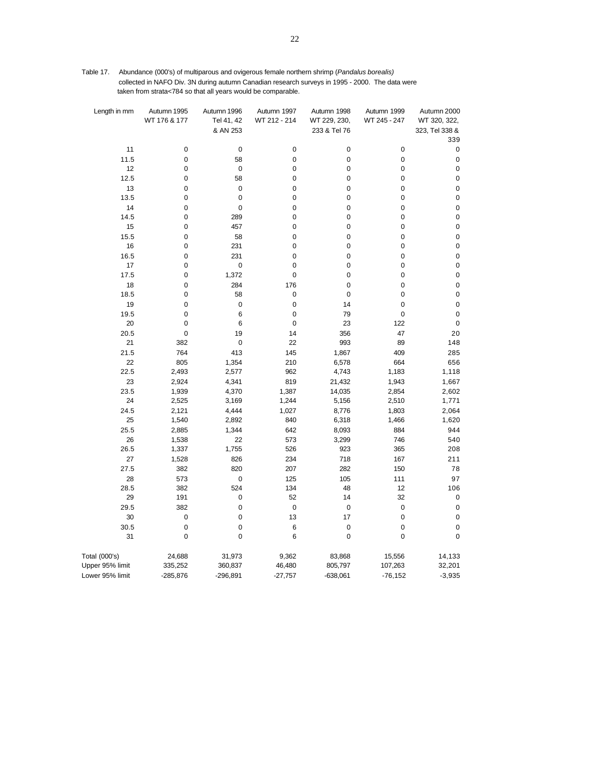Table 17. Abundance (000's) of multiparous and ovigerous female northern shrimp (*Pandalus borealis*) collected in NAFO Div. 3N during autumn Canadian research surveys in 1995 - 2000. The data were taken from strata<784 so that all years would be comparable.

| Length in mm | Autumn 1995 WT 176 & 177 | Autumn 1996 Tel 41, 42 & AN 253 | Autumn 1997 WT 212 - 214 | Autumn 1998 WT 229, 230, 233 & Tel 76 | Autumn 1999 WT 245 - 247 | Autumn 2000 WT 320, 322, 323, Tel 338 & 339 |
|---|---|---|---|---|---|---|
| 11 | 0 | 0 | 0 | 0 | 0 | 0 |
| 11.5 | 0 | 58 | 0 | 0 | 0 | 0 |
| 12 | 0 | 0 | 0 | 0 | 0 | 0 |
| 12.5 | 0 | 58 | 0 | 0 | 0 | 0 |
| 13 | 0 | 0 | 0 | 0 | 0 | 0 |
| 13.5 | 0 | 0 | 0 | 0 | 0 | 0 |
| 14 | 0 | 0 | 0 | 0 | 0 | 0 |
| 14.5 | 0 | 289 | 0 | 0 | 0 | 0 |
| 15 | 0 | 457 | 0 | 0 | 0 | 0 |
| 15.5 | 0 | 58 | 0 | 0 | 0 | 0 |
| 16 | 0 | 231 | 0 | 0 | 0 | 0 |
| 16.5 | 0 | 231 | 0 | 0 | 0 | 0 |
| 17 | 0 | 0 | 0 | 0 | 0 | 0 |
| 17.5 | 0 | 1,372 | 0 | 0 | 0 | 0 |
| 18 | 0 | 284 | 176 | 0 | 0 | 0 |
| 18.5 | 0 | 58 | 0 | 0 | 0 | 0 |
| 19 | 0 | 0 | 0 | 14 | 0 | 0 |
| 19.5 | 0 | 6 | 0 | 79 | 0 | 0 |
| 20 | 0 | 6 | 0 | 23 | 122 | 0 |
| 20.5 | 0 | 19 | 14 | 356 | 47 | 20 |
| 21 | 382 | 0 | 22 | 993 | 89 | 148 |
| 21.5 | 764 | 413 | 145 | 1,867 | 409 | 285 |
| 22 | 805 | 1,354 | 210 | 6,578 | 664 | 656 |
| 22.5 | 2,493 | 2,577 | 962 | 4,743 | 1,183 | 1,118 |
| 23 | 2,924 | 4,341 | 819 | 21,432 | 1,943 | 1,667 |
| 23.5 | 1,939 | 4,370 | 1,387 | 14,035 | 2,854 | 2,602 |
| 24 | 2,525 | 3,169 | 1,244 | 5,156 | 2,510 | 1,771 |
| 24.5 | 2,121 | 4,444 | 1,027 | 8,776 | 1,803 | 2,064 |
| 25 | 1,540 | 2,892 | 840 | 6,318 | 1,466 | 1,620 |
| 25.5 | 2,885 | 1,344 | 642 | 8,093 | 884 | 944 |
| 26 | 1,538 | 22 | 573 | 3,299 | 746 | 540 |
| 26.5 | 1,337 | 1,755 | 526 | 923 | 365 | 208 |
| 27 | 1,528 | 826 | 234 | 718 | 167 | 211 |
| 27.5 | 382 | 820 | 207 | 282 | 150 | 78 |
| 28 | 573 | 0 | 125 | 105 | 111 | 97 |
| 28.5 | 382 | 524 | 134 | 48 | 12 | 106 |
| 29 | 191 | 0 | 52 | 14 | 32 | 0 |
| 29.5 | 382 | 0 | 0 | 0 | 0 | 0 |
| 30 | 0 | 0 | 13 | 17 | 0 | 0 |
| 30.5 | 0 | 0 | 6 | 0 | 0 | 0 |
| 31 | 0 | 0 | 6 | 0 | 0 | 0 |
| Total (000's) | 24,688 | 31,973 | 9,362 | 83,868 | 15,556 | 14,133 |
| Upper 95% limit | 335,252 | 360,837 | 46,480 | 805,797 | 107,263 | 32,201 |
| Lower 95% limit | -285,876 | -296,891 | -27,757 | -638,061 | -76,152 | -3,935 |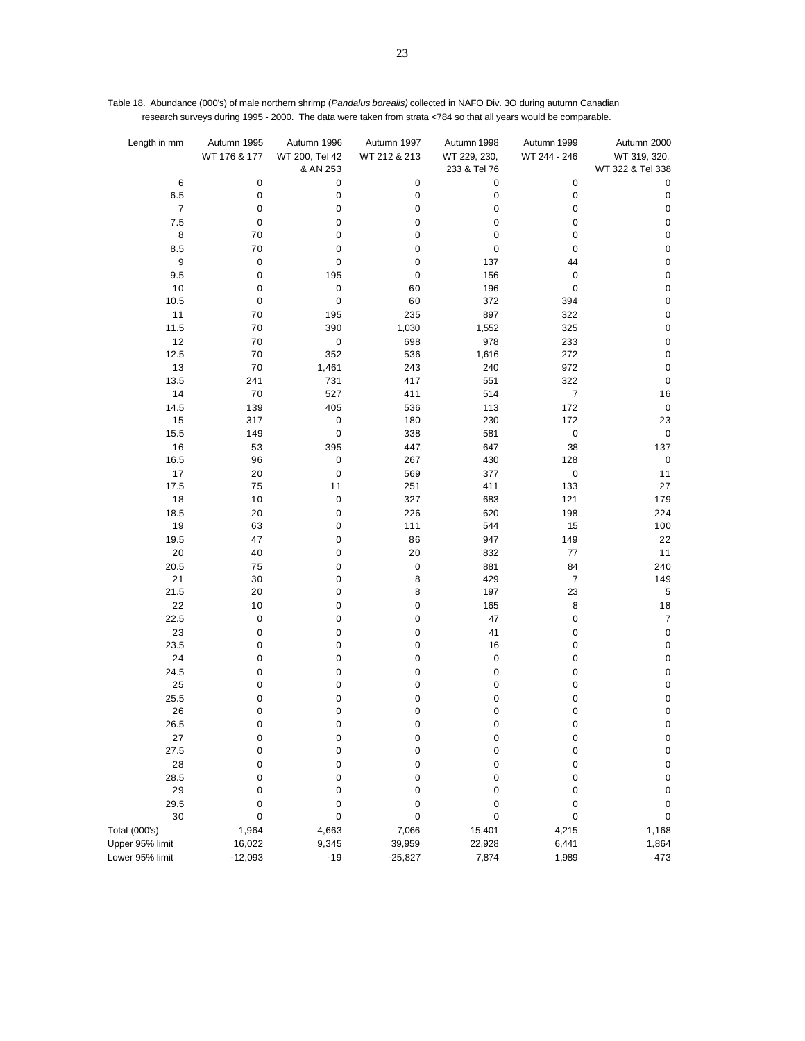Table 18. Abundance (000's) of male northern shrimp (*Pandalus borealis)* collected in NAFO Div. 3O during autumn Canadian research surveys during 1995 - 2000. The data were taken from strata <784 so that all years would be comparable.

| Length in mm | Autumn 1995 WT 176 & 177 | Autumn 1996 WT 200, Tel 42 & AN 253 | Autumn 1997 WT 212 & 213 | Autumn 1998 WT 229, 230, 233 & Tel 76 | Autumn 1999 WT 244 - 246 | Autumn 2000 WT 319, 320, WT 322 & Tel 338 |
|---|---|---|---|---|---|---|
| 6 | 0 | 0 | 0 | 0 | 0 | 0 |
| 6.5 | 0 | 0 | 0 | 0 | 0 | 0 |
| 7 | 0 | 0 | 0 | 0 | 0 | 0 |
| 7.5 | 0 | 0 | 0 | 0 | 0 | 0 |
| 8 | 70 | 0 | 0 | 0 | 0 | 0 |
| 8.5 | 70 | 0 | 0 | 0 | 0 | 0 |
| 9 | 0 | 0 | 0 | 137 | 44 | 0 |
| 9.5 | 0 | 195 | 0 | 156 | 0 | 0 |
| 10 | 0 | 0 | 60 | 196 | 0 | 0 |
| 10.5 | 0 | 0 | 60 | 372 | 394 | 0 |
| 11 | 70 | 195 | 235 | 897 | 322 | 0 |
| 11.5 | 70 | 390 | 1,030 | 1,552 | 325 | 0 |
| 12 | 70 | 0 | 698 | 978 | 233 | 0 |
| 12.5 | 70 | 352 | 536 | 1,616 | 272 | 0 |
| 13 | 70 | 1,461 | 243 | 240 | 972 | 0 |
| 13.5 | 241 | 731 | 417 | 551 | 322 | 0 |
| 14 | 70 | 527 | 411 | 514 | 7 | 16 |
| 14.5 | 139 | 405 | 536 | 113 | 172 | 0 |
| 15 | 317 | 0 | 180 | 230 | 172 | 23 |
| 15.5 | 149 | 0 | 338 | 581 | 0 | 0 |
| 16 | 53 | 395 | 447 | 647 | 38 | 137 |
| 16.5 | 96 | 0 | 267 | 430 | 128 | 0 |
| 17 | 20 | 0 | 569 | 377 | 0 | 11 |
| 17.5 | 75 | 11 | 251 | 411 | 133 | 27 |
| 18 | 10 | 0 | 327 | 683 | 121 | 179 |
| 18.5 | 20 | 0 | 226 | 620 | 198 | 224 |
| 19 | 63 | 0 | 111 | 544 | 15 | 100 |
| 19.5 | 47 | 0 | 86 | 947 | 149 | 22 |
| 20 | 40 | 0 | 20 | 832 | 77 | 11 |
| 20.5 | 75 | 0 | 0 | 881 | 84 | 240 |
| 21 | 30 | 0 | 8 | 429 | 7 | 149 |
| 21.5 | 20 | 0 | 8 | 197 | 23 | 5 |
| 22 | 10 | 0 | 0 | 165 | 8 | 18 |
| 22.5 | 0 | 0 | 0 | 47 | 0 | 7 |
| 23 | 0 | 0 | 0 | 41 | 0 | 0 |
| 23.5 | 0 | 0 | 0 | 16 | 0 | 0 |
| 24 | 0 | 0 | 0 | 0 | 0 | 0 |
| 24.5 | 0 | 0 | 0 | 0 | 0 | 0 |
| 25 | 0 | 0 | 0 | 0 | 0 | 0 |
| 25.5 | 0 | 0 | 0 | 0 | 0 | 0 |
| 26 | 0 | 0 | 0 | 0 | 0 | 0 |
| 26.5 | 0 | 0 | 0 | 0 | 0 | 0 |
| 27 | 0 | 0 | 0 | 0 | 0 | 0 |
| 27.5 | 0 | 0 | 0 | 0 | 0 | 0 |
| 28 | 0 | 0 | 0 | 0 | 0 | 0 |
| 28.5 | 0 | 0 | 0 | 0 | 0 | 0 |
| 29 | 0 | 0 | 0 | 0 | 0 | 0 |
| 29.5 | 0 | 0 | 0 | 0 | 0 | 0 |
| 30 | 0 | 0 | 0 | 0 | 0 | 0 |
| Total (000's) | 1,964 | 4,663 | 7,066 | 15,401 | 4,215 | 1,168 |
| Upper 95% limit | 16,022 | 9,345 | 39,959 | 22,928 | 6,441 | 1,864 |
| Lower 95% limit | -12,093 | -19 | -25,827 | 7,874 | 1,989 | 473 |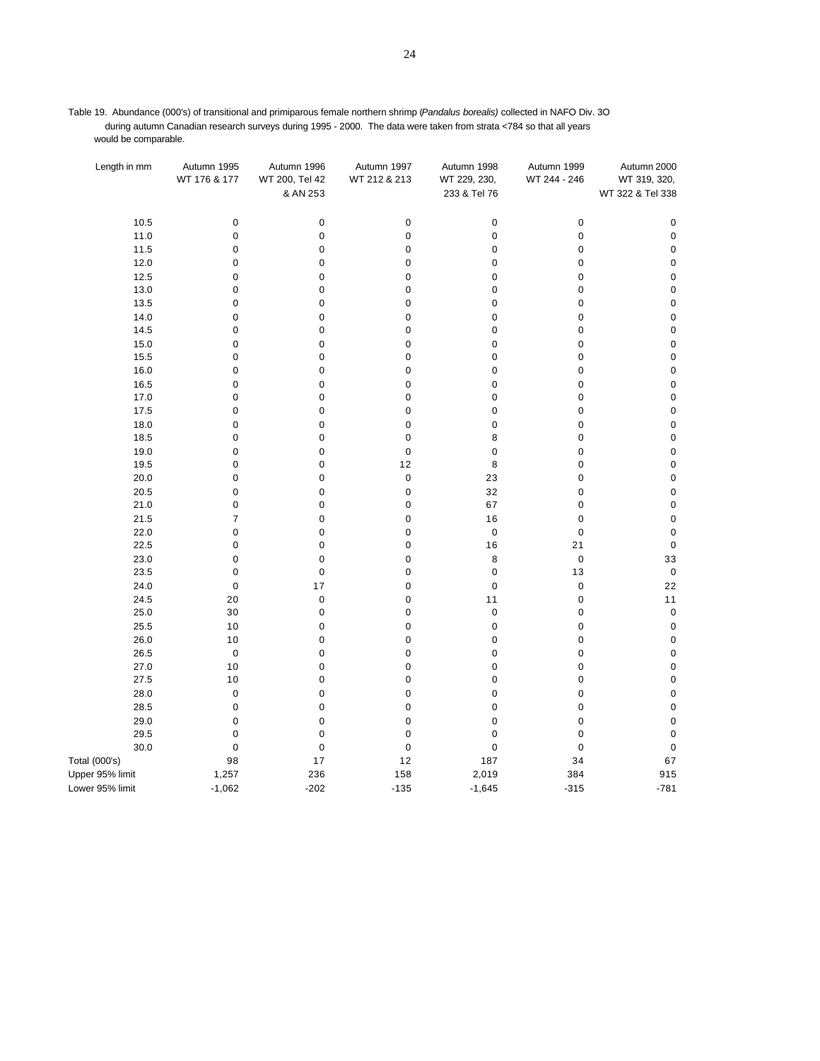Table 19. Abundance (000's) of transitional and primiparous female northern shrimp (*Pandalus borealis)* collected in NAFO Div. 3O during autumn Canadian research surveys during 1995 - 2000. The data were taken from strata <784 so that all years would be comparable.

| Length in mm | Autumn 1995 WT 176 & 177 | Autumn 1996 WT 200, Tel 42 & AN 253 | Autumn 1997 WT 212 & 213 | Autumn 1998 WT 229, 230, 233 & Tel 76 | Autumn 1999 WT 244 - 246 | Autumn 2000 WT 319, 320, WT 322 & Tel 338 |
|---|---|---|---|---|---|---|
| 10.5 | 0 | 0 | 0 | 0 | 0 | 0 |
| 11.0 | 0 | 0 | 0 | 0 | 0 | 0 |
| 11.5 | 0 | 0 | 0 | 0 | 0 | 0 |
| 12.0 | 0 | 0 | 0 | 0 | 0 | 0 |
| 12.5 | 0 | 0 | 0 | 0 | 0 | 0 |
| 13.0 | 0 | 0 | 0 | 0 | 0 | 0 |
| 13.5 | 0 | 0 | 0 | 0 | 0 | 0 |
| 14.0 | 0 | 0 | 0 | 0 | 0 | 0 |
| 14.5 | 0 | 0 | 0 | 0 | 0 | 0 |
| 15.0 | 0 | 0 | 0 | 0 | 0 | 0 |
| 15.5 | 0 | 0 | 0 | 0 | 0 | 0 |
| 16.0 | 0 | 0 | 0 | 0 | 0 | 0 |
| 16.5 | 0 | 0 | 0 | 0 | 0 | 0 |
| 17.0 | 0 | 0 | 0 | 0 | 0 | 0 |
| 17.5 | 0 | 0 | 0 | 0 | 0 | 0 |
| 18.0 | 0 | 0 | 0 | 0 | 0 | 0 |
| 18.5 | 0 | 0 | 0 | 8 | 0 | 0 |
| 19.0 | 0 | 0 | 0 | 0 | 0 | 0 |
| 19.5 | 0 | 0 | 12 | 8 | 0 | 0 |
| 20.0 | 0 | 0 | 0 | 23 | 0 | 0 |
| 20.5 | 0 | 0 | 0 | 32 | 0 | 0 |
| 21.0 | 0 | 0 | 0 | 67 | 0 | 0 |
| 21.5 | 7 | 0 | 0 | 16 | 0 | 0 |
| 22.0 | 0 | 0 | 0 | 0 | 0 | 0 |
| 22.5 | 0 | 0 | 0 | 16 | 21 | 0 |
| 23.0 | 0 | 0 | 0 | 8 | 0 | 33 |
| 23.5 | 0 | 0 | 0 | 0 | 13 | 0 |
| 24.0 | 0 | 17 | 0 | 0 | 0 | 22 |
| 24.5 | 20 | 0 | 0 | 11 | 0 | 11 |
| 25.0 | 30 | 0 | 0 | 0 | 0 | 0 |
| 25.5 | 10 | 0 | 0 | 0 | 0 | 0 |
| 26.0 | 10 | 0 | 0 | 0 | 0 | 0 |
| 26.5 | 0 | 0 | 0 | 0 | 0 | 0 |
| 27.0 | 10 | 0 | 0 | 0 | 0 | 0 |
| 27.5 | 10 | 0 | 0 | 0 | 0 | 0 |
| 28.0 | 0 | 0 | 0 | 0 | 0 | 0 |
| 28.5 | 0 | 0 | 0 | 0 | 0 | 0 |
| 29.0 | 0 | 0 | 0 | 0 | 0 | 0 |
| 29.5 | 0 | 0 | 0 | 0 | 0 | 0 |
| 30.0 | 0 | 0 | 0 | 0 | 0 | 0 |
| Total (000's) | 98 | 17 | 12 | 187 | 34 | 67 |
| Upper 95% limit | 1,257 | 236 | 158 | 2,019 | 384 | 915 |
| Lower 95% limit | -1,062 | -202 | -135 | -1,645 | -315 | -781 |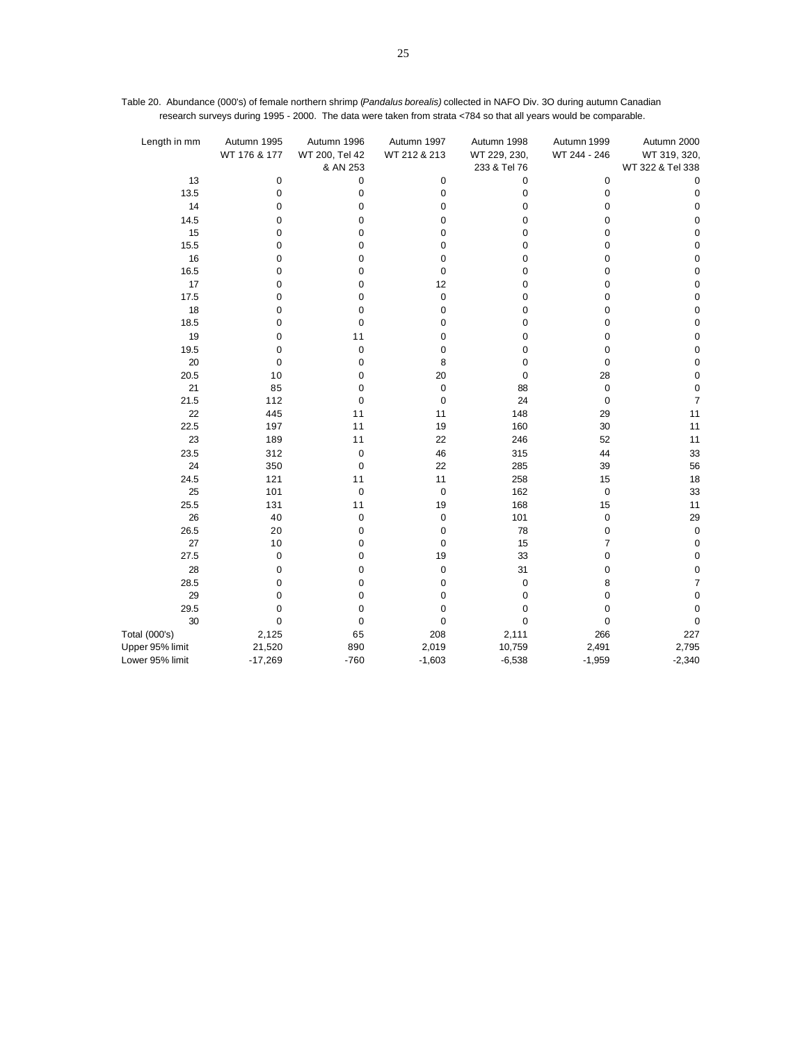Table 20. Abundance (000's) of female northern shrimp (*Pandalus borealis)* collected in NAFO Div. 3O during autumn Canadian research surveys during 1995 - 2000. The data were taken from strata <784 so that all years would be comparable.

| Length in mm | Autumn 1995 WT 176 & 177 | Autumn 1996 WT 200, Tel 42 & AN 253 | Autumn 1997 WT 212 & 213 | Autumn 1998 WT 229, 230, 233 & Tel 76 | Autumn 1999 WT 244 - 246 | Autumn 2000 WT 319, 320, WT 322 & Tel 338 |
|---|---|---|---|---|---|---|
| 13 | 0 | 0 | 0 | 0 | 0 | 0 |
| 13.5 | 0 | 0 | 0 | 0 | 0 | 0 |
| 14 | 0 | 0 | 0 | 0 | 0 | 0 |
| 14.5 | 0 | 0 | 0 | 0 | 0 | 0 |
| 15 | 0 | 0 | 0 | 0 | 0 | 0 |
| 15.5 | 0 | 0 | 0 | 0 | 0 | 0 |
| 16 | 0 | 0 | 0 | 0 | 0 | 0 |
| 16.5 | 0 | 0 | 0 | 0 | 0 | 0 |
| 17 | 0 | 0 | 12 | 0 | 0 | 0 |
| 17.5 | 0 | 0 | 0 | 0 | 0 | 0 |
| 18 | 0 | 0 | 0 | 0 | 0 | 0 |
| 18.5 | 0 | 0 | 0 | 0 | 0 | 0 |
| 19 | 0 | 11 | 0 | 0 | 0 | 0 |
| 19.5 | 0 | 0 | 0 | 0 | 0 | 0 |
| 20 | 0 | 0 | 8 | 0 | 0 | 0 |
| 20.5 | 10 | 0 | 20 | 0 | 28 | 0 |
| 21 | 85 | 0 | 0 | 88 | 0 | 0 |
| 21.5 | 112 | 0 | 0 | 24 | 0 | 7 |
| 22 | 445 | 11 | 11 | 148 | 29 | 11 |
| 22.5 | 197 | 11 | 19 | 160 | 30 | 11 |
| 23 | 189 | 11 | 22 | 246 | 52 | 11 |
| 23.5 | 312 | 0 | 46 | 315 | 44 | 33 |
| 24 | 350 | 0 | 22 | 285 | 39 | 56 |
| 24.5 | 121 | 11 | 11 | 258 | 15 | 18 |
| 25 | 101 | 0 | 0 | 162 | 0 | 33 |
| 25.5 | 131 | 11 | 19 | 168 | 15 | 11 |
| 26 | 40 | 0 | 0 | 101 | 0 | 29 |
| 26.5 | 20 | 0 | 0 | 78 | 0 | 0 |
| 27 | 10 | 0 | 0 | 15 | 7 | 0 |
| 27.5 | 0 | 0 | 19 | 33 | 0 | 0 |
| 28 | 0 | 0 | 0 | 31 | 0 | 0 |
| 28.5 | 0 | 0 | 0 | 0 | 8 | 7 |
| 29 | 0 | 0 | 0 | 0 | 0 | 0 |
| 29.5 | 0 | 0 | 0 | 0 | 0 | 0 |
| 30 | 0 | 0 | 0 | 0 | 0 | 0 |
| Total (000's) | 2,125 | 65 | 208 | 2,111 | 266 | 227 |
| Upper 95% limit | 21,520 | 890 | 2,019 | 10,759 | 2,491 | 2,795 |
| Lower 95% limit | -17,269 | -760 | -1,603 | -6,538 | -1,959 | -2,340 |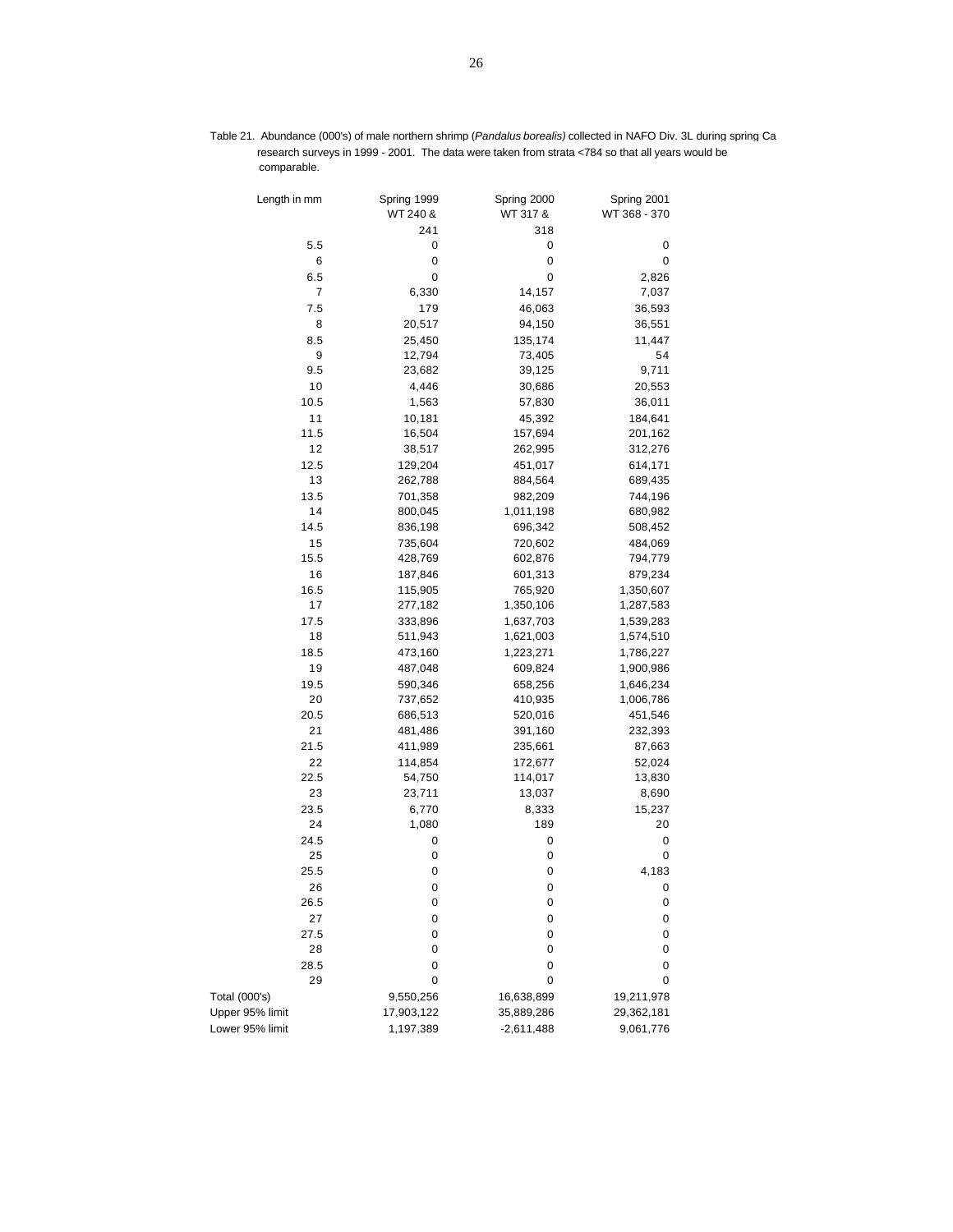Table 21. Abundance (000's) of male northern shrimp (*Pandalus borealis)* collected in NAFO Div. 3L during spring Ca research surveys in 1999 - 2001. The data were taken from strata <784 so that all years would be comparable.

| Length in mm | Spring 1999 WT 240 & 241 | Spring 2000 WT 317 & 318 | Spring 2001 WT 368 - 370 |
|---|---|---|---|
| 5.5 | 0 | 0 | 0 |
| 6 | 0 | 0 | 0 |
| 6.5 | 0 | 0 | 2,826 |
| 7 | 6,330 | 14,157 | 7,037 |
| 7.5 | 179 | 46,063 | 36,593 |
| 8 | 20,517 | 94,150 | 36,551 |
| 8.5 | 25,450 | 135,174 | 11,447 |
| 9 | 12,794 | 73,405 | 54 |
| 9.5 | 23,682 | 39,125 | 9,711 |
| 10 | 4,446 | 30,686 | 20,553 |
| 10.5 | 1,563 | 57,830 | 36,011 |
| 11 | 10,181 | 45,392 | 184,641 |
| 11.5 | 16,504 | 157,694 | 201,162 |
| 12 | 38,517 | 262,995 | 312,276 |
| 12.5 | 129,204 | 451,017 | 614,171 |
| 13 | 262,788 | 884,564 | 689,435 |
| 13.5 | 701,358 | 982,209 | 744,196 |
| 14 | 800,045 | 1,011,198 | 680,982 |
| 14.5 | 836,198 | 696,342 | 508,452 |
| 15 | 735,604 | 720,602 | 484,069 |
| 15.5 | 428,769 | 602,876 | 794,779 |
| 16 | 187,846 | 601,313 | 879,234 |
| 16.5 | 115,905 | 765,920 | 1,350,607 |
| 17 | 277,182 | 1,350,106 | 1,287,583 |
| 17.5 | 333,896 | 1,637,703 | 1,539,283 |
| 18 | 511,943 | 1,621,003 | 1,574,510 |
| 18.5 | 473,160 | 1,223,271 | 1,786,227 |
| 19 | 487,048 | 609,824 | 1,900,986 |
| 19.5 | 590,346 | 658,256 | 1,646,234 |
| 20 | 737,652 | 410,935 | 1,006,786 |
| 20.5 | 686,513 | 520,016 | 451,546 |
| 21 | 481,486 | 391,160 | 232,393 |
| 21.5 | 411,989 | 235,661 | 87,663 |
| 22 | 114,854 | 172,677 | 52,024 |
| 22.5 | 54,750 | 114,017 | 13,830 |
| 23 | 23,711 | 13,037 | 8,690 |
| 23.5 | 6,770 | 8,333 | 15,237 |
| 24 | 1,080 | 189 | 20 |
| 24.5 | 0 | 0 | 0 |
| 25 | 0 | 0 | 0 |
| 25.5 | 0 | 0 | 4,183 |
| 26 | 0 | 0 | 0 |
| 26.5 | 0 | 0 | 0 |
| 27 | 0 | 0 | 0 |
| 27.5 | 0 | 0 | 0 |
| 28 | 0 | 0 | 0 |
| 28.5 | 0 | 0 | 0 |
| 29 | 0 | 0 | 0 |
| Total (000's) | 9,550,256 | 16,638,899 | 19,211,978 |
| Upper 95% limit | 17,903,122 | 35,889,286 | 29,362,181 |
| Lower 95% limit | 1,197,389 | -2,611,488 | 9,061,776 |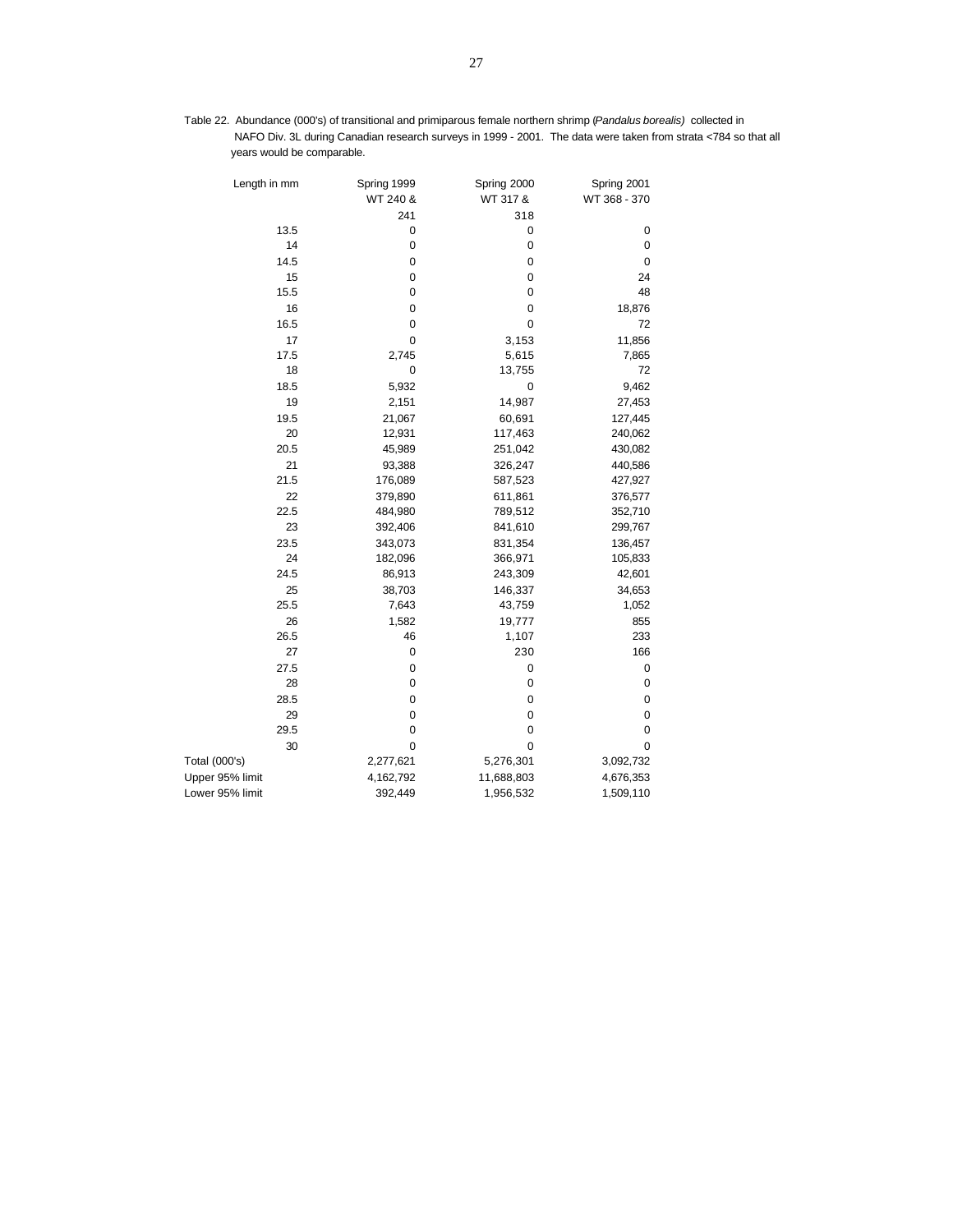Table 22. Abundance (000's) of transitional and primiparous female northern shrimp (*Pandalus borealis*) collected in NAFO Div. 3L during Canadian research surveys in 1999 - 2001. The data were taken from strata <784 so that all years would be comparable.

| Length in mm | Spring 1999 WT 240 & 241 | Spring 2000 WT 317 & 318 | Spring 2001 WT 368 - 370 |
|---|---|---|---|
| 13.5 | 0 | 0 | 0 |
| 14 | 0 | 0 | 0 |
| 14.5 | 0 | 0 | 0 |
| 15 | 0 | 0 | 24 |
| 15.5 | 0 | 0 | 48 |
| 16 | 0 | 0 | 18,876 |
| 16.5 | 0 | 0 | 72 |
| 17 | 0 | 3,153 | 11,856 |
| 17.5 | 2,745 | 5,615 | 7,865 |
| 18 | 0 | 13,755 | 72 |
| 18.5 | 5,932 | 0 | 9,462 |
| 19 | 2,151 | 14,987 | 27,453 |
| 19.5 | 21,067 | 60,691 | 127,445 |
| 20 | 12,931 | 117,463 | 240,062 |
| 20.5 | 45,989 | 251,042 | 430,082 |
| 21 | 93,388 | 326,247 | 440,586 |
| 21.5 | 176,089 | 587,523 | 427,927 |
| 22 | 379,890 | 611,861 | 376,577 |
| 22.5 | 484,980 | 789,512 | 352,710 |
| 23 | 392,406 | 841,610 | 299,767 |
| 23.5 | 343,073 | 831,354 | 136,457 |
| 24 | 182,096 | 366,971 | 105,833 |
| 24.5 | 86,913 | 243,309 | 42,601 |
| 25 | 38,703 | 146,337 | 34,653 |
| 25.5 | 7,643 | 43,759 | 1,052 |
| 26 | 1,582 | 19,777 | 855 |
| 26.5 | 46 | 1,107 | 233 |
| 27 | 0 | 230 | 166 |
| 27.5 | 0 | 0 | 0 |
| 28 | 0 | 0 | 0 |
| 28.5 | 0 | 0 | 0 |
| 29 | 0 | 0 | 0 |
| 29.5 | 0 | 0 | 0 |
| 30 | 0 | 0 | 0 |
| Total (000's) | 2,277,621 | 5,276,301 | 3,092,732 |
| Upper 95% limit | 4,162,792 | 11,688,803 | 4,676,353 |
| Lower 95% limit | 392,449 | 1,956,532 | 1,509,110 |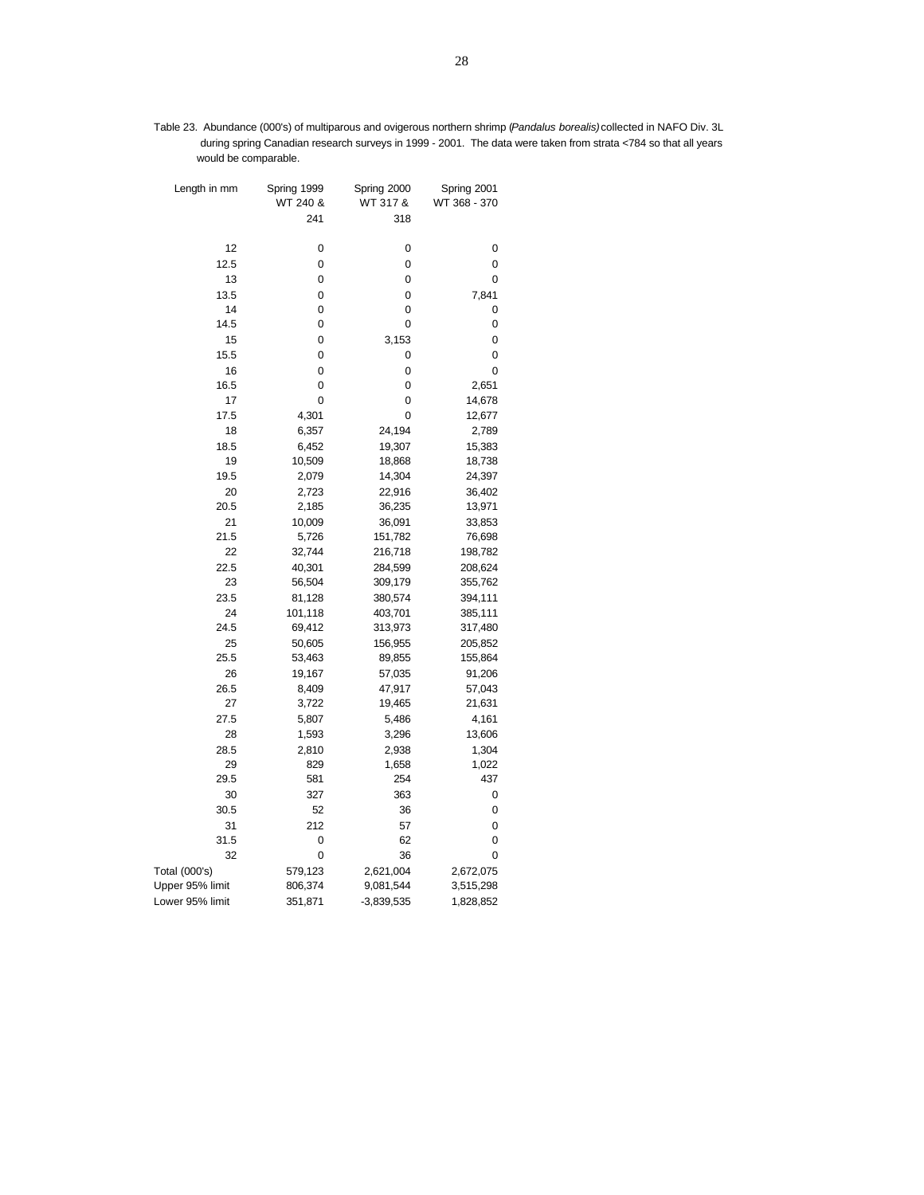Table 23. Abundance (000's) of multiparous and ovigerous northern shrimp (*Pandalus borealis)* collected in NAFO Div. 3L during spring Canadian research surveys in 1999 - 2001. The data were taken from strata <784 so that all years would be comparable.

| Length in mm | Spring 1999 WT 240 & 241 | Spring 2000 WT 317 & 318 | Spring 2001 WT 368 - 370 |
|---|---|---|---|
| 12 | 0 | 0 | 0 |
| 12.5 | 0 | 0 | 0 |
| 13 | 0 | 0 | 0 |
| 13.5 | 0 | 0 | 7,841 |
| 14 | 0 | 0 | 0 |
| 14.5 | 0 | 0 | 0 |
| 15 | 0 | 3,153 | 0 |
| 15.5 | 0 | 0 | 0 |
| 16 | 0 | 0 | 0 |
| 16.5 | 0 | 0 | 2,651 |
| 17 | 0 | 0 | 14,678 |
| 17.5 | 4,301 | 0 | 12,677 |
| 18 | 6,357 | 24,194 | 2,789 |
| 18.5 | 6,452 | 19,307 | 15,383 |
| 19 | 10,509 | 18,868 | 18,738 |
| 19.5 | 2,079 | 14,304 | 24,397 |
| 20 | 2,723 | 22,916 | 36,402 |
| 20.5 | 2,185 | 36,235 | 13,971 |
| 21 | 10,009 | 36,091 | 33,853 |
| 21.5 | 5,726 | 151,782 | 76,698 |
| 22 | 32,744 | 216,718 | 198,782 |
| 22.5 | 40,301 | 284,599 | 208,624 |
| 23 | 56,504 | 309,179 | 355,762 |
| 23.5 | 81,128 | 380,574 | 394,111 |
| 24 | 101,118 | 403,701 | 385,111 |
| 24.5 | 69,412 | 313,973 | 317,480 |
| 25 | 50,605 | 156,955 | 205,852 |
| 25.5 | 53,463 | 89,855 | 155,864 |
| 26 | 19,167 | 57,035 | 91,206 |
| 26.5 | 8,409 | 47,917 | 57,043 |
| 27 | 3,722 | 19,465 | 21,631 |
| 27.5 | 5,807 | 5,486 | 4,161 |
| 28 | 1,593 | 3,296 | 13,606 |
| 28.5 | 2,810 | 2,938 | 1,304 |
| 29 | 829 | 1,658 | 1,022 |
| 29.5 | 581 | 254 | 437 |
| 30 | 327 | 363 | 0 |
| 30.5 | 52 | 36 | 0 |
| 31 | 212 | 57 | 0 |
| 31.5 | 0 | 62 | 0 |
| 32 | 0 | 36 | 0 |
| Total (000's) | 579,123 | 2,621,004 | 2,672,075 |
| Upper 95% limit | 806,374 | 9,081,544 | 3,515,298 |
| Lower 95% limit | 351,871 | -3,839,535 | 1,828,852 |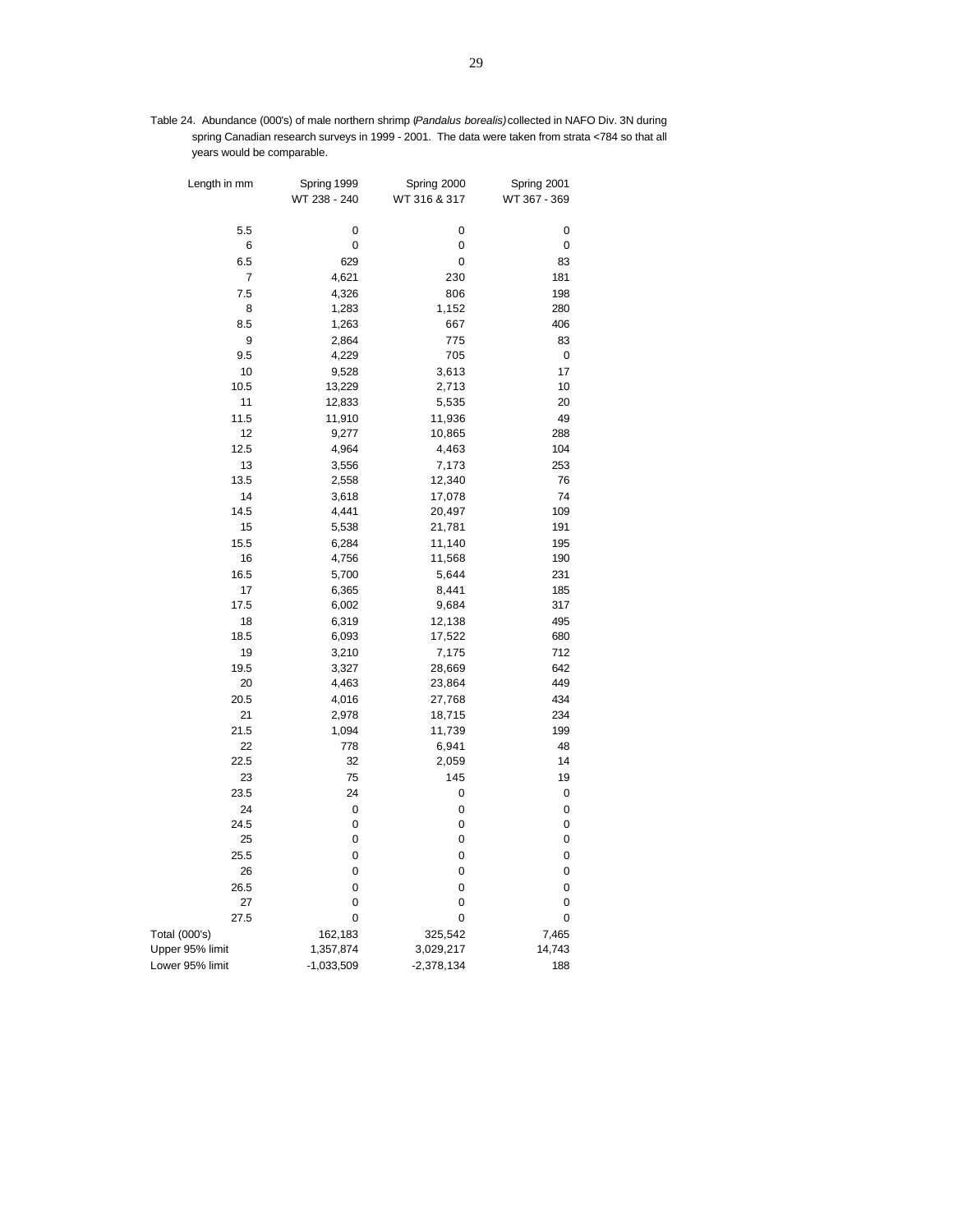Table 24. Abundance (000's) of male northern shrimp (*Pandalus borealis)* collected in NAFO Div. 3N during spring Canadian research surveys in 1999 - 2001. The data were taken from strata <784 so that all years would be comparable.

| Length in mm | Spring 1999<br>WT 238 - 240 | Spring 2000<br>WT 316 & 317 | Spring 2001<br>WT 367 - 369 |
|---|---|---|---|
| 5.5 | 0 | 0 | 0 |
| 6 | 0 | 0 | 0 |
| 6.5 | 629 | 0 | 83 |
| 7 | 4,621 | 230 | 181 |
| 7.5 | 4,326 | 806 | 198 |
| 8 | 1,283 | 1,152 | 280 |
| 8.5 | 1,263 | 667 | 406 |
| 9 | 2,864 | 775 | 83 |
| 9.5 | 4,229 | 705 | 0 |
| 10 | 9,528 | 3,613 | 17 |
| 10.5 | 13,229 | 2,713 | 10 |
| 11 | 12,833 | 5,535 | 20 |
| 11.5 | 11,910 | 11,936 | 49 |
| 12 | 9,277 | 10,865 | 288 |
| 12.5 | 4,964 | 4,463 | 104 |
| 13 | 3,556 | 7,173 | 253 |
| 13.5 | 2,558 | 12,340 | 76 |
| 14 | 3,618 | 17,078 | 74 |
| 14.5 | 4,441 | 20,497 | 109 |
| 15 | 5,538 | 21,781 | 191 |
| 15.5 | 6,284 | 11,140 | 195 |
| 16 | 4,756 | 11,568 | 190 |
| 16.5 | 5,700 | 5,644 | 231 |
| 17 | 6,365 | 8,441 | 185 |
| 17.5 | 6,002 | 9,684 | 317 |
| 18 | 6,319 | 12,138 | 495 |
| 18.5 | 6,093 | 17,522 | 680 |
| 19 | 3,210 | 7,175 | 712 |
| 19.5 | 3,327 | 28,669 | 642 |
| 20 | 4,463 | 23,864 | 449 |
| 20.5 | 4,016 | 27,768 | 434 |
| 21 | 2,978 | 18,715 | 234 |
| 21.5 | 1,094 | 11,739 | 199 |
| 22 | 778 | 6,941 | 48 |
| 22.5 | 32 | 2,059 | 14 |
| 23 | 75 | 145 | 19 |
| 23.5 | 24 | 0 | 0 |
| 24 | 0 | 0 | 0 |
| 24.5 | 0 | 0 | 0 |
| 25 | 0 | 0 | 0 |
| 25.5 | 0 | 0 | 0 |
| 26 | 0 | 0 | 0 |
| 26.5 | 0 | 0 | 0 |
| 27 | 0 | 0 | 0 |
| 27.5 | 0 | 0 | 0 |
| Total (000's) | 162,183 | 325,542 | 7,465 |
| Upper 95% limit | 1,357,874 | 3,029,217 | 14,743 |
| Lower 95% limit | -1,033,509 | -2,378,134 | 188 |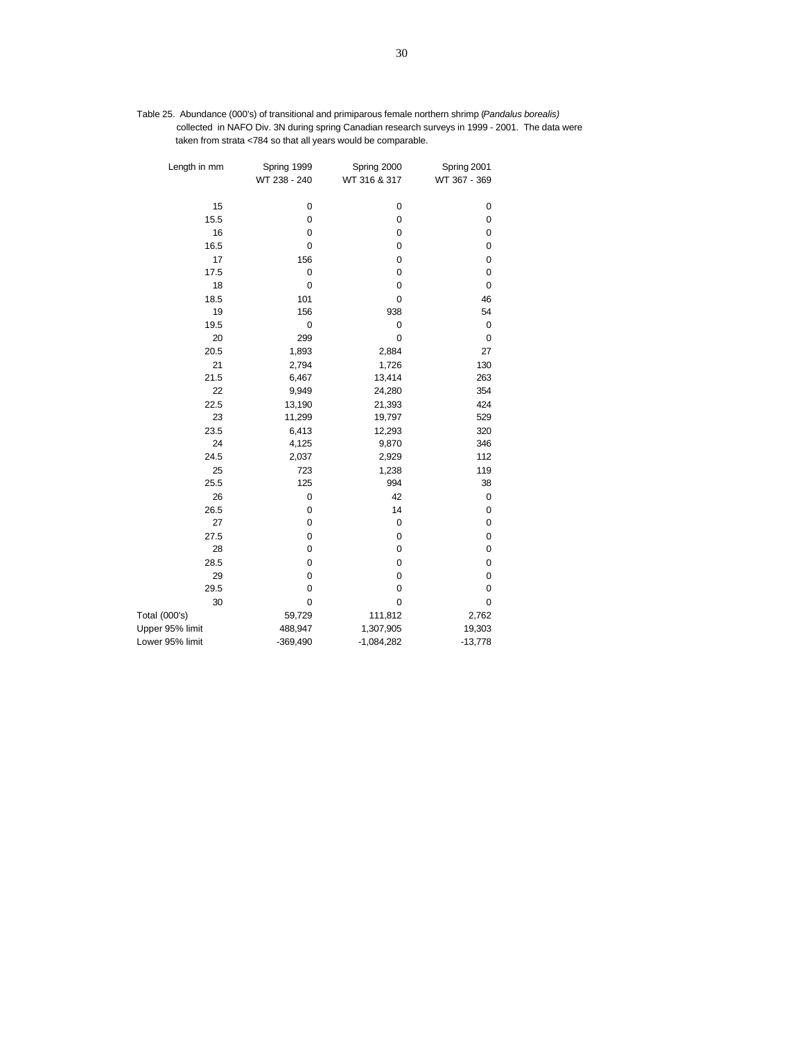Table 25. Abundance (000's) of transitional and primiparous female northern shrimp (*Pandalus borealis*) collected in NAFO Div. 3N during spring Canadian research surveys in 1999 - 2001. The data were taken from strata <784 so that all years would be comparable.

| Length in mm | Spring 1999<br>WT 238 - 240 | Spring 2000<br>WT 316 & 317 | Spring 2001<br>WT 367 - 369 |
|---|---|---|---|
| 15 | 0 | 0 | 0 |
| 15.5 | 0 | 0 | 0 |
| 16 | 0 | 0 | 0 |
| 16.5 | 0 | 0 | 0 |
| 17 | 156 | 0 | 0 |
| 17.5 | 0 | 0 | 0 |
| 18 | 0 | 0 | 0 |
| 18.5 | 101 | 0 | 46 |
| 19 | 156 | 938 | 54 |
| 19.5 | 0 | 0 | 0 |
| 20 | 299 | 0 | 0 |
| 20.5 | 1,893 | 2,884 | 27 |
| 21 | 2,794 | 1,726 | 130 |
| 21.5 | 6,467 | 13,414 | 263 |
| 22 | 9,949 | 24,280 | 354 |
| 22.5 | 13,190 | 21,393 | 424 |
| 23 | 11,299 | 19,797 | 529 |
| 23.5 | 6,413 | 12,293 | 320 |
| 24 | 4,125 | 9,870 | 346 |
| 24.5 | 2,037 | 2,929 | 112 |
| 25 | 723 | 1,238 | 119 |
| 25.5 | 125 | 994 | 38 |
| 26 | 0 | 42 | 0 |
| 26.5 | 0 | 14 | 0 |
| 27 | 0 | 0 | 0 |
| 27.5 | 0 | 0 | 0 |
| 28 | 0 | 0 | 0 |
| 28.5 | 0 | 0 | 0 |
| 29 | 0 | 0 | 0 |
| 29.5 | 0 | 0 | 0 |
| 30 | 0 | 0 | 0 |
| Total (000's) | 59,729 | 111,812 | 2,762 |
| Upper 95% limit | 488,947 | 1,307,905 | 19,303 |
| Lower 95% limit | -369,490 | -1,084,282 | -13,778 |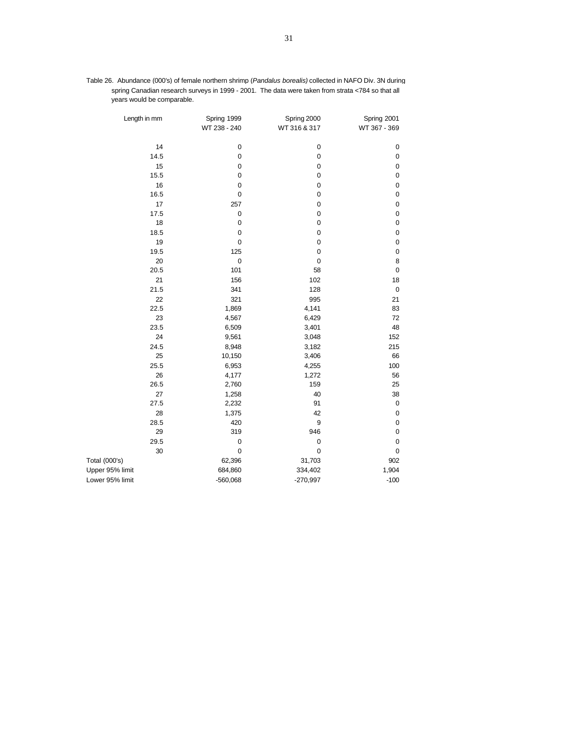Table 26. Abundance (000's) of female northern shrimp (*Pandalus borealis)* collected in NAFO Div. 3N during spring Canadian research surveys in 1999 - 2001. The data were taken from strata <784 so that all years would be comparable.

| Length in mm | Spring 1999<br>WT 238 - 240 | Spring 2000<br>WT 316 & 317 | Spring 2001<br>WT 367 - 369 |
|---|---|---|---|
| 14 | 0 | 0 | 0 |
| 14.5 | 0 | 0 | 0 |
| 15 | 0 | 0 | 0 |
| 15.5 | 0 | 0 | 0 |
| 16 | 0 | 0 | 0 |
| 16.5 | 0 | 0 | 0 |
| 17 | 257 | 0 | 0 |
| 17.5 | 0 | 0 | 0 |
| 18 | 0 | 0 | 0 |
| 18.5 | 0 | 0 | 0 |
| 19 | 0 | 0 | 0 |
| 19.5 | 125 | 0 | 0 |
| 20 | 0 | 0 | 8 |
| 20.5 | 101 | 58 | 0 |
| 21 | 156 | 102 | 18 |
| 21.5 | 341 | 128 | 0 |
| 22 | 321 | 995 | 21 |
| 22.5 | 1,869 | 4,141 | 83 |
| 23 | 4,567 | 6,429 | 72 |
| 23.5 | 6,509 | 3,401 | 48 |
| 24 | 9,561 | 3,048 | 152 |
| 24.5 | 8,948 | 3,182 | 215 |
| 25 | 10,150 | 3,406 | 66 |
| 25.5 | 6,953 | 4,255 | 100 |
| 26 | 4,177 | 1,272 | 56 |
| 26.5 | 2,760 | 159 | 25 |
| 27 | 1,258 | 40 | 38 |
| 27.5 | 2,232 | 91 | 0 |
| 28 | 1,375 | 42 | 0 |
| 28.5 | 420 | 9 | 0 |
| 29 | 319 | 946 | 0 |
| 29.5 | 0 | 0 | 0 |
| 30 | 0 | 0 | 0 |
| Total (000's) | 62,396 | 31,703 | 902 |
| Upper 95% limit | 684,860 | 334,402 | 1,904 |
| Lower 95% limit | -560,068 | -270,997 | -100 |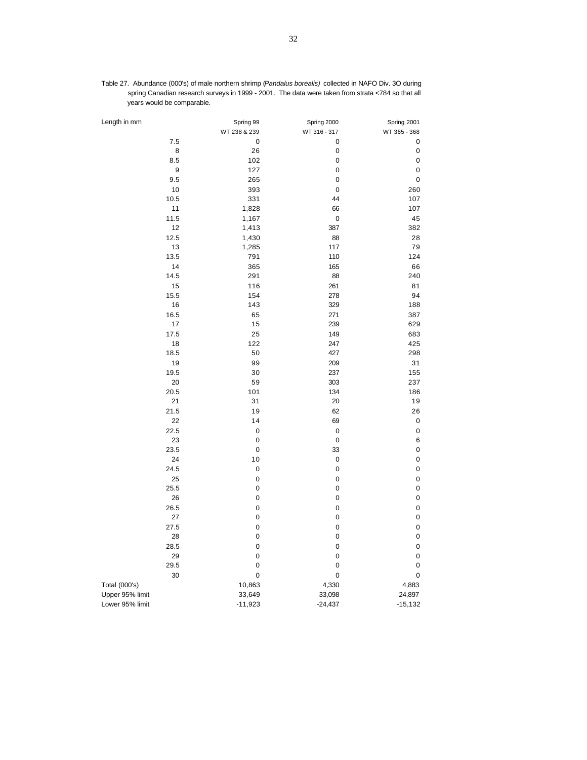Table 27. Abundance (000's) of male northern shrimp (*Pandalus borealis*) collected in NAFO Div. 3O during spring Canadian research surveys in 1999 - 2001. The data were taken from strata <784 so that all years would be comparable.

| Length in mm | Spring 99 | Spring 2000 | Spring 2001 |
|---|---|---|---|
| | WT 238 & 239 | WT 316 - 317 | WT 365 - 368 |
| 7.5 | 0 | 0 | 0 |
| 8 | 26 | 0 | 0 |
| 8.5 | 102 | 0 | 0 |
| 9 | 127 | 0 | 0 |
| 9.5 | 265 | 0 | 0 |
| 10 | 393 | 0 | 260 |
| 10.5 | 331 | 44 | 107 |
| 11 | 1,828 | 66 | 107 |
| 11.5 | 1,167 | 0 | 45 |
| 12 | 1,413 | 387 | 382 |
| 12.5 | 1,430 | 88 | 28 |
| 13 | 1,285 | 117 | 79 |
| 13.5 | 791 | 110 | 124 |
| 14 | 365 | 165 | 66 |
| 14.5 | 291 | 88 | 240 |
| 15 | 116 | 261 | 81 |
| 15.5 | 154 | 278 | 94 |
| 16 | 143 | 329 | 188 |
| 16.5 | 65 | 271 | 387 |
| 17 | 15 | 239 | 629 |
| 17.5 | 25 | 149 | 683 |
| 18 | 122 | 247 | 425 |
| 18.5 | 50 | 427 | 298 |
| 19 | 99 | 209 | 31 |
| 19.5 | 30 | 237 | 155 |
| 20 | 59 | 303 | 237 |
| 20.5 | 101 | 134 | 186 |
| 21 | 31 | 20 | 19 |
| 21.5 | 19 | 62 | 26 |
| 22 | 14 | 69 | 0 |
| 22.5 | 0 | 0 | 0 |
| 23 | 0 | 0 | 6 |
| 23.5 | 0 | 33 | 0 |
| 24 | 10 | 0 | 0 |
| 24.5 | 0 | 0 | 0 |
| 25 | 0 | 0 | 0 |
| 25.5 | 0 | 0 | 0 |
| 26 | 0 | 0 | 0 |
| 26.5 | 0 | 0 | 0 |
| 27 | 0 | 0 | 0 |
| 27.5 | 0 | 0 | 0 |
| 28 | 0 | 0 | 0 |
| 28.5 | 0 | 0 | 0 |
| 29 | 0 | 0 | 0 |
| 29.5 | 0 | 0 | 0 |
| 30 | 0 | 0 | 0 |
| Total (000's) | 10,863 | 4,330 | 4,883 |
| Upper 95% limit | 33,649 | 33,098 | 24,897 |
| Lower 95% limit | -11,923 | -24,437 | -15,132 |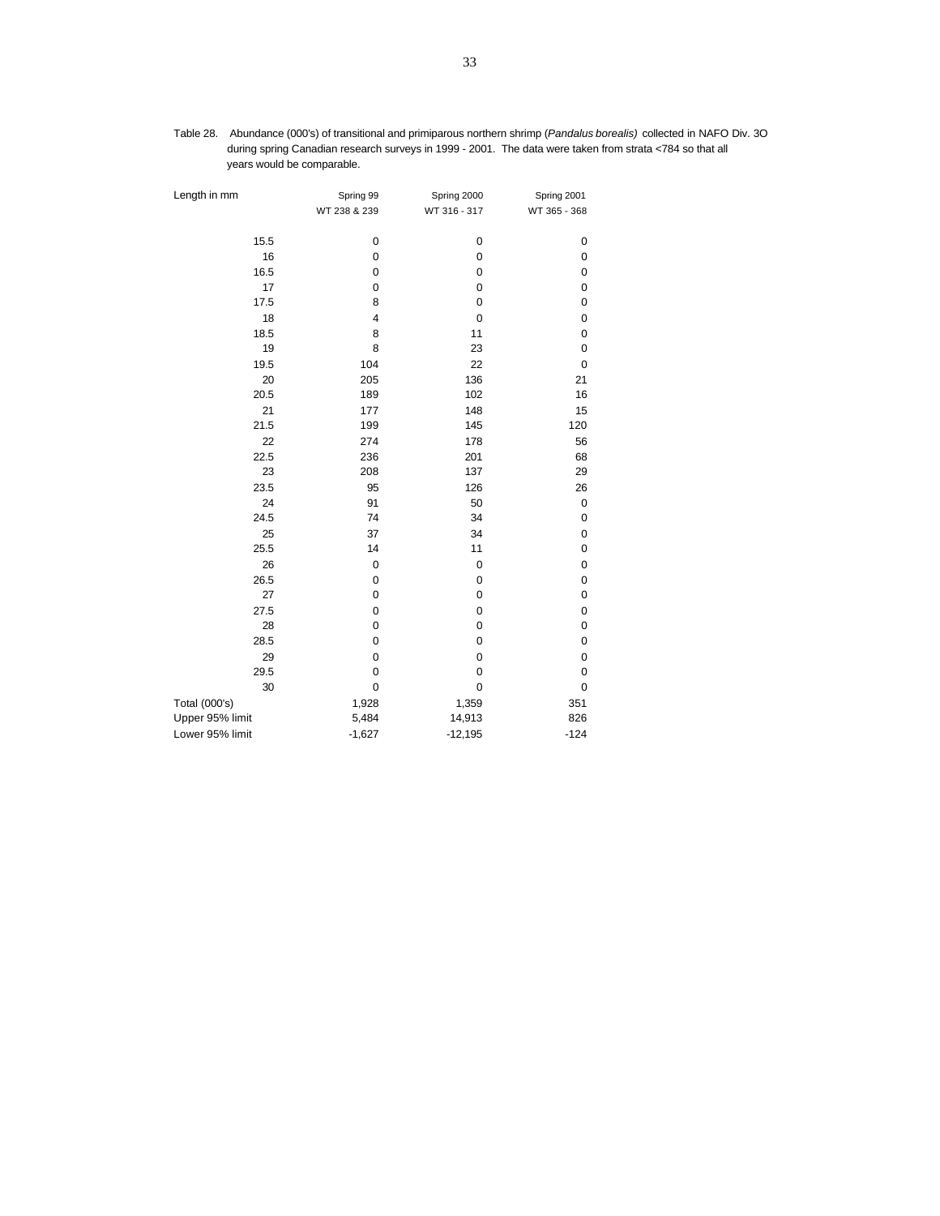Table 28. Abundance (000's) of transitional and primiparous northern shrimp (*Pandalus borealis*) collected in NAFO Div. 3O during spring Canadian research surveys in 1999 - 2001. The data were taken from strata <784 so that all years would be comparable.

| Length in mm | Spring 99<br>WT 238 & 239 | Spring 2000<br>WT 316 - 317 | Spring 2001<br>WT 365 - 368 |
|---|---|---|---|
| 15.5 | 0 | 0 | 0 |
| 16 | 0 | 0 | 0 |
| 16.5 | 0 | 0 | 0 |
| 17 | 0 | 0 | 0 |
| 17.5 | 8 | 0 | 0 |
| 18 | 4 | 0 | 0 |
| 18.5 | 8 | 11 | 0 |
| 19 | 8 | 23 | 0 |
| 19.5 | 104 | 22 | 0 |
| 20 | 205 | 136 | 21 |
| 20.5 | 189 | 102 | 16 |
| 21 | 177 | 148 | 15 |
| 21.5 | 199 | 145 | 120 |
| 22 | 274 | 178 | 56 |
| 22.5 | 236 | 201 | 68 |
| 23 | 208 | 137 | 29 |
| 23.5 | 95 | 126 | 26 |
| 24 | 91 | 50 | 0 |
| 24.5 | 74 | 34 | 0 |
| 25 | 37 | 34 | 0 |
| 25.5 | 14 | 11 | 0 |
| 26 | 0 | 0 | 0 |
| 26.5 | 0 | 0 | 0 |
| 27 | 0 | 0 | 0 |
| 27.5 | 0 | 0 | 0 |
| 28 | 0 | 0 | 0 |
| 28.5 | 0 | 0 | 0 |
| 29 | 0 | 0 | 0 |
| 29.5 | 0 | 0 | 0 |
| 30 | 0 | 0 | 0 |
| Total (000's) | 1,928 | 1,359 | 351 |
| Upper 95% limit | 5,484 | 14,913 | 826 |
| Lower 95% limit | -1,627 | -12,195 | -124 |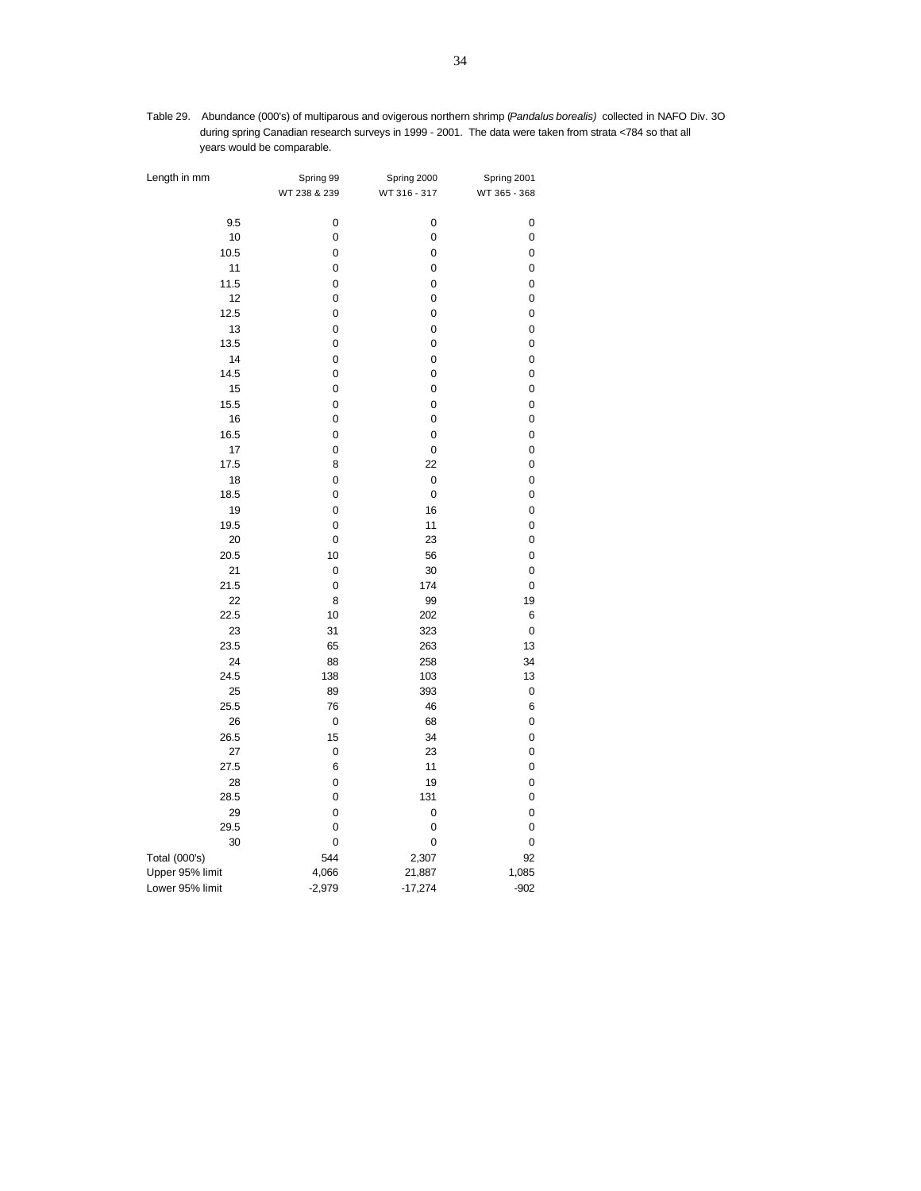Table 29. Abundance (000's) of multiparous and ovigerous northern shrimp (*Pandalus borealis*) collected in NAFO Div. 3O during spring Canadian research surveys in 1999 - 2001. The data were taken from strata <784 so that all years would be comparable.

| Length in mm | Spring 99<br>WT 238 & 239 | Spring 2000<br>WT 316 - 317 | Spring 2001<br>WT 365 - 368 |
|---|---|---|---|
| 9.5 | 0 | 0 | 0 |
| 10 | 0 | 0 | 0 |
| 10.5 | 0 | 0 | 0 |
| 11 | 0 | 0 | 0 |
| 11.5 | 0 | 0 | 0 |
| 12 | 0 | 0 | 0 |
| 12.5 | 0 | 0 | 0 |
| 13 | 0 | 0 | 0 |
| 13.5 | 0 | 0 | 0 |
| 14 | 0 | 0 | 0 |
| 14.5 | 0 | 0 | 0 |
| 15 | 0 | 0 | 0 |
| 15.5 | 0 | 0 | 0 |
| 16 | 0 | 0 | 0 |
| 16.5 | 0 | 0 | 0 |
| 17 | 0 | 0 | 0 |
| 17.5 | 8 | 22 | 0 |
| 18 | 0 | 0 | 0 |
| 18.5 | 0 | 0 | 0 |
| 19 | 0 | 16 | 0 |
| 19.5 | 0 | 11 | 0 |
| 20 | 0 | 23 | 0 |
| 20.5 | 10 | 56 | 0 |
| 21 | 0 | 30 | 0 |
| 21.5 | 0 | 174 | 0 |
| 22 | 8 | 99 | 19 |
| 22.5 | 10 | 202 | 6 |
| 23 | 31 | 323 | 0 |
| 23.5 | 65 | 263 | 13 |
| 24 | 88 | 258 | 34 |
| 24.5 | 138 | 103 | 13 |
| 25 | 89 | 393 | 0 |
| 25.5 | 76 | 46 | 6 |
| 26 | 0 | 68 | 0 |
| 26.5 | 15 | 34 | 0 |
| 27 | 0 | 23 | 0 |
| 27.5 | 6 | 11 | 0 |
| 28 | 0 | 19 | 0 |
| 28.5 | 0 | 131 | 0 |
| 29 | 0 | 0 | 0 |
| 29.5 | 0 | 0 | 0 |
| 30 | 0 | 0 | 0 |
| Total (000's) | 544 | 2,307 | 92 |
| Upper 95% limit | 4,066 | 21,887 | 1,085 |
| Lower 95% limit | -2,979 | -17,274 | -902 |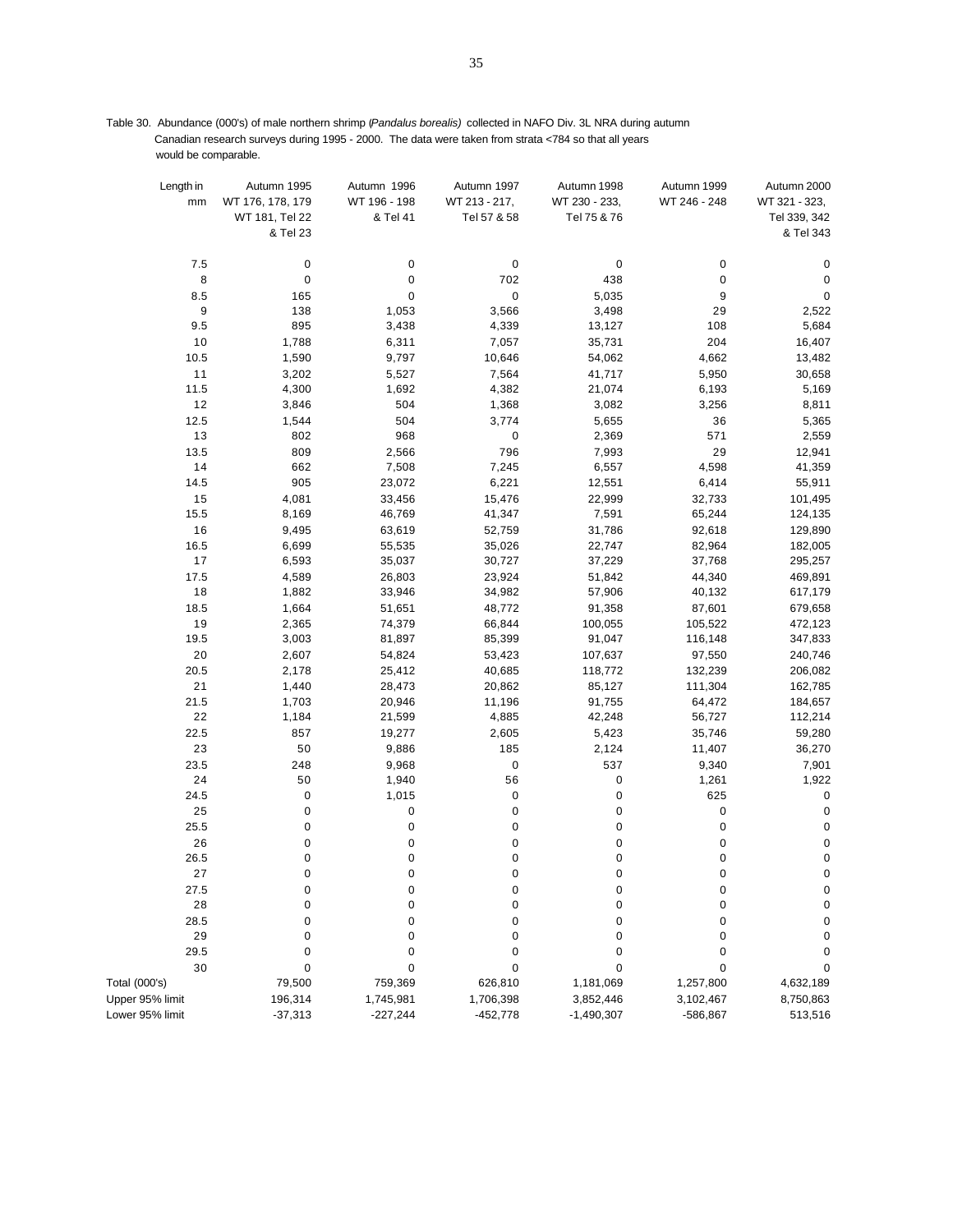Table 30. Abundance (000's) of male northern shrimp (*Pandalus borealis*) collected in NAFO Div. 3L NRA during autumn Canadian research surveys during 1995 - 2000. The data were taken from strata <784 so that all years would be comparable.

| Length in mm | Autumn 1995 WT 176, 178, 179 WT 181, Tel 22 & Tel 23 | Autumn 1996 WT 196 - 198 & Tel 41 | Autumn 1997 WT 213 - 217, Tel 57 & 58 | Autumn 1998 WT 230 - 233, Tel 75 & 76 | Autumn 1999 WT 246 - 248 | Autumn 2000 WT 321 - 323, Tel 339, 342 & Tel 343 |
|---|---|---|---|---|---|---|
| 7.5 | 0 | 0 | 0 | 0 | 0 | 0 |
| 8 | 0 | 0 | 702 | 438 | 0 | 0 |
| 8.5 | 165 | 0 | 0 | 5,035 | 9 | 0 |
| 9 | 138 | 1,053 | 3,566 | 3,498 | 29 | 2,522 |
| 9.5 | 895 | 3,438 | 4,339 | 13,127 | 108 | 5,684 |
| 10 | 1,788 | 6,311 | 7,057 | 35,731 | 204 | 16,407 |
| 10.5 | 1,590 | 9,797 | 10,646 | 54,062 | 4,662 | 13,482 |
| 11 | 3,202 | 5,527 | 7,564 | 41,717 | 5,950 | 30,658 |
| 11.5 | 4,300 | 1,692 | 4,382 | 21,074 | 6,193 | 5,169 |
| 12 | 3,846 | 504 | 1,368 | 3,082 | 3,256 | 8,811 |
| 12.5 | 1,544 | 504 | 3,774 | 5,655 | 36 | 5,365 |
| 13 | 802 | 968 | 0 | 2,369 | 571 | 2,559 |
| 13.5 | 809 | 2,566 | 796 | 7,993 | 29 | 12,941 |
| 14 | 662 | 7,508 | 7,245 | 6,557 | 4,598 | 41,359 |
| 14.5 | 905 | 23,072 | 6,221 | 12,551 | 6,414 | 55,911 |
| 15 | 4,081 | 33,456 | 15,476 | 22,999 | 32,733 | 101,495 |
| 15.5 | 8,169 | 46,769 | 41,347 | 7,591 | 65,244 | 124,135 |
| 16 | 9,495 | 63,619 | 52,759 | 31,786 | 92,618 | 129,890 |
| 16.5 | 6,699 | 55,535 | 35,026 | 22,747 | 82,964 | 182,005 |
| 17 | 6,593 | 35,037 | 30,727 | 37,229 | 37,768 | 295,257 |
| 17.5 | 4,589 | 26,803 | 23,924 | 51,842 | 44,340 | 469,891 |
| 18 | 1,882 | 33,946 | 34,982 | 57,906 | 40,132 | 617,179 |
| 18.5 | 1,664 | 51,651 | 48,772 | 91,358 | 87,601 | 679,658 |
| 19 | 2,365 | 74,379 | 66,844 | 100,055 | 105,522 | 472,123 |
| 19.5 | 3,003 | 81,897 | 85,399 | 91,047 | 116,148 | 347,833 |
| 20 | 2,607 | 54,824 | 53,423 | 107,637 | 97,550 | 240,746 |
| 20.5 | 2,178 | 25,412 | 40,685 | 118,772 | 132,239 | 206,082 |
| 21 | 1,440 | 28,473 | 20,862 | 85,127 | 111,304 | 162,785 |
| 21.5 | 1,703 | 20,946 | 11,196 | 91,755 | 64,472 | 184,657 |
| 22 | 1,184 | 21,599 | 4,885 | 42,248 | 56,727 | 112,214 |
| 22.5 | 857 | 19,277 | 2,605 | 5,423 | 35,746 | 59,280 |
| 23 | 50 | 9,886 | 185 | 2,124 | 11,407 | 36,270 |
| 23.5 | 248 | 9,968 | 0 | 537 | 9,340 | 7,901 |
| 24 | 50 | 1,940 | 56 | 0 | 1,261 | 1,922 |
| 24.5 | 0 | 1,015 | 0 | 0 | 625 | 0 |
| 25 | 0 | 0 | 0 | 0 | 0 | 0 |
| 25.5 | 0 | 0 | 0 | 0 | 0 | 0 |
| 26 | 0 | 0 | 0 | 0 | 0 | 0 |
| 26.5 | 0 | 0 | 0 | 0 | 0 | 0 |
| 27 | 0 | 0 | 0 | 0 | 0 | 0 |
| 27.5 | 0 | 0 | 0 | 0 | 0 | 0 |
| 28 | 0 | 0 | 0 | 0 | 0 | 0 |
| 28.5 | 0 | 0 | 0 | 0 | 0 | 0 |
| 29 | 0 | 0 | 0 | 0 | 0 | 0 |
| 29.5 | 0 | 0 | 0 | 0 | 0 | 0 |
| 30 | 0 | 0 | 0 | 0 | 0 | 0 |
| Total (000's) | 79,500 | 759,369 | 626,810 | 1,181,069 | 1,257,800 | 4,632,189 |
| Upper 95% limit | 196,314 | 1,745,981 | 1,706,398 | 3,852,446 | 3,102,467 | 8,750,863 |
| Lower 95% limit | -37,313 | -227,244 | -452,778 | -1,490,307 | -586,867 | 513,516 |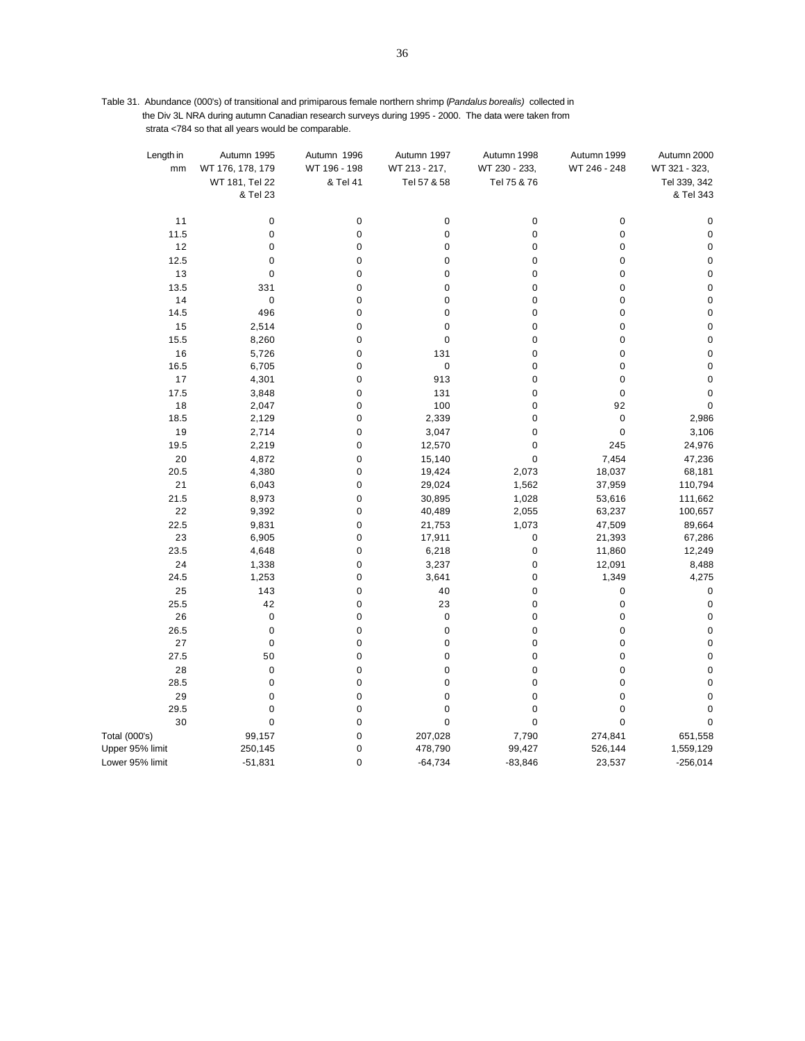Table 31. Abundance (000's) of transitional and primiparous female northern shrimp (*Pandalus borealis*) collected in the Div 3L NRA during autumn Canadian research surveys during 1995 - 2000. The data were taken from strata <784 so that all years would be comparable.

| Length in mm | Autumn 1995 WT 176, 178, 179 WT 181, Tel 22 & Tel 23 | Autumn 1996 WT 196 - 198 & Tel 41 | Autumn 1997 WT 213 - 217, Tel 57 & 58 | Autumn 1998 WT 230 - 233, Tel 75 & 76 | Autumn 1999 WT 246 - 248 | Autumn 2000 WT 321 - 323, Tel 339, 342 & Tel 343 |
|---|---|---|---|---|---|---|
| 11 | 0 | 0 | 0 | 0 | 0 | 0 |
| 11.5 | 0 | 0 | 0 | 0 | 0 | 0 |
| 12 | 0 | 0 | 0 | 0 | 0 | 0 |
| 12.5 | 0 | 0 | 0 | 0 | 0 | 0 |
| 13 | 0 | 0 | 0 | 0 | 0 | 0 |
| 13.5 | 331 | 0 | 0 | 0 | 0 | 0 |
| 14 | 0 | 0 | 0 | 0 | 0 | 0 |
| 14.5 | 496 | 0 | 0 | 0 | 0 | 0 |
| 15 | 2,514 | 0 | 0 | 0 | 0 | 0 |
| 15.5 | 8,260 | 0 | 0 | 0 | 0 | 0 |
| 16 | 5,726 | 0 | 131 | 0 | 0 | 0 |
| 16.5 | 6,705 | 0 | 0 | 0 | 0 | 0 |
| 17 | 4,301 | 0 | 913 | 0 | 0 | 0 |
| 17.5 | 3,848 | 0 | 131 | 0 | 0 | 0 |
| 18 | 2,047 | 0 | 100 | 0 | 92 | 0 |
| 18.5 | 2,129 | 0 | 2,339 | 0 | 0 | 2,986 |
| 19 | 2,714 | 0 | 3,047 | 0 | 0 | 3,106 |
| 19.5 | 2,219 | 0 | 12,570 | 0 | 245 | 24,976 |
| 20 | 4,872 | 0 | 15,140 | 0 | 7,454 | 47,236 |
| 20.5 | 4,380 | 0 | 19,424 | 2,073 | 18,037 | 68,181 |
| 21 | 6,043 | 0 | 29,024 | 1,562 | 37,959 | 110,794 |
| 21.5 | 8,973 | 0 | 30,895 | 1,028 | 53,616 | 111,662 |
| 22 | 9,392 | 0 | 40,489 | 2,055 | 63,237 | 100,657 |
| 22.5 | 9,831 | 0 | 21,753 | 1,073 | 47,509 | 89,664 |
| 23 | 6,905 | 0 | 17,911 | 0 | 21,393 | 67,286 |
| 23.5 | 4,648 | 0 | 6,218 | 0 | 11,860 | 12,249 |
| 24 | 1,338 | 0 | 3,237 | 0 | 12,091 | 8,488 |
| 24.5 | 1,253 | 0 | 3,641 | 0 | 1,349 | 4,275 |
| 25 | 143 | 0 | 40 | 0 | 0 | 0 |
| 25.5 | 42 | 0 | 23 | 0 | 0 | 0 |
| 26 | 0 | 0 | 0 | 0 | 0 | 0 |
| 26.5 | 0 | 0 | 0 | 0 | 0 | 0 |
| 27 | 0 | 0 | 0 | 0 | 0 | 0 |
| 27.5 | 50 | 0 | 0 | 0 | 0 | 0 |
| 28 | 0 | 0 | 0 | 0 | 0 | 0 |
| 28.5 | 0 | 0 | 0 | 0 | 0 | 0 |
| 29 | 0 | 0 | 0 | 0 | 0 | 0 |
| 29.5 | 0 | 0 | 0 | 0 | 0 | 0 |
| 30 | 0 | 0 | 0 | 0 | 0 | 0 |
| Total (000's) | 99,157 | 0 | 207,028 | 7,790 | 274,841 | 651,558 |
| Upper 95% limit | 250,145 | 0 | 478,790 | 99,427 | 526,144 | 1,559,129 |
| Lower 95% limit | -51,831 | 0 | -64,734 | -83,846 | 23,537 | -256,014 |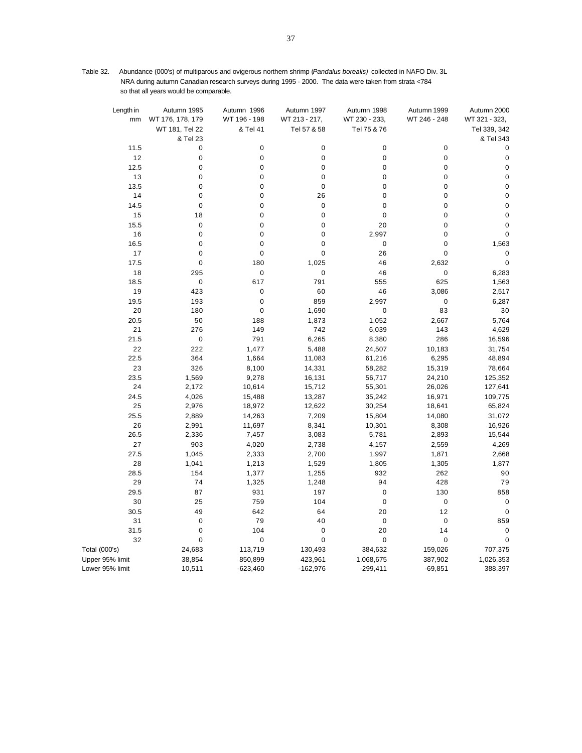Table 32. Abundance (000's) of multiparous and ovigerous northern shrimp (*Pandalus borealis*) collected in NAFO Div. 3L NRA during autumn Canadian research surveys during 1995 - 2000. The data were taken from strata <784 so that all years would be comparable.

| Length in mm | Autumn 1995 WT 176, 178, 179 WT 181, Tel 22 & Tel 23 | Autumn 1996 WT 196 - 198 & Tel 41 | Autumn 1997 WT 213 - 217, Tel 57 & 58 | Autumn 1998 WT 230 - 233, Tel 75 & 76 | Autumn 1999 WT 246 - 248 | Autumn 2000 WT 321 - 323, Tel 339, 342 & Tel 343 |
|---|---|---|---|---|---|---|
| 11.5 | 0 | 0 | 0 | 0 | 0 | 0 |
| 12 | 0 | 0 | 0 | 0 | 0 | 0 |
| 12.5 | 0 | 0 | 0 | 0 | 0 | 0 |
| 13 | 0 | 0 | 0 | 0 | 0 | 0 |
| 13.5 | 0 | 0 | 0 | 0 | 0 | 0 |
| 14 | 0 | 0 | 26 | 0 | 0 | 0 |
| 14.5 | 0 | 0 | 0 | 0 | 0 | 0 |
| 15 | 18 | 0 | 0 | 0 | 0 | 0 |
| 15.5 | 0 | 0 | 0 | 20 | 0 | 0 |
| 16 | 0 | 0 | 0 | 2,997 | 0 | 0 |
| 16.5 | 0 | 0 | 0 | 0 | 0 | 1,563 |
| 17 | 0 | 0 | 0 | 26 | 0 | 0 |
| 17.5 | 0 | 180 | 1,025 | 46 | 2,632 | 0 |
| 18 | 295 | 0 | 0 | 46 | 0 | 6,283 |
| 18.5 | 0 | 617 | 791 | 555 | 625 | 1,563 |
| 19 | 423 | 0 | 60 | 46 | 3,086 | 2,517 |
| 19.5 | 193 | 0 | 859 | 2,997 | 0 | 6,287 |
| 20 | 180 | 0 | 1,690 | 0 | 83 | 30 |
| 20.5 | 50 | 188 | 1,873 | 1,052 | 2,667 | 5,764 |
| 21 | 276 | 149 | 742 | 6,039 | 143 | 4,629 |
| 21.5 | 0 | 791 | 6,265 | 8,380 | 286 | 16,596 |
| 22 | 222 | 1,477 | 5,488 | 24,507 | 10,183 | 31,754 |
| 22.5 | 364 | 1,664 | 11,083 | 61,216 | 6,295 | 48,894 |
| 23 | 326 | 8,100 | 14,331 | 58,282 | 15,319 | 78,664 |
| 23.5 | 1,569 | 9,278 | 16,131 | 56,717 | 24,210 | 125,352 |
| 24 | 2,172 | 10,614 | 15,712 | 55,301 | 26,026 | 127,641 |
| 24.5 | 4,026 | 15,488 | 13,287 | 35,242 | 16,971 | 109,775 |
| 25 | 2,976 | 18,972 | 12,622 | 30,254 | 18,641 | 65,824 |
| 25.5 | 2,889 | 14,263 | 7,209 | 15,804 | 14,080 | 31,072 |
| 26 | 2,991 | 11,697 | 8,341 | 10,301 | 8,308 | 16,926 |
| 26.5 | 2,336 | 7,457 | 3,083 | 5,781 | 2,893 | 15,544 |
| 27 | 903 | 4,020 | 2,738 | 4,157 | 2,559 | 4,269 |
| 27.5 | 1,045 | 2,333 | 2,700 | 1,997 | 1,871 | 2,668 |
| 28 | 1,041 | 1,213 | 1,529 | 1,805 | 1,305 | 1,877 |
| 28.5 | 154 | 1,377 | 1,255 | 932 | 262 | 90 |
| 29 | 74 | 1,325 | 1,248 | 94 | 428 | 79 |
| 29.5 | 87 | 931 | 197 | 0 | 130 | 858 |
| 30 | 25 | 759 | 104 | 0 | 0 | 0 |
| 30.5 | 49 | 642 | 64 | 20 | 12 | 0 |
| 31 | 0 | 79 | 40 | 0 | 0 | 859 |
| 31.5 | 0 | 104 | 0 | 20 | 14 | 0 |
| 32 | 0 | 0 | 0 | 0 | 0 | 0 |
| Total (000's) | 24,683 | 113,719 | 130,493 | 384,632 | 159,026 | 707,375 |
| Upper 95% limit | 38,854 | 850,899 | 423,961 | 1,068,675 | 387,902 | 1,026,353 |
| Lower 95% limit | 10,511 | -623,460 | -162,976 | -299,411 | -69,851 | 388,397 |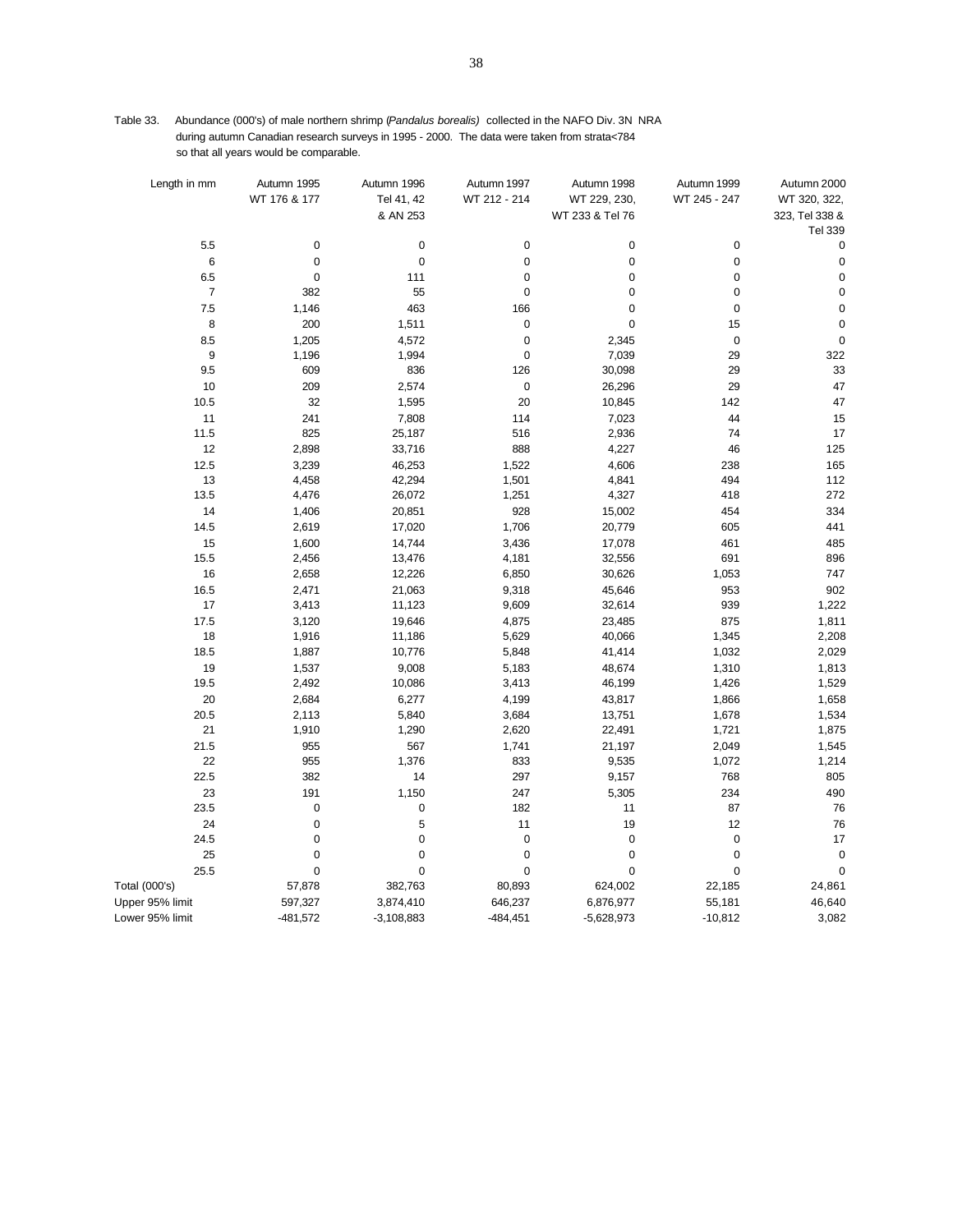Table 33. Abundance (000's) of male northern shrimp (*Pandalus borealis*) collected in the NAFO Div. 3N NRA during autumn Canadian research surveys in 1995 - 2000. The data were taken from strata<784 so that all years would be comparable.

| Length in mm | Autumn 1995 WT 176 & 177 | Autumn 1996 Tel 41, 42 & AN 253 | Autumn 1997 WT 212 - 214 | Autumn 1998 WT 229, 230, WT 233 & Tel 76 | Autumn 1999 WT 245 - 247 | Autumn 2000 WT 320, 322, 323, Tel 338 & Tel 339 |
|---|---|---|---|---|---|---|
| 5.5 | 0 | 0 | 0 | 0 | 0 | 0 |
| 6 | 0 | 0 | 0 | 0 | 0 | 0 |
| 6.5 | 0 | 111 | 0 | 0 | 0 | 0 |
| 7 | 382 | 55 | 0 | 0 | 0 | 0 |
| 7.5 | 1,146 | 463 | 166 | 0 | 0 | 0 |
| 8 | 200 | 1,511 | 0 | 0 | 15 | 0 |
| 8.5 | 1,205 | 4,572 | 0 | 2,345 | 0 | 0 |
| 9 | 1,196 | 1,994 | 0 | 7,039 | 29 | 322 |
| 9.5 | 609 | 836 | 126 | 30,098 | 29 | 33 |
| 10 | 209 | 2,574 | 0 | 26,296 | 29 | 47 |
| 10.5 | 32 | 1,595 | 20 | 10,845 | 142 | 47 |
| 11 | 241 | 7,808 | 114 | 7,023 | 44 | 15 |
| 11.5 | 825 | 25,187 | 516 | 2,936 | 74 | 17 |
| 12 | 2,898 | 33,716 | 888 | 4,227 | 46 | 125 |
| 12.5 | 3,239 | 46,253 | 1,522 | 4,606 | 238 | 165 |
| 13 | 4,458 | 42,294 | 1,501 | 4,841 | 494 | 112 |
| 13.5 | 4,476 | 26,072 | 1,251 | 4,327 | 418 | 272 |
| 14 | 1,406 | 20,851 | 928 | 15,002 | 454 | 334 |
| 14.5 | 2,619 | 17,020 | 1,706 | 20,779 | 605 | 441 |
| 15 | 1,600 | 14,744 | 3,436 | 17,078 | 461 | 485 |
| 15.5 | 2,456 | 13,476 | 4,181 | 32,556 | 691 | 896 |
| 16 | 2,658 | 12,226 | 6,850 | 30,626 | 1,053 | 747 |
| 16.5 | 2,471 | 21,063 | 9,318 | 45,646 | 953 | 902 |
| 17 | 3,413 | 11,123 | 9,609 | 32,614 | 939 | 1,222 |
| 17.5 | 3,120 | 19,646 | 4,875 | 23,485 | 875 | 1,811 |
| 18 | 1,916 | 11,186 | 5,629 | 40,066 | 1,345 | 2,208 |
| 18.5 | 1,887 | 10,776 | 5,848 | 41,414 | 1,032 | 2,029 |
| 19 | 1,537 | 9,008 | 5,183 | 48,674 | 1,310 | 1,813 |
| 19.5 | 2,492 | 10,086 | 3,413 | 46,199 | 1,426 | 1,529 |
| 20 | 2,684 | 6,277 | 4,199 | 43,817 | 1,866 | 1,658 |
| 20.5 | 2,113 | 5,840 | 3,684 | 13,751 | 1,678 | 1,534 |
| 21 | 1,910 | 1,290 | 2,620 | 22,491 | 1,721 | 1,875 |
| 21.5 | 955 | 567 | 1,741 | 21,197 | 2,049 | 1,545 |
| 22 | 955 | 1,376 | 833 | 9,535 | 1,072 | 1,214 |
| 22.5 | 382 | 14 | 297 | 9,157 | 768 | 805 |
| 23 | 191 | 1,150 | 247 | 5,305 | 234 | 490 |
| 23.5 | 0 | 0 | 182 | 11 | 87 | 76 |
| 24 | 0 | 5 | 11 | 19 | 12 | 76 |
| 24.5 | 0 | 0 | 0 | 0 | 0 | 17 |
| 25 | 0 | 0 | 0 | 0 | 0 | 0 |
| 25.5 | 0 | 0 | 0 | 0 | 0 | 0 |
| Total (000's) | 57,878 | 382,763 | 80,893 | 624,002 | 22,185 | 24,861 |
| Upper 95% limit | 597,327 | 3,874,410 | 646,237 | 6,876,977 | 55,181 | 46,640 |
| Lower 95% limit | -481,572 | -3,108,883 | -484,451 | -5,628,973 | -10,812 | 3,082 |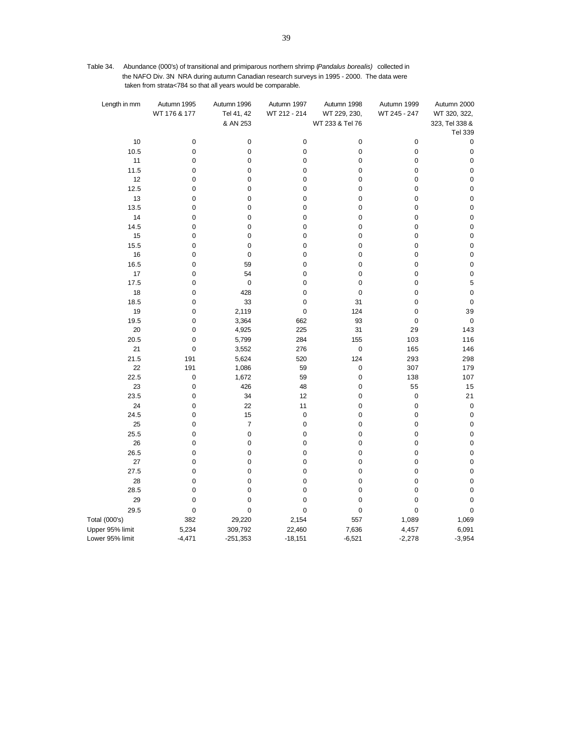Table 34. Abundance (000's) of transitional and primiparous northern shrimp (*Pandalus borealis*) collected in the NAFO Div. 3N NRA during autumn Canadian research surveys in 1995 - 2000. The data were taken from strata<784 so that all years would be comparable.

| Length in mm | Autumn 1995 WT 176 & 177 | Autumn 1996 Tel 41, 42 & AN 253 | Autumn 1997 WT 212 - 214 | Autumn 1998 WT 229, 230, WT 233 & Tel 76 | Autumn 1999 WT 245 - 247 | Autumn 2000 WT 320, 322, 323, Tel 338 & Tel 339 |
|---|---|---|---|---|---|---|
| 10 | 0 | 0 | 0 | 0 | 0 | 0 |
| 10.5 | 0 | 0 | 0 | 0 | 0 | 0 |
| 11 | 0 | 0 | 0 | 0 | 0 | 0 |
| 11.5 | 0 | 0 | 0 | 0 | 0 | 0 |
| 12 | 0 | 0 | 0 | 0 | 0 | 0 |
| 12.5 | 0 | 0 | 0 | 0 | 0 | 0 |
| 13 | 0 | 0 | 0 | 0 | 0 | 0 |
| 13.5 | 0 | 0 | 0 | 0 | 0 | 0 |
| 14 | 0 | 0 | 0 | 0 | 0 | 0 |
| 14.5 | 0 | 0 | 0 | 0 | 0 | 0 |
| 15 | 0 | 0 | 0 | 0 | 0 | 0 |
| 15.5 | 0 | 0 | 0 | 0 | 0 | 0 |
| 16 | 0 | 0 | 0 | 0 | 0 | 0 |
| 16.5 | 0 | 59 | 0 | 0 | 0 | 0 |
| 17 | 0 | 54 | 0 | 0 | 0 | 0 |
| 17.5 | 0 | 0 | 0 | 0 | 0 | 5 |
| 18 | 0 | 428 | 0 | 0 | 0 | 0 |
| 18.5 | 0 | 33 | 0 | 31 | 0 | 0 |
| 19 | 0 | 2,119 | 0 | 124 | 0 | 39 |
| 19.5 | 0 | 3,364 | 662 | 93 | 0 | 0 |
| 20 | 0 | 4,925 | 225 | 31 | 29 | 143 |
| 20.5 | 0 | 5,799 | 284 | 155 | 103 | 116 |
| 21 | 0 | 3,552 | 276 | 0 | 165 | 146 |
| 21.5 | 191 | 5,624 | 520 | 124 | 293 | 298 |
| 22 | 191 | 1,086 | 59 | 0 | 307 | 179 |
| 22.5 | 0 | 1,672 | 59 | 0 | 138 | 107 |
| 23 | 0 | 426 | 48 | 0 | 55 | 15 |
| 23.5 | 0 | 34 | 12 | 0 | 0 | 21 |
| 24 | 0 | 22 | 11 | 0 | 0 | 0 |
| 24.5 | 0 | 15 | 0 | 0 | 0 | 0 |
| 25 | 0 | 7 | 0 | 0 | 0 | 0 |
| 25.5 | 0 | 0 | 0 | 0 | 0 | 0 |
| 26 | 0 | 0 | 0 | 0 | 0 | 0 |
| 26.5 | 0 | 0 | 0 | 0 | 0 | 0 |
| 27 | 0 | 0 | 0 | 0 | 0 | 0 |
| 27.5 | 0 | 0 | 0 | 0 | 0 | 0 |
| 28 | 0 | 0 | 0 | 0 | 0 | 0 |
| 28.5 | 0 | 0 | 0 | 0 | 0 | 0 |
| 29 | 0 | 0 | 0 | 0 | 0 | 0 |
| 29.5 | 0 | 0 | 0 | 0 | 0 | 0 |
| Total (000's) | 382 | 29,220 | 2,154 | 557 | 1,089 | 1,069 |
| Upper 95% limit | 5,234 | 309,792 | 22,460 | 7,636 | 4,457 | 6,091 |
| Lower 95% limit | -4,471 | -251,353 | -18,151 | -6,521 | -2,278 | -3,954 |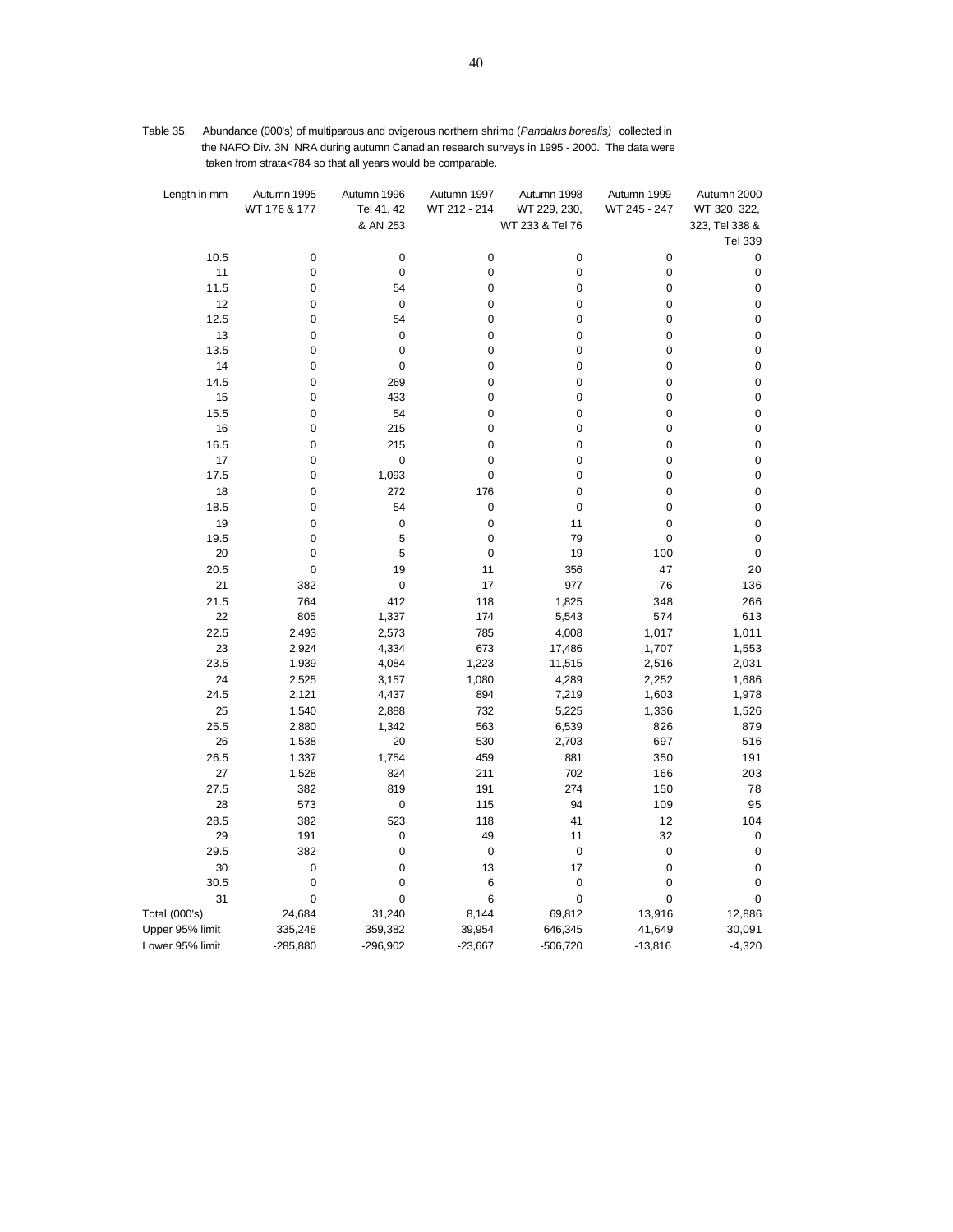Table 35. Abundance (000's) of multiparous and ovigerous northern shrimp (*Pandalus borealis)* collected in the NAFO Div. 3N NRA during autumn Canadian research surveys in 1995 - 2000. The data were taken from strata<784 so that all years would be comparable.

| Length in mm | Autumn 1995 WT 176 & 177 | Autumn 1996 Tel 41, 42 & AN 253 | Autumn 1997 WT 212 - 214 | Autumn 1998 WT 229, 230, WT 233 & Tel 76 | Autumn 1999 WT 245 - 247 | Autumn 2000 WT 320, 322, 323, Tel 338 & Tel 339 |
|---|---|---|---|---|---|---|
| 10.5 | 0 | 0 | 0 | 0 | 0 | 0 |
| 11 | 0 | 0 | 0 | 0 | 0 | 0 |
| 11.5 | 0 | 54 | 0 | 0 | 0 | 0 |
| 12 | 0 | 0 | 0 | 0 | 0 | 0 |
| 12.5 | 0 | 54 | 0 | 0 | 0 | 0 |
| 13 | 0 | 0 | 0 | 0 | 0 | 0 |
| 13.5 | 0 | 0 | 0 | 0 | 0 | 0 |
| 14 | 0 | 0 | 0 | 0 | 0 | 0 |
| 14.5 | 0 | 269 | 0 | 0 | 0 | 0 |
| 15 | 0 | 433 | 0 | 0 | 0 | 0 |
| 15.5 | 0 | 54 | 0 | 0 | 0 | 0 |
| 16 | 0 | 215 | 0 | 0 | 0 | 0 |
| 16.5 | 0 | 215 | 0 | 0 | 0 | 0 |
| 17 | 0 | 0 | 0 | 0 | 0 | 0 |
| 17.5 | 0 | 1,093 | 0 | 0 | 0 | 0 |
| 18 | 0 | 272 | 176 | 0 | 0 | 0 |
| 18.5 | 0 | 54 | 0 | 0 | 0 | 0 |
| 19 | 0 | 0 | 0 | 11 | 0 | 0 |
| 19.5 | 0 | 5 | 0 | 79 | 0 | 0 |
| 20 | 0 | 5 | 0 | 19 | 100 | 0 |
| 20.5 | 0 | 19 | 11 | 356 | 47 | 20 |
| 21 | 382 | 0 | 17 | 977 | 76 | 136 |
| 21.5 | 764 | 412 | 118 | 1,825 | 348 | 266 |
| 22 | 805 | 1,337 | 174 | 5,543 | 574 | 613 |
| 22.5 | 2,493 | 2,573 | 785 | 4,008 | 1,017 | 1,011 |
| 23 | 2,924 | 4,334 | 673 | 17,486 | 1,707 | 1,553 |
| 23.5 | 1,939 | 4,084 | 1,223 | 11,515 | 2,516 | 2,031 |
| 24 | 2,525 | 3,157 | 1,080 | 4,289 | 2,252 | 1,686 |
| 24.5 | 2,121 | 4,437 | 894 | 7,219 | 1,603 | 1,978 |
| 25 | 1,540 | 2,888 | 732 | 5,225 | 1,336 | 1,526 |
| 25.5 | 2,880 | 1,342 | 563 | 6,539 | 826 | 879 |
| 26 | 1,538 | 20 | 530 | 2,703 | 697 | 516 |
| 26.5 | 1,337 | 1,754 | 459 | 881 | 350 | 191 |
| 27 | 1,528 | 824 | 211 | 702 | 166 | 203 |
| 27.5 | 382 | 819 | 191 | 274 | 150 | 78 |
| 28 | 573 | 0 | 115 | 94 | 109 | 95 |
| 28.5 | 382 | 523 | 118 | 41 | 12 | 104 |
| 29 | 191 | 0 | 49 | 11 | 32 | 0 |
| 29.5 | 382 | 0 | 0 | 0 | 0 | 0 |
| 30 | 0 | 0 | 13 | 17 | 0 | 0 |
| 30.5 | 0 | 0 | 6 | 0 | 0 | 0 |
| 31 | 0 | 0 | 6 | 0 | 0 | 0 |
| Total (000's) | 24,684 | 31,240 | 8,144 | 69,812 | 13,916 | 12,886 |
| Upper 95% limit | 335,248 | 359,382 | 39,954 | 646,345 | 41,649 | 30,091 |
| Lower 95% limit | -285,880 | -296,902 | -23,667 | -506,720 | -13,816 | -4,320 |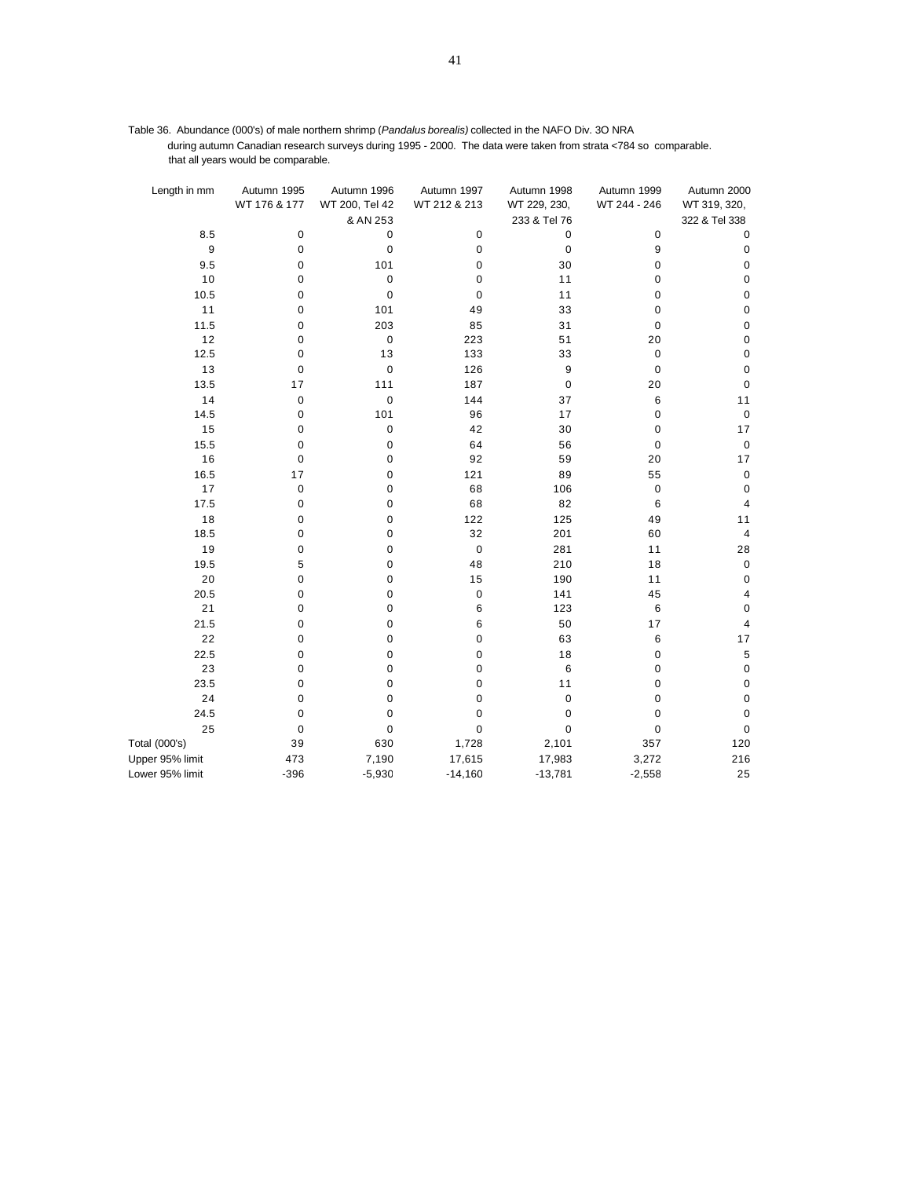Table 36. Abundance (000's) of male northern shrimp (*Pandalus borealis)* collected in the NAFO Div. 3O NRA during autumn Canadian research surveys during 1995 - 2000. The data were taken from strata <784 so comparable. that all years would be comparable.

| Length in mm | Autumn 1995 WT 176 & 177 | Autumn 1996 WT 200, Tel 42 & AN 253 | Autumn 1997 WT 212 & 213 | Autumn 1998 WT 229, 230, 233 & Tel 76 | Autumn 1999 WT 244 - 246 | Autumn 2000 WT 319, 320, 322 & Tel 338 |
|---|---|---|---|---|---|---|
| 8.5 | 0 | 0 | 0 | 0 | 0 | 0 |
| 9 | 0 | 0 | 0 | 0 | 9 | 0 |
| 9.5 | 0 | 101 | 0 | 30 | 0 | 0 |
| 10 | 0 | 0 | 0 | 11 | 0 | 0 |
| 10.5 | 0 | 0 | 0 | 11 | 0 | 0 |
| 11 | 0 | 101 | 49 | 33 | 0 | 0 |
| 11.5 | 0 | 203 | 85 | 31 | 0 | 0 |
| 12 | 0 | 0 | 223 | 51 | 20 | 0 |
| 12.5 | 0 | 13 | 133 | 33 | 0 | 0 |
| 13 | 0 | 0 | 126 | 9 | 0 | 0 |
| 13.5 | 17 | 111 | 187 | 0 | 20 | 0 |
| 14 | 0 | 0 | 144 | 37 | 6 | 11 |
| 14.5 | 0 | 101 | 96 | 17 | 0 | 0 |
| 15 | 0 | 0 | 42 | 30 | 0 | 17 |
| 15.5 | 0 | 0 | 64 | 56 | 0 | 0 |
| 16 | 0 | 0 | 92 | 59 | 20 | 17 |
| 16.5 | 17 | 0 | 121 | 89 | 55 | 0 |
| 17 | 0 | 0 | 68 | 106 | 0 | 0 |
| 17.5 | 0 | 0 | 68 | 82 | 6 | 4 |
| 18 | 0 | 0 | 122 | 125 | 49 | 11 |
| 18.5 | 0 | 0 | 32 | 201 | 60 | 4 |
| 19 | 0 | 0 | 0 | 281 | 11 | 28 |
| 19.5 | 5 | 0 | 48 | 210 | 18 | 0 |
| 20 | 0 | 0 | 15 | 190 | 11 | 0 |
| 20.5 | 0 | 0 | 0 | 141 | 45 | 4 |
| 21 | 0 | 0 | 6 | 123 | 6 | 0 |
| 21.5 | 0 | 0 | 6 | 50 | 17 | 4 |
| 22 | 0 | 0 | 0 | 63 | 6 | 17 |
| 22.5 | 0 | 0 | 0 | 18 | 0 | 5 |
| 23 | 0 | 0 | 0 | 6 | 0 | 0 |
| 23.5 | 0 | 0 | 0 | 11 | 0 | 0 |
| 24 | 0 | 0 | 0 | 0 | 0 | 0 |
| 24.5 | 0 | 0 | 0 | 0 | 0 | 0 |
| 25 | 0 | 0 | 0 | 0 | 0 | 0 |
| Total (000's) | 39 | 630 | 1,728 | 2,101 | 357 | 120 |
| Upper 95% limit | 473 | 7,190 | 17,615 | 17,983 | 3,272 | 216 |
| Lower 95% limit | -396 | -5,930 | -14,160 | -13,781 | -2,558 | 25 |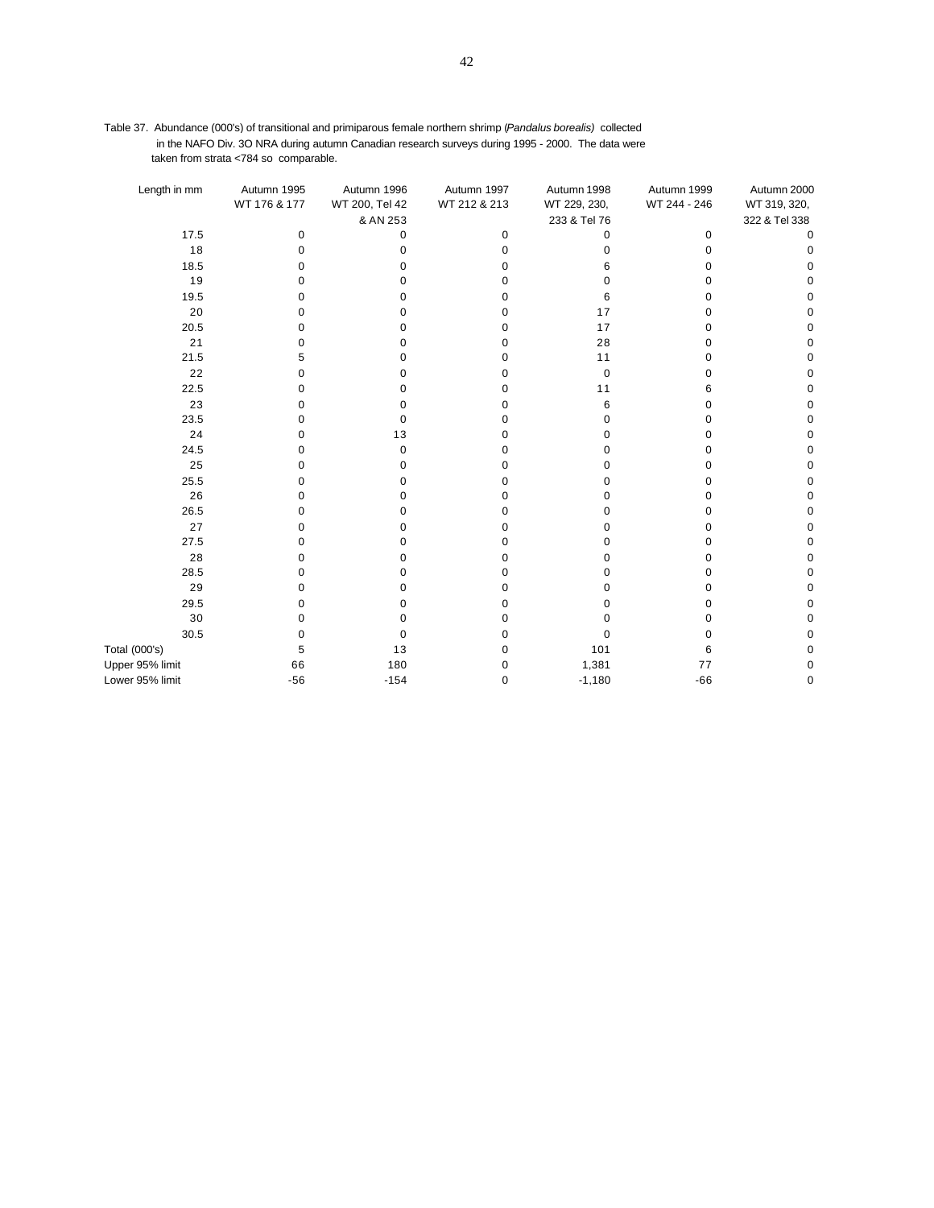Table 37. Abundance (000's) of transitional and primiparous female northern shrimp (*Pandalus borealis*) collected in the NAFO Div. 3O NRA during autumn Canadian research surveys during 1995 - 2000. The data were taken from strata <784 so comparable.

| Length in mm | Autumn 1995 WT 176 & 177 | Autumn 1996 WT 200, Tel 42 & AN 253 | Autumn 1997 WT 212 & 213 | Autumn 1998 WT 229, 230, 233 & Tel 76 | Autumn 1999 WT 244 - 246 | Autumn 2000 WT 319, 320, 322 & Tel 338 |
|---|---|---|---|---|---|---|
| 17.5 | 0 | 0 | 0 | 0 | 0 | 0 |
| 18 | 0 | 0 | 0 | 0 | 0 | 0 |
| 18.5 | 0 | 0 | 0 | 6 | 0 | 0 |
| 19 | 0 | 0 | 0 | 0 | 0 | 0 |
| 19.5 | 0 | 0 | 0 | 6 | 0 | 0 |
| 20 | 0 | 0 | 0 | 17 | 0 | 0 |
| 20.5 | 0 | 0 | 0 | 17 | 0 | 0 |
| 21 | 0 | 0 | 0 | 28 | 0 | 0 |
| 21.5 | 5 | 0 | 0 | 11 | 0 | 0 |
| 22 | 0 | 0 | 0 | 0 | 0 | 0 |
| 22.5 | 0 | 0 | 0 | 11 | 6 | 0 |
| 23 | 0 | 0 | 0 | 6 | 0 | 0 |
| 23.5 | 0 | 0 | 0 | 0 | 0 | 0 |
| 24 | 0 | 13 | 0 | 0 | 0 | 0 |
| 24.5 | 0 | 0 | 0 | 0 | 0 | 0 |
| 25 | 0 | 0 | 0 | 0 | 0 | 0 |
| 25.5 | 0 | 0 | 0 | 0 | 0 | 0 |
| 26 | 0 | 0 | 0 | 0 | 0 | 0 |
| 26.5 | 0 | 0 | 0 | 0 | 0 | 0 |
| 27 | 0 | 0 | 0 | 0 | 0 | 0 |
| 27.5 | 0 | 0 | 0 | 0 | 0 | 0 |
| 28 | 0 | 0 | 0 | 0 | 0 | 0 |
| 28.5 | 0 | 0 | 0 | 0 | 0 | 0 |
| 29 | 0 | 0 | 0 | 0 | 0 | 0 |
| 29.5 | 0 | 0 | 0 | 0 | 0 | 0 |
| 30 | 0 | 0 | 0 | 0 | 0 | 0 |
| 30.5 | 0 | 0 | 0 | 0 | 0 | 0 |
| Total (000's) | 5 | 13 | 0 | 101 | 6 | 0 |
| Upper 95% limit | 66 | 180 | 0 | 1,381 | 77 | 0 |
| Lower 95% limit | -56 | -154 | 0 | -1,180 | -66 | 0 |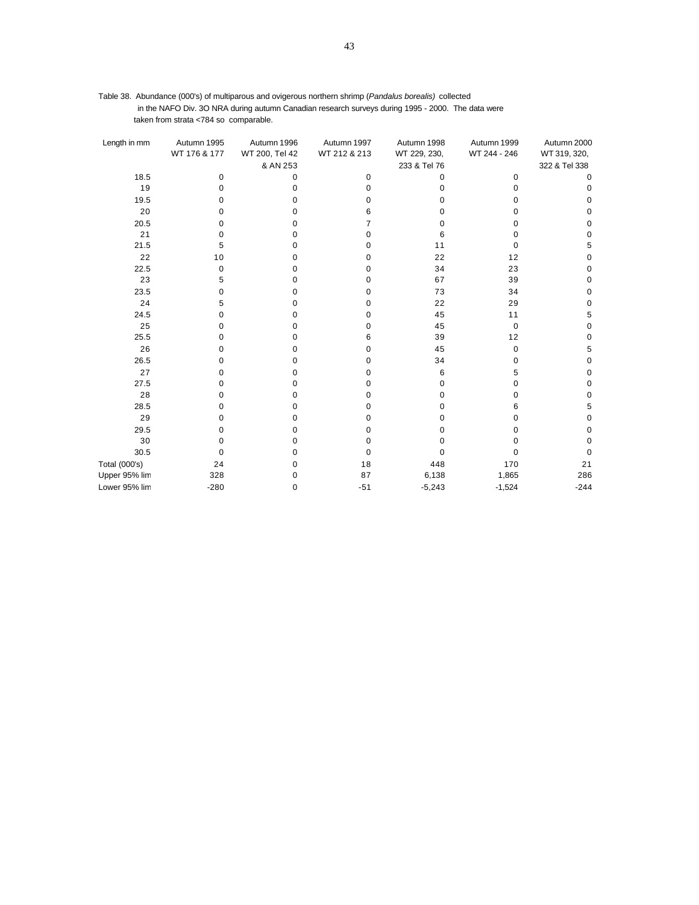Table 38. Abundance (000's) of multiparous and ovigerous northern shrimp (*Pandalus borealis*) collected in the NAFO Div. 3O NRA during autumn Canadian research surveys during 1995 - 2000. The data were taken from strata <784 so comparable.

| Length in mm | Autumn 1995 WT 176 & 177 | Autumn 1996 WT 200, Tel 42 & AN 253 | Autumn 1997 WT 212 & 213 | Autumn 1998 WT 229, 230, 233 & Tel 76 | Autumn 1999 WT 244 - 246 | Autumn 2000 WT 319, 320, 322 & Tel 338 |
|---|---|---|---|---|---|---|
| 18.5 | 0 | 0 | 0 | 0 | 0 | 0 |
| 19 | 0 | 0 | 0 | 0 | 0 | 0 |
| 19.5 | 0 | 0 | 0 | 0 | 0 | 0 |
| 20 | 0 | 0 | 6 | 0 | 0 | 0 |
| 20.5 | 0 | 0 | 7 | 0 | 0 | 0 |
| 21 | 0 | 0 | 0 | 6 | 0 | 0 |
| 21.5 | 5 | 0 | 0 | 11 | 0 | 5 |
| 22 | 10 | 0 | 0 | 22 | 12 | 0 |
| 22.5 | 0 | 0 | 0 | 34 | 23 | 0 |
| 23 | 5 | 0 | 0 | 67 | 39 | 0 |
| 23.5 | 0 | 0 | 0 | 73 | 34 | 0 |
| 24 | 5 | 0 | 0 | 22 | 29 | 0 |
| 24.5 | 0 | 0 | 0 | 45 | 11 | 5 |
| 25 | 0 | 0 | 0 | 45 | 0 | 0 |
| 25.5 | 0 | 0 | 6 | 39 | 12 | 0 |
| 26 | 0 | 0 | 0 | 45 | 0 | 5 |
| 26.5 | 0 | 0 | 0 | 34 | 0 | 0 |
| 27 | 0 | 0 | 0 | 6 | 5 | 0 |
| 27.5 | 0 | 0 | 0 | 0 | 0 | 0 |
| 28 | 0 | 0 | 0 | 0 | 0 | 0 |
| 28.5 | 0 | 0 | 0 | 0 | 6 | 5 |
| 29 | 0 | 0 | 0 | 0 | 0 | 0 |
| 29.5 | 0 | 0 | 0 | 0 | 0 | 0 |
| 30 | 0 | 0 | 0 | 0 | 0 | 0 |
| 30.5 | 0 | 0 | 0 | 0 | 0 | 0 |
| Total (000's) | 24 | 0 | 18 | 448 | 170 | 21 |
| Upper 95% lim | 328 | 0 | 87 | 6,138 | 1,865 | 286 |
| Lower 95% lim | -280 | 0 | -51 | -5,243 | -1,524 | -244 |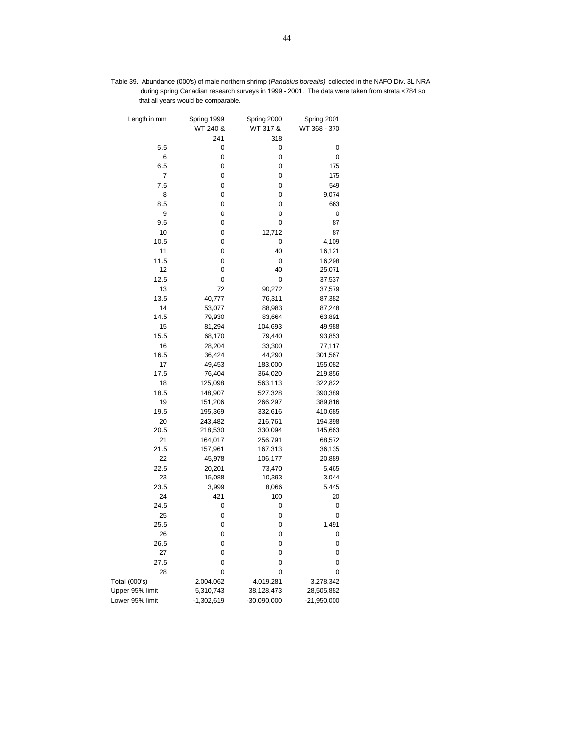Table 39. Abundance (000's) of male northern shrimp (*Pandalus borealis*) collected in the NAFO Div. 3L NRA during spring Canadian research surveys in 1999 - 2001. The data were taken from strata <784 so that all years would be comparable.

| Length in mm | Spring 1999 WT 240 & 241 | Spring 2000 WT 317 & 318 | Spring 2001 WT 368 - 370 |
|---|---|---|---|
| 5.5 | 0 | 0 | 0 |
| 6 | 0 | 0 | 0 |
| 6.5 | 0 | 0 | 175 |
| 7 | 0 | 0 | 175 |
| 7.5 | 0 | 0 | 549 |
| 8 | 0 | 0 | 9,074 |
| 8.5 | 0 | 0 | 663 |
| 9 | 0 | 0 | 0 |
| 9.5 | 0 | 0 | 87 |
| 10 | 0 | 12,712 | 87 |
| 10.5 | 0 | 0 | 4,109 |
| 11 | 0 | 40 | 16,121 |
| 11.5 | 0 | 0 | 16,298 |
| 12 | 0 | 40 | 25,071 |
| 12.5 | 0 | 0 | 37,537 |
| 13 | 72 | 90,272 | 37,579 |
| 13.5 | 40,777 | 76,311 | 87,382 |
| 14 | 53,077 | 88,983 | 87,248 |
| 14.5 | 79,930 | 83,664 | 63,891 |
| 15 | 81,294 | 104,693 | 49,988 |
| 15.5 | 68,170 | 79,440 | 93,853 |
| 16 | 28,204 | 33,300 | 77,117 |
| 16.5 | 36,424 | 44,290 | 301,567 |
| 17 | 49,453 | 183,000 | 155,082 |
| 17.5 | 76,404 | 364,020 | 219,856 |
| 18 | 125,098 | 563,113 | 322,822 |
| 18.5 | 148,907 | 527,328 | 390,389 |
| 19 | 151,206 | 266,297 | 389,816 |
| 19.5 | 195,369 | 332,616 | 410,685 |
| 20 | 243,482 | 216,761 | 194,398 |
| 20.5 | 218,530 | 330,094 | 145,663 |
| 21 | 164,017 | 256,791 | 68,572 |
| 21.5 | 157,961 | 167,313 | 36,135 |
| 22 | 45,978 | 106,177 | 20,889 |
| 22.5 | 20,201 | 73,470 | 5,465 |
| 23 | 15,088 | 10,393 | 3,044 |
| 23.5 | 3,999 | 8,066 | 5,445 |
| 24 | 421 | 100 | 20 |
| 24.5 | 0 | 0 | 0 |
| 25 | 0 | 0 | 0 |
| 25.5 | 0 | 0 | 1,491 |
| 26 | 0 | 0 | 0 |
| 26.5 | 0 | 0 | 0 |
| 27 | 0 | 0 | 0 |
| 27.5 | 0 | 0 | 0 |
| 28 | 0 | 0 | 0 |
| Total (000's) | 2,004,062 | 4,019,281 | 3,278,342 |
| Upper 95% limit | 5,310,743 | 38,128,473 | 28,505,882 |
| Lower 95% limit | -1,302,619 | -30,090,000 | -21,950,000 |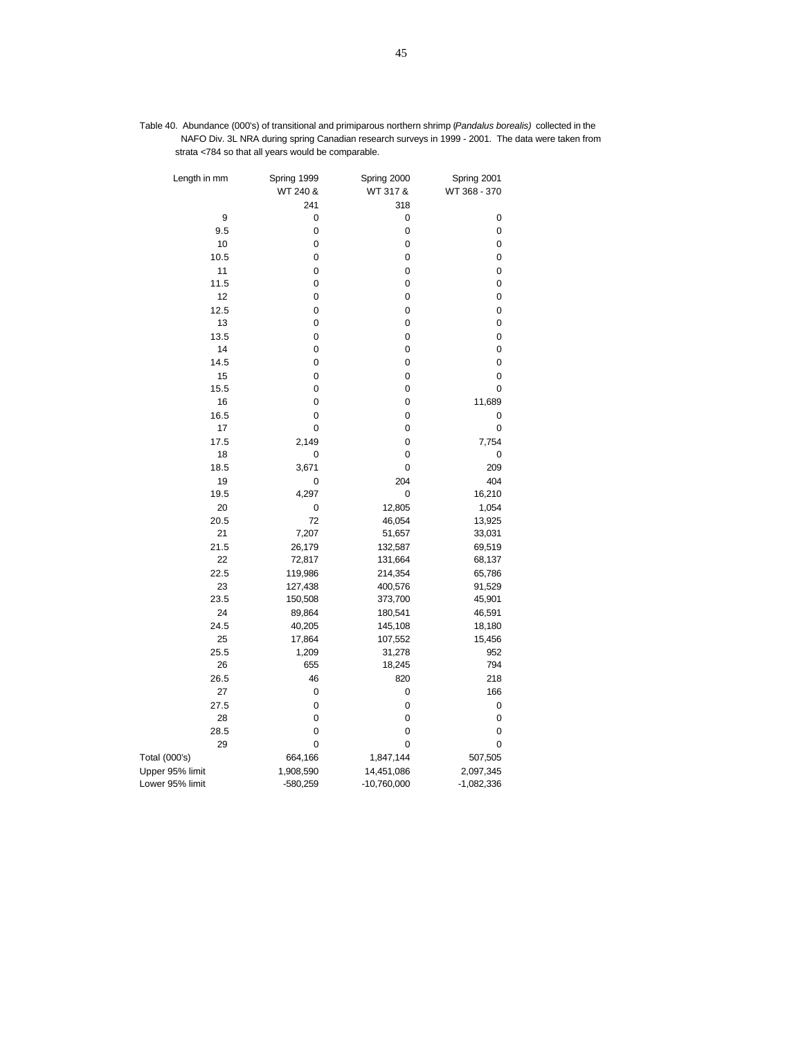Table 40. Abundance (000's) of transitional and primiparous northern shrimp (*Pandalus borealis*) collected in the NAFO Div. 3L NRA during spring Canadian research surveys in 1999 - 2001. The data were taken from strata <784 so that all years would be comparable.

| Length in mm | Spring 1999 WT 240 & 241 | Spring 2000 WT 317 & 318 | Spring 2001 WT 368 - 370 |
|---|---|---|---|
| 9 | 0 | 0 | 0 |
| 9.5 | 0 | 0 | 0 |
| 10 | 0 | 0 | 0 |
| 10.5 | 0 | 0 | 0 |
| 11 | 0 | 0 | 0 |
| 11.5 | 0 | 0 | 0 |
| 12 | 0 | 0 | 0 |
| 12.5 | 0 | 0 | 0 |
| 13 | 0 | 0 | 0 |
| 13.5 | 0 | 0 | 0 |
| 14 | 0 | 0 | 0 |
| 14.5 | 0 | 0 | 0 |
| 15 | 0 | 0 | 0 |
| 15.5 | 0 | 0 | 0 |
| 16 | 0 | 0 | 11,689 |
| 16.5 | 0 | 0 | 0 |
| 17 | 0 | 0 | 0 |
| 17.5 | 2,149 | 0 | 7,754 |
| 18 | 0 | 0 | 0 |
| 18.5 | 3,671 | 0 | 209 |
| 19 | 0 | 204 | 404 |
| 19.5 | 4,297 | 0 | 16,210 |
| 20 | 0 | 12,805 | 1,054 |
| 20.5 | 72 | 46,054 | 13,925 |
| 21 | 7,207 | 51,657 | 33,031 |
| 21.5 | 26,179 | 132,587 | 69,519 |
| 22 | 72,817 | 131,664 | 68,137 |
| 22.5 | 119,986 | 214,354 | 65,786 |
| 23 | 127,438 | 400,576 | 91,529 |
| 23.5 | 150,508 | 373,700 | 45,901 |
| 24 | 89,864 | 180,541 | 46,591 |
| 24.5 | 40,205 | 145,108 | 18,180 |
| 25 | 17,864 | 107,552 | 15,456 |
| 25.5 | 1,209 | 31,278 | 952 |
| 26 | 655 | 18,245 | 794 |
| 26.5 | 46 | 820 | 218 |
| 27 | 0 | 0 | 166 |
| 27.5 | 0 | 0 | 0 |
| 28 | 0 | 0 | 0 |
| 28.5 | 0 | 0 | 0 |
| 29 | 0 | 0 | 0 |
| Total (000's) | 664,166 | 1,847,144 | 507,505 |
| Upper 95% limit | 1,908,590 | 14,451,086 | 2,097,345 |
| Lower 95% limit | -580,259 | -10,760,000 | -1,082,336 |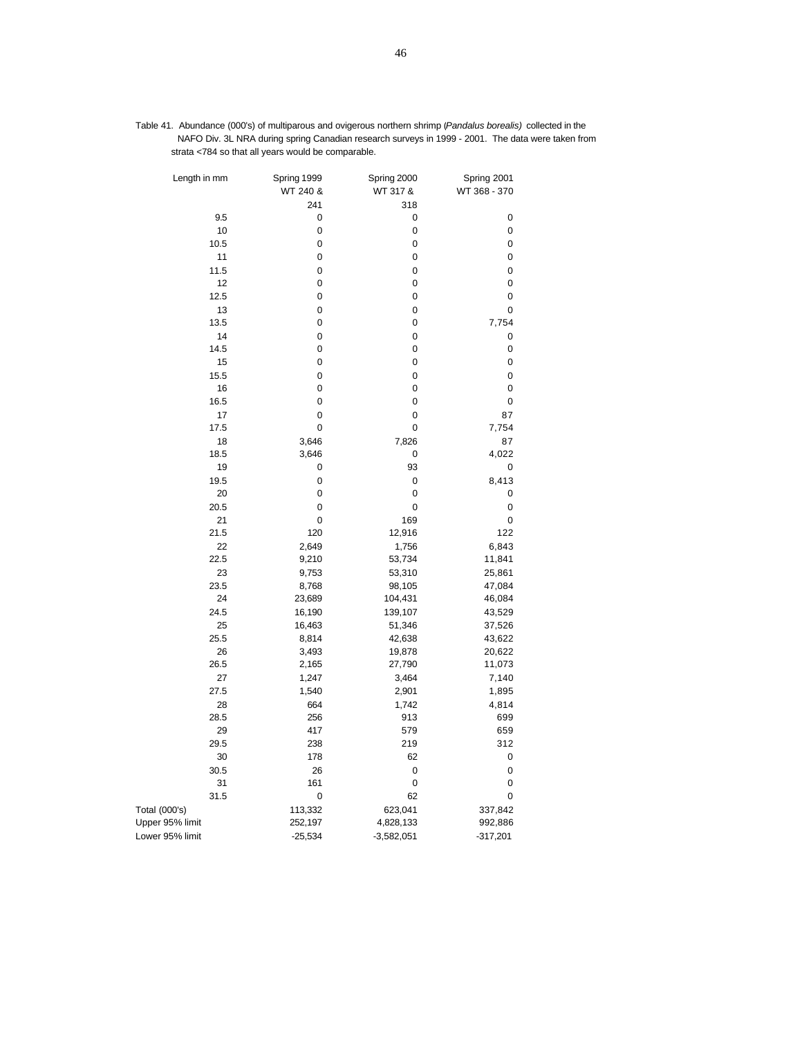Table 41. Abundance (000's) of multiparous and ovigerous northern shrimp (*Pandalus borealis*) collected in the NAFO Div. 3L NRA during spring Canadian research surveys in 1999 - 2001. The data were taken from strata <784 so that all years would be comparable.

| Length in mm | Spring 1999 WT 240 & 241 | Spring 2000 WT 317 & 318 | Spring 2001 WT 368 - 370 |
|---|---|---|---|
| 9.5 | 0 | 0 | 0 |
| 10 | 0 | 0 | 0 |
| 10.5 | 0 | 0 | 0 |
| 11 | 0 | 0 | 0 |
| 11.5 | 0 | 0 | 0 |
| 12 | 0 | 0 | 0 |
| 12.5 | 0 | 0 | 0 |
| 13 | 0 | 0 | 0 |
| 13.5 | 0 | 0 | 7,754 |
| 14 | 0 | 0 | 0 |
| 14.5 | 0 | 0 | 0 |
| 15 | 0 | 0 | 0 |
| 15.5 | 0 | 0 | 0 |
| 16 | 0 | 0 | 0 |
| 16.5 | 0 | 0 | 0 |
| 17 | 0 | 0 | 87 |
| 17.5 | 0 | 0 | 7,754 |
| 18 | 3,646 | 7,826 | 87 |
| 18.5 | 3,646 | 0 | 4,022 |
| 19 | 0 | 93 | 0 |
| 19.5 | 0 | 0 | 8,413 |
| 20 | 0 | 0 | 0 |
| 20.5 | 0 | 0 | 0 |
| 21 | 0 | 169 | 0 |
| 21.5 | 120 | 12,916 | 122 |
| 22 | 2,649 | 1,756 | 6,843 |
| 22.5 | 9,210 | 53,734 | 11,841 |
| 23 | 9,753 | 53,310 | 25,861 |
| 23.5 | 8,768 | 98,105 | 47,084 |
| 24 | 23,689 | 104,431 | 46,084 |
| 24.5 | 16,190 | 139,107 | 43,529 |
| 25 | 16,463 | 51,346 | 37,526 |
| 25.5 | 8,814 | 42,638 | 43,622 |
| 26 | 3,493 | 19,878 | 20,622 |
| 26.5 | 2,165 | 27,790 | 11,073 |
| 27 | 1,247 | 3,464 | 7,140 |
| 27.5 | 1,540 | 2,901 | 1,895 |
| 28 | 664 | 1,742 | 4,814 |
| 28.5 | 256 | 913 | 699 |
| 29 | 417 | 579 | 659 |
| 29.5 | 238 | 219 | 312 |
| 30 | 178 | 62 | 0 |
| 30.5 | 26 | 0 | 0 |
| 31 | 161 | 0 | 0 |
| 31.5 | 0 | 62 | 0 |
| Total (000's) | 113,332 | 623,041 | 337,842 |
| Upper 95% limit | 252,197 | 4,828,133 | 992,886 |
| Lower 95% limit | -25,534 | -3,582,051 | -317,201 |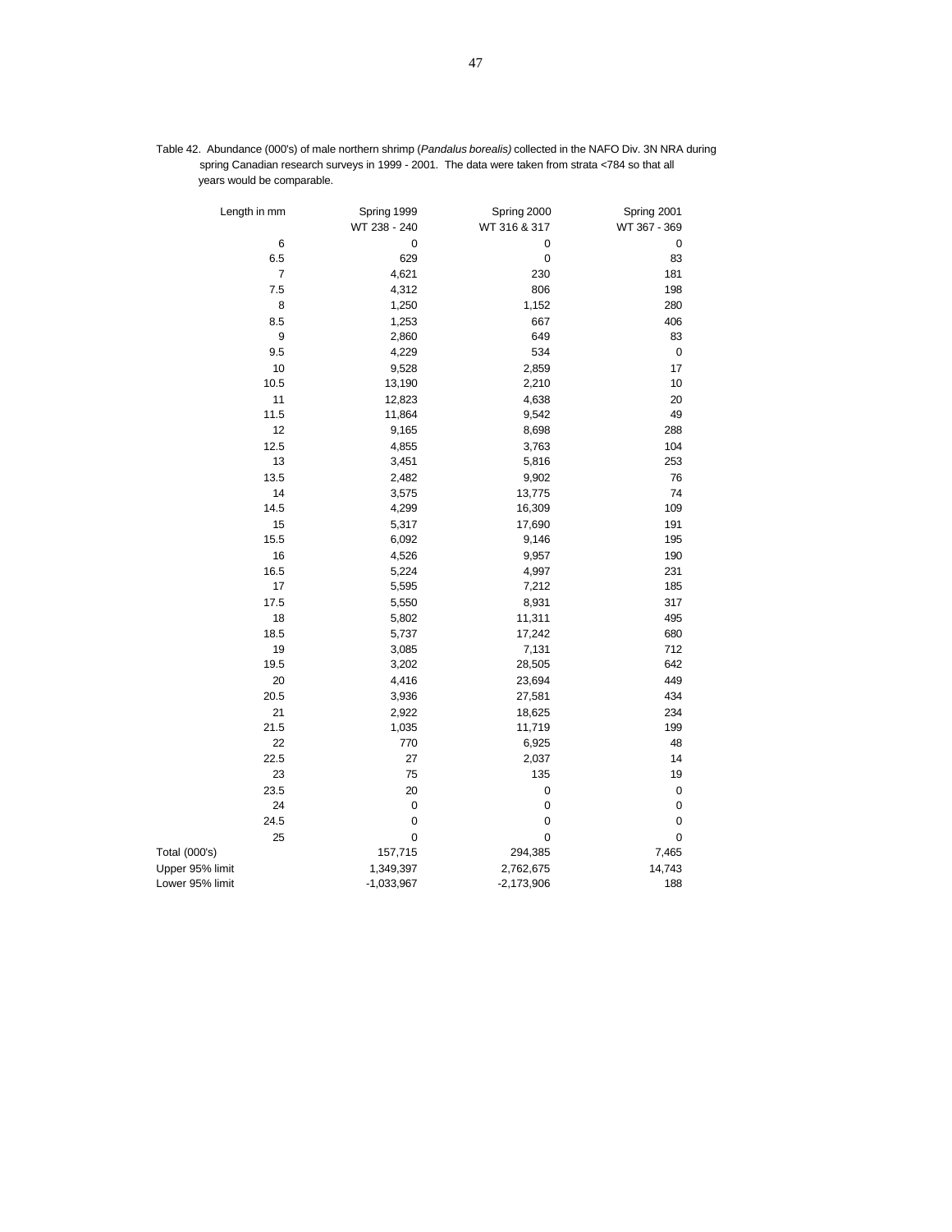Table 42. Abundance (000's) of male northern shrimp (*Pandalus borealis)* collected in the NAFO Div. 3N NRA during spring Canadian research surveys in 1999 - 2001. The data were taken from strata <784 so that all years would be comparable.

| Length in mm | Spring 1999 | Spring 2000 | Spring 2001 |
|---|---|---|---|
| | WT 238 - 240 | WT 316 & 317 | WT 367 - 369 |
| 6 | 0 | 0 | 0 |
| 6.5 | 629 | 0 | 83 |
| 7 | 4,621 | 230 | 181 |
| 7.5 | 4,312 | 806 | 198 |
| 8 | 1,250 | 1,152 | 280 |
| 8.5 | 1,253 | 667 | 406 |
| 9 | 2,860 | 649 | 83 |
| 9.5 | 4,229 | 534 | 0 |
| 10 | 9,528 | 2,859 | 17 |
| 10.5 | 13,190 | 2,210 | 10 |
| 11 | 12,823 | 4,638 | 20 |
| 11.5 | 11,864 | 9,542 | 49 |
| 12 | 9,165 | 8,698 | 288 |
| 12.5 | 4,855 | 3,763 | 104 |
| 13 | 3,451 | 5,816 | 253 |
| 13.5 | 2,482 | 9,902 | 76 |
| 14 | 3,575 | 13,775 | 74 |
| 14.5 | 4,299 | 16,309 | 109 |
| 15 | 5,317 | 17,690 | 191 |
| 15.5 | 6,092 | 9,146 | 195 |
| 16 | 4,526 | 9,957 | 190 |
| 16.5 | 5,224 | 4,997 | 231 |
| 17 | 5,595 | 7,212 | 185 |
| 17.5 | 5,550 | 8,931 | 317 |
| 18 | 5,802 | 11,311 | 495 |
| 18.5 | 5,737 | 17,242 | 680 |
| 19 | 3,085 | 7,131 | 712 |
| 19.5 | 3,202 | 28,505 | 642 |
| 20 | 4,416 | 23,694 | 449 |
| 20.5 | 3,936 | 27,581 | 434 |
| 21 | 2,922 | 18,625 | 234 |
| 21.5 | 1,035 | 11,719 | 199 |
| 22 | 770 | 6,925 | 48 |
| 22.5 | 27 | 2,037 | 14 |
| 23 | 75 | 135 | 19 |
| 23.5 | 20 | 0 | 0 |
| 24 | 0 | 0 | 0 |
| 24.5 | 0 | 0 | 0 |
| 25 | 0 | 0 | 0 |
| Total (000's) | 157,715 | 294,385 | 7,465 |
| Upper 95% limit | 1,349,397 | 2,762,675 | 14,743 |
| Lower 95% limit | -1,033,967 | -2,173,906 | 188 |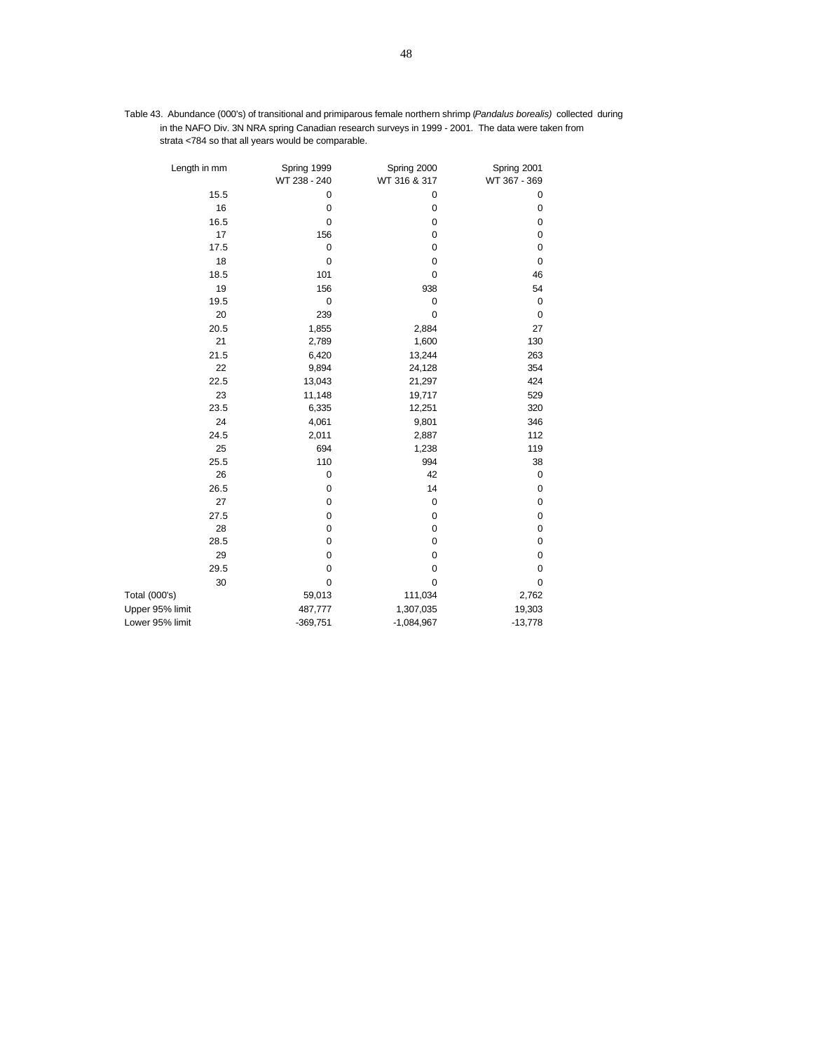Table 43. Abundance (000's) of transitional and primiparous female northern shrimp (*Pandalus borealis)* collected during in the NAFO Div. 3N NRA spring Canadian research surveys in 1999 - 2001. The data were taken from strata <784 so that all years would be comparable.

| Length in mm | Spring 1999<br>WT 238 - 240 | Spring 2000<br>WT 316 & 317 | Spring 2001<br>WT 367 - 369 |
|---|---|---|---|
| 15.5 | 0 | 0 | 0 |
| 16 | 0 | 0 | 0 |
| 16.5 | 0 | 0 | 0 |
| 17 | 156 | 0 | 0 |
| 17.5 | 0 | 0 | 0 |
| 18 | 0 | 0 | 0 |
| 18.5 | 101 | 0 | 46 |
| 19 | 156 | 938 | 54 |
| 19.5 | 0 | 0 | 0 |
| 20 | 239 | 0 | 0 |
| 20.5 | 1,855 | 2,884 | 27 |
| 21 | 2,789 | 1,600 | 130 |
| 21.5 | 6,420 | 13,244 | 263 |
| 22 | 9,894 | 24,128 | 354 |
| 22.5 | 13,043 | 21,297 | 424 |
| 23 | 11,148 | 19,717 | 529 |
| 23.5 | 6,335 | 12,251 | 320 |
| 24 | 4,061 | 9,801 | 346 |
| 24.5 | 2,011 | 2,887 | 112 |
| 25 | 694 | 1,238 | 119 |
| 25.5 | 110 | 994 | 38 |
| 26 | 0 | 42 | 0 |
| 26.5 | 0 | 14 | 0 |
| 27 | 0 | 0 | 0 |
| 27.5 | 0 | 0 | 0 |
| 28 | 0 | 0 | 0 |
| 28.5 | 0 | 0 | 0 |
| 29 | 0 | 0 | 0 |
| 29.5 | 0 | 0 | 0 |
| 30 | 0 | 0 | 0 |
| Total (000's) | 59,013 | 111,034 | 2,762 |
| Upper 95% limit | 487,777 | 1,307,035 | 19,303 |
| Lower 95% limit | -369,751 | -1,084,967 | -13,778 |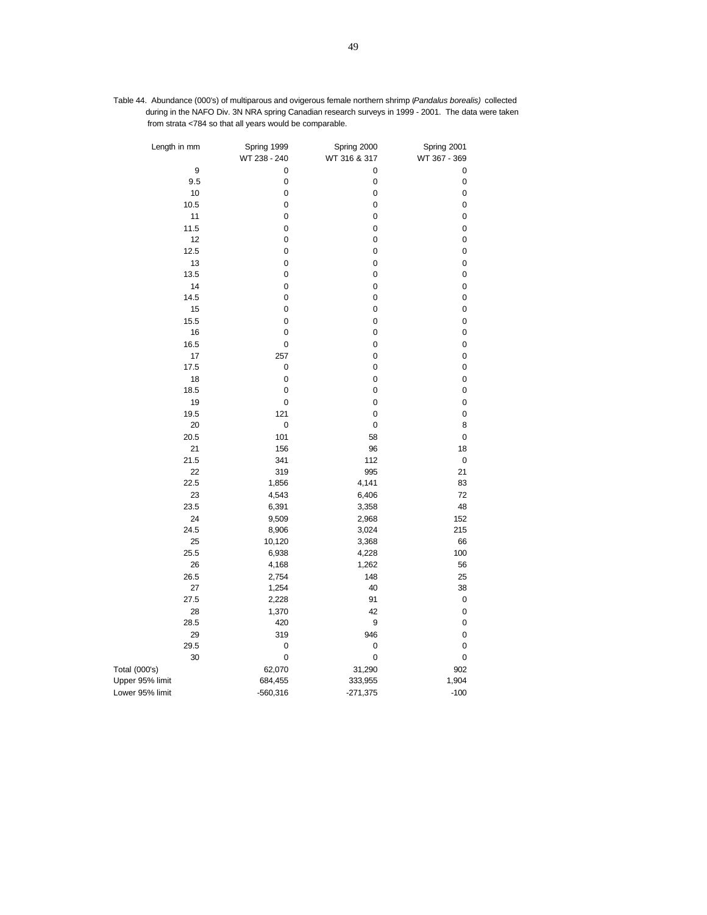Table 44. Abundance (000's) of multiparous and ovigerous female northern shrimp (*Pandalus borealis*) collected during in the NAFO Div. 3N NRA spring Canadian research surveys in 1999 - 2001. The data were taken from strata <784 so that all years would be comparable.

| Length in mm | Spring 1999<br>WT 238 - 240 | Spring 2000<br>WT 316 & 317 | Spring 2001<br>WT 367 - 369 |
|---|---|---|---|
| 9 | 0 | 0 | 0 |
| 9.5 | 0 | 0 | 0 |
| 10 | 0 | 0 | 0 |
| 10.5 | 0 | 0 | 0 |
| 11 | 0 | 0 | 0 |
| 11.5 | 0 | 0 | 0 |
| 12 | 0 | 0 | 0 |
| 12.5 | 0 | 0 | 0 |
| 13 | 0 | 0 | 0 |
| 13.5 | 0 | 0 | 0 |
| 14 | 0 | 0 | 0 |
| 14.5 | 0 | 0 | 0 |
| 15 | 0 | 0 | 0 |
| 15.5 | 0 | 0 | 0 |
| 16 | 0 | 0 | 0 |
| 16.5 | 0 | 0 | 0 |
| 17 | 257 | 0 | 0 |
| 17.5 | 0 | 0 | 0 |
| 18 | 0 | 0 | 0 |
| 18.5 | 0 | 0 | 0 |
| 19 | 0 | 0 | 0 |
| 19.5 | 121 | 0 | 0 |
| 20 | 0 | 0 | 8 |
| 20.5 | 101 | 58 | 0 |
| 21 | 156 | 96 | 18 |
| 21.5 | 341 | 112 | 0 |
| 22 | 319 | 995 | 21 |
| 22.5 | 1,856 | 4,141 | 83 |
| 23 | 4,543 | 6,406 | 72 |
| 23.5 | 6,391 | 3,358 | 48 |
| 24 | 9,509 | 2,968 | 152 |
| 24.5 | 8,906 | 3,024 | 215 |
| 25 | 10,120 | 3,368 | 66 |
| 25.5 | 6,938 | 4,228 | 100 |
| 26 | 4,168 | 1,262 | 56 |
| 26.5 | 2,754 | 148 | 25 |
| 27 | 1,254 | 40 | 38 |
| 27.5 | 2,228 | 91 | 0 |
| 28 | 1,370 | 42 | 0 |
| 28.5 | 420 | 9 | 0 |
| 29 | 319 | 946 | 0 |
| 29.5 | 0 | 0 | 0 |
| 30 | 0 | 0 | 0 |
| Total (000's) | 62,070 | 31,290 | 902 |
| Upper 95% limit | 684,455 | 333,955 | 1,904 |
| Lower 95% limit | -560,316 | -271,375 | -100 |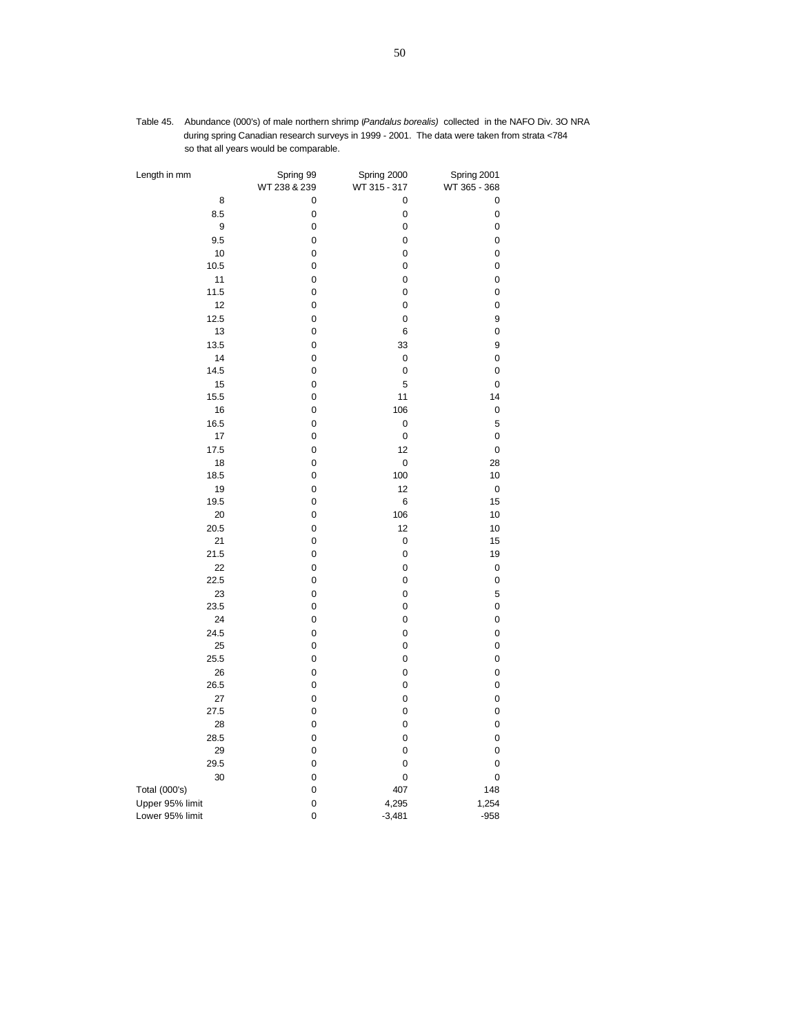Table 45. Abundance (000's) of male northern shrimp (*Pandalus borealis)* collected in the NAFO Div. 3O NRA during spring Canadian research surveys in 1999 - 2001. The data were taken from strata <784 so that all years would be comparable.

| Length in mm | Spring 99<br>WT 238 & 239 | Spring 2000<br>WT 315 - 317 | Spring 2001<br>WT 365 - 368 |
|---|---|---|---|
| 8 | 0 | 0 | 0 |
| 8.5 | 0 | 0 | 0 |
| 9 | 0 | 0 | 0 |
| 9.5 | 0 | 0 | 0 |
| 10 | 0 | 0 | 0 |
| 10.5 | 0 | 0 | 0 |
| 11 | 0 | 0 | 0 |
| 11.5 | 0 | 0 | 0 |
| 12 | 0 | 0 | 0 |
| 12.5 | 0 | 0 | 9 |
| 13 | 0 | 6 | 0 |
| 13.5 | 0 | 33 | 9 |
| 14 | 0 | 0 | 0 |
| 14.5 | 0 | 0 | 0 |
| 15 | 0 | 5 | 0 |
| 15.5 | 0 | 11 | 14 |
| 16 | 0 | 106 | 0 |
| 16.5 | 0 | 0 | 5 |
| 17 | 0 | 0 | 0 |
| 17.5 | 0 | 12 | 0 |
| 18 | 0 | 0 | 28 |
| 18.5 | 0 | 100 | 10 |
| 19 | 0 | 12 | 0 |
| 19.5 | 0 | 6 | 15 |
| 20 | 0 | 106 | 10 |
| 20.5 | 0 | 12 | 10 |
| 21 | 0 | 0 | 15 |
| 21.5 | 0 | 0 | 19 |
| 22 | 0 | 0 | 0 |
| 22.5 | 0 | 0 | 0 |
| 23 | 0 | 0 | 5 |
| 23.5 | 0 | 0 | 0 |
| 24 | 0 | 0 | 0 |
| 24.5 | 0 | 0 | 0 |
| 25 | 0 | 0 | 0 |
| 25.5 | 0 | 0 | 0 |
| 26 | 0 | 0 | 0 |
| 26.5 | 0 | 0 | 0 |
| 27 | 0 | 0 | 0 |
| 27.5 | 0 | 0 | 0 |
| 28 | 0 | 0 | 0 |
| 28.5 | 0 | 0 | 0 |
| 29 | 0 | 0 | 0 |
| 29.5 | 0 | 0 | 0 |
| 30 | 0 | 0 | 0 |
| Total (000's) | 0 | 407 | 148 |
| Upper 95% limit | 0 | 4,295 | 1,254 |
| Lower 95% limit | 0 | -3,481 | -958 |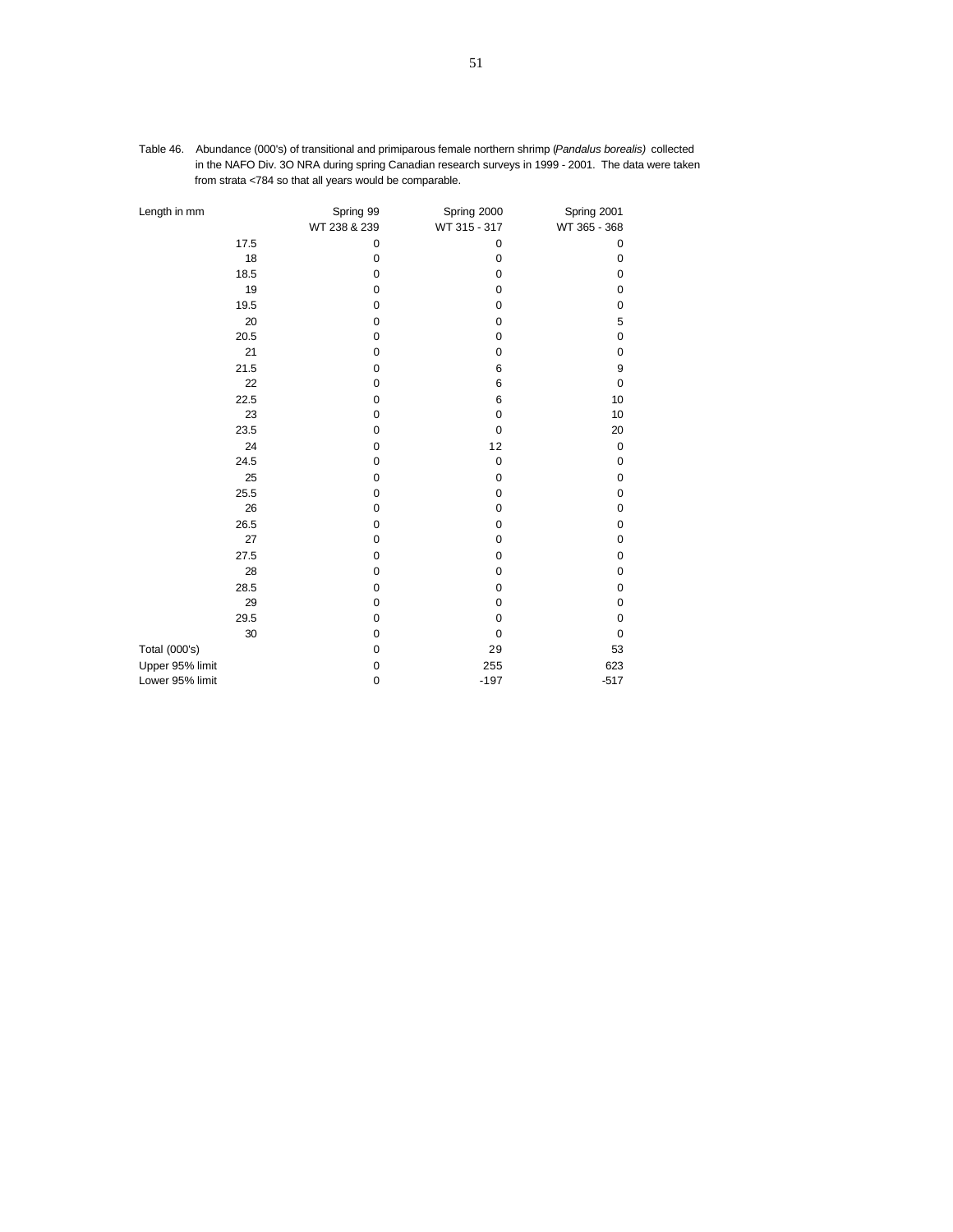Table 46. Abundance (000's) of transitional and primiparous female northern shrimp (*Pandalus borealis*) collected in the NAFO Div. 3O NRA during spring Canadian research surveys in 1999 - 2001. The data were taken from strata <784 so that all years would be comparable.

| Length in mm | Spring 99 | Spring 2000 | Spring 2001 |
|---|---|---|---|
| | WT 238 & 239 | WT 315 - 317 | WT 365 - 368 |
| 17.5 | 0 | 0 | 0 |
| 18 | 0 | 0 | 0 |
| 18.5 | 0 | 0 | 0 |
| 19 | 0 | 0 | 0 |
| 19.5 | 0 | 0 | 0 |
| 20 | 0 | 0 | 5 |
| 20.5 | 0 | 0 | 0 |
| 21 | 0 | 0 | 0 |
| 21.5 | 0 | 6 | 9 |
| 22 | 0 | 6 | 0 |
| 22.5 | 0 | 6 | 10 |
| 23 | 0 | 0 | 10 |
| 23.5 | 0 | 0 | 20 |
| 24 | 0 | 12 | 0 |
| 24.5 | 0 | 0 | 0 |
| 25 | 0 | 0 | 0 |
| 25.5 | 0 | 0 | 0 |
| 26 | 0 | 0 | 0 |
| 26.5 | 0 | 0 | 0 |
| 27 | 0 | 0 | 0 |
| 27.5 | 0 | 0 | 0 |
| 28 | 0 | 0 | 0 |
| 28.5 | 0 | 0 | 0 |
| 29 | 0 | 0 | 0 |
| 29.5 | 0 | 0 | 0 |
| 30 | 0 | 0 | 0 |
| Total (000's) | 0 | 29 | 53 |
| Upper 95% limit | 0 | 255 | 623 |
| Lower 95% limit | 0 | -197 | -517 |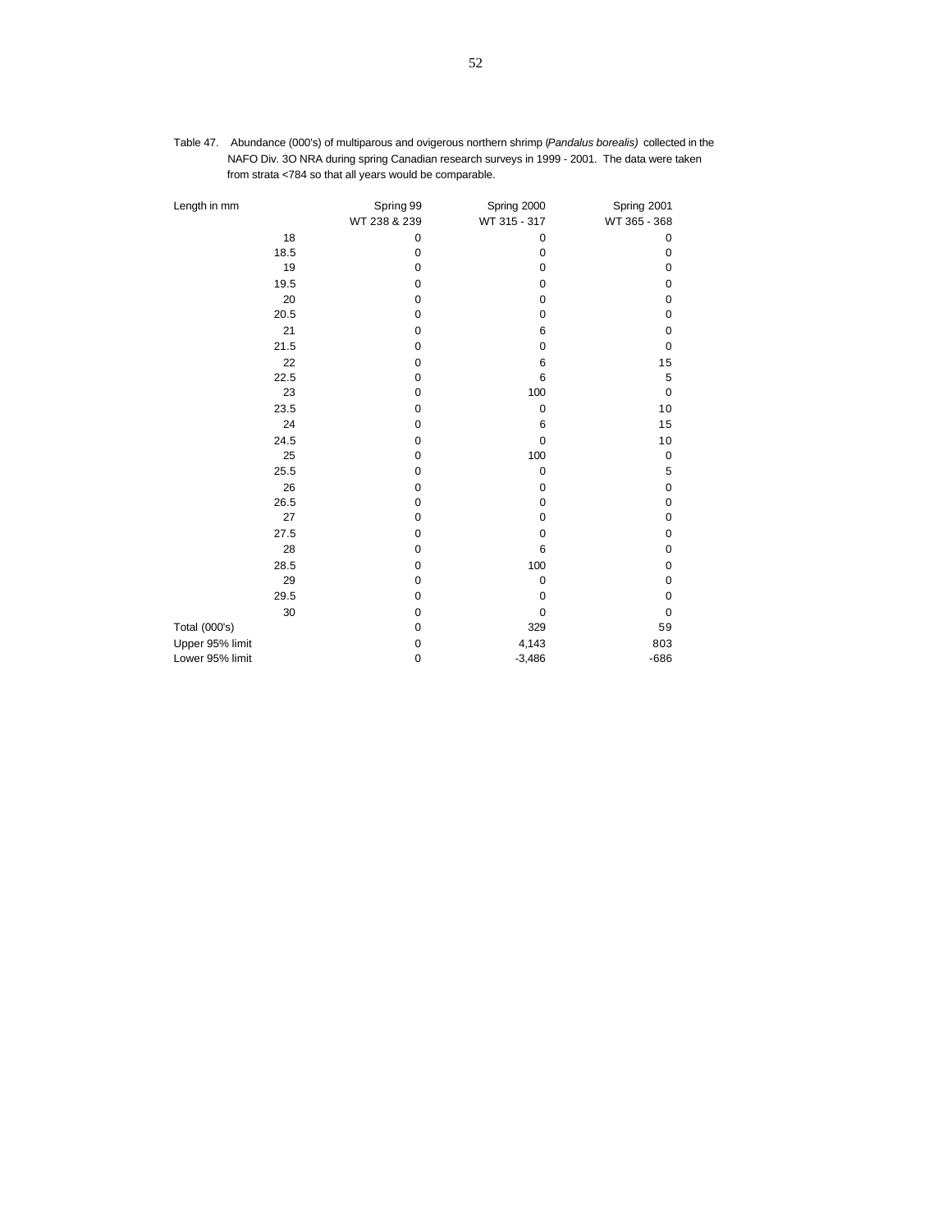Table 47. Abundance (000's) of multiparous and ovigerous northern shrimp (*Pandalus borealis*) collected in the NAFO Div. 3O NRA during spring Canadian research surveys in 1999 - 2001. The data were taken from strata <784 so that all years would be comparable.

| Length in mm | Spring 99 | Spring 2000 | Spring 2001 |
|---|---|---|---|
| | WT 238 & 239 | WT 315 - 317 | WT 365 - 368 |
| 18 | 0 | 0 | 0 |
| 18.5 | 0 | 0 | 0 |
| 19 | 0 | 0 | 0 |
| 19.5 | 0 | 0 | 0 |
| 20 | 0 | 0 | 0 |
| 20.5 | 0 | 0 | 0 |
| 21 | 0 | 6 | 0 |
| 21.5 | 0 | 0 | 0 |
| 22 | 0 | 6 | 15 |
| 22.5 | 0 | 6 | 5 |
| 23 | 0 | 100 | 0 |
| 23.5 | 0 | 0 | 10 |
| 24 | 0 | 6 | 15 |
| 24.5 | 0 | 0 | 10 |
| 25 | 0 | 100 | 0 |
| 25.5 | 0 | 0 | 5 |
| 26 | 0 | 0 | 0 |
| 26.5 | 0 | 0 | 0 |
| 27 | 0 | 0 | 0 |
| 27.5 | 0 | 0 | 0 |
| 28 | 0 | 6 | 0 |
| 28.5 | 0 | 100 | 0 |
| 29 | 0 | 0 | 0 |
| 29.5 | 0 | 0 | 0 |
| 30 | 0 | 0 | 0 |
| Total (000's) | 0 | 329 | 59 |
| Upper 95% limit | 0 | 4,143 | 803 |
| Lower 95% limit | 0 | -3,486 | -686 |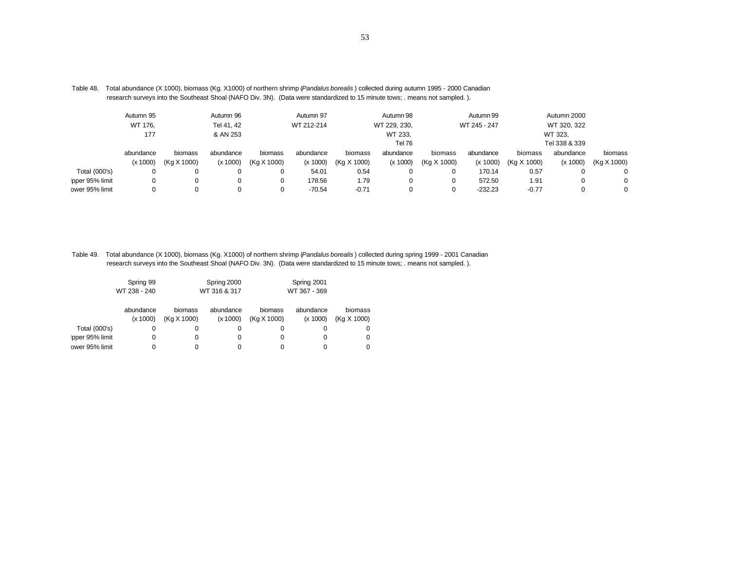Table 48. Total abundance (X 1000), biomass (Kg. X1000) of northern shrimp (*Pandalus borealis*) collected during autumn 1995 - 2000 Canadian research surveys into the Southeast Shoal (NAFO Div. 3N). (Data were standardized to 15 minute tows; . means not sampled. ).

| | Autumn 95 WT 176, 177 | | Autumn 96 Tel 41, 42 & AN 253 | | Autumn 97 WT 212-214 | | Autumn 98 WT 229, 230, WT 233, Tel 76 | | Autumn 99 WT 245 - 247 | | Autumn 2000 WT 320, 322 WT 323, Tel 338 & 339 | |
|---|---|---|---|---|---|---|---|---|---|---|---|---|
| | abundance (x 1000) | biomass (Kg X 1000) | abundance (x 1000) | biomass (Kg X 1000) | abundance (x 1000) | biomass (Kg X 1000) | abundance (x 1000) | biomass (Kg X 1000) | abundance (x 1000) | biomass (Kg X 1000) | abundance (x 1000) | biomass (Kg X 1000) |
| Total (000's) | 0 | 0 | 0 | 0 | 54.01 | 0.54 | 0 | 0 | 170.14 | 0.57 | 0 | 0 |
| Upper 95% limit | 0 | 0 | 0 | 0 | 178.56 | 1.79 | 0 | 0 | 572.50 | 1.91 | 0 | 0 |
| Lower 95% limit | 0 | 0 | 0 | 0 | -70.54 | -0.71 | 0 | 0 | -232.23 | -0.77 | 0 | 0 |

Table 49. Total abundance (X 1000), biomass (Kg. X1000) of northern shrimp (*Pandalus borealis*) collected during spring 1999 - 2001 Canadian research surveys into the Southeast Shoal (NAFO Div. 3N). (Data were standardized to 15 minute tows; . means not sampled. ).

| | Spring 99 WT 238 - 240 | | Spring 2000 WT 316 & 317 | | Spring 2001 WT 367 - 369 | |
|---|---|---|---|---|---|---|
| | abundance (x 1000) | biomass (Kg X 1000) | abundance (x 1000) | biomass (Kg X 1000) | abundance (x 1000) | biomass (Kg X 1000) |
| Total (000's) | 0 | 0 | 0 | 0 | 0 | 0 |
| Upper 95% limit | 0 | 0 | 0 | 0 | 0 | 0 |
| Lower 95% limit | 0 | 0 | 0 | 0 | 0 | 0 |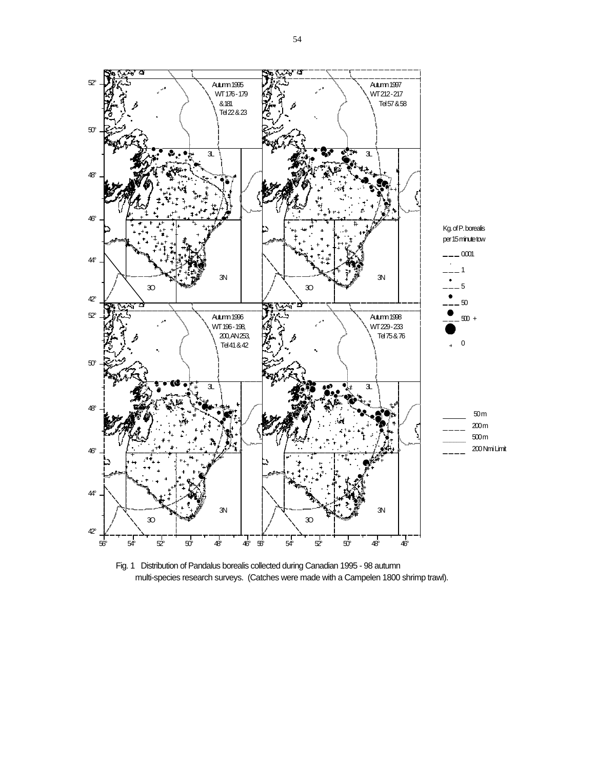Fig. 1 Distribution of Pandalus borealis collected during Canadian 1995 - 98 autumn multi-species research surveys. (Catches were made with a Campelen 1800 shrimp trawl).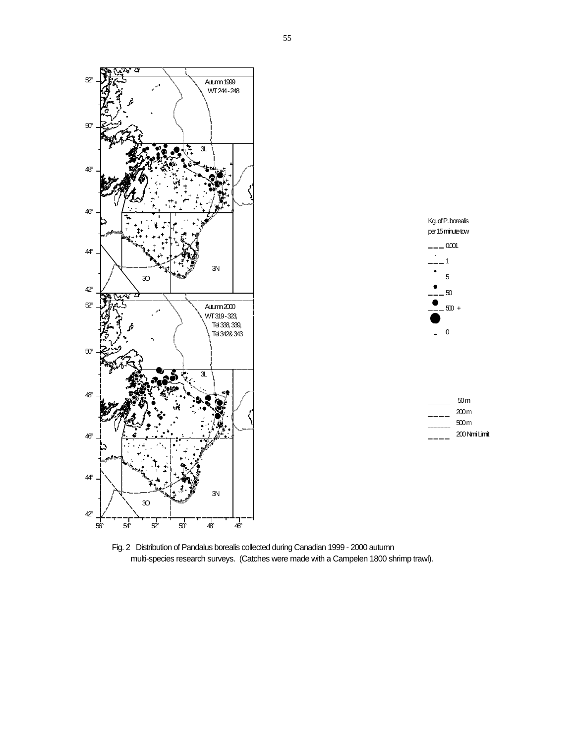Fig. 2 Distribution of Pandalus borealis collected during Canadian 1999 - 2000 autumn multi-species research surveys. (Catches were made with a Campelen 1800 shrimp trawl).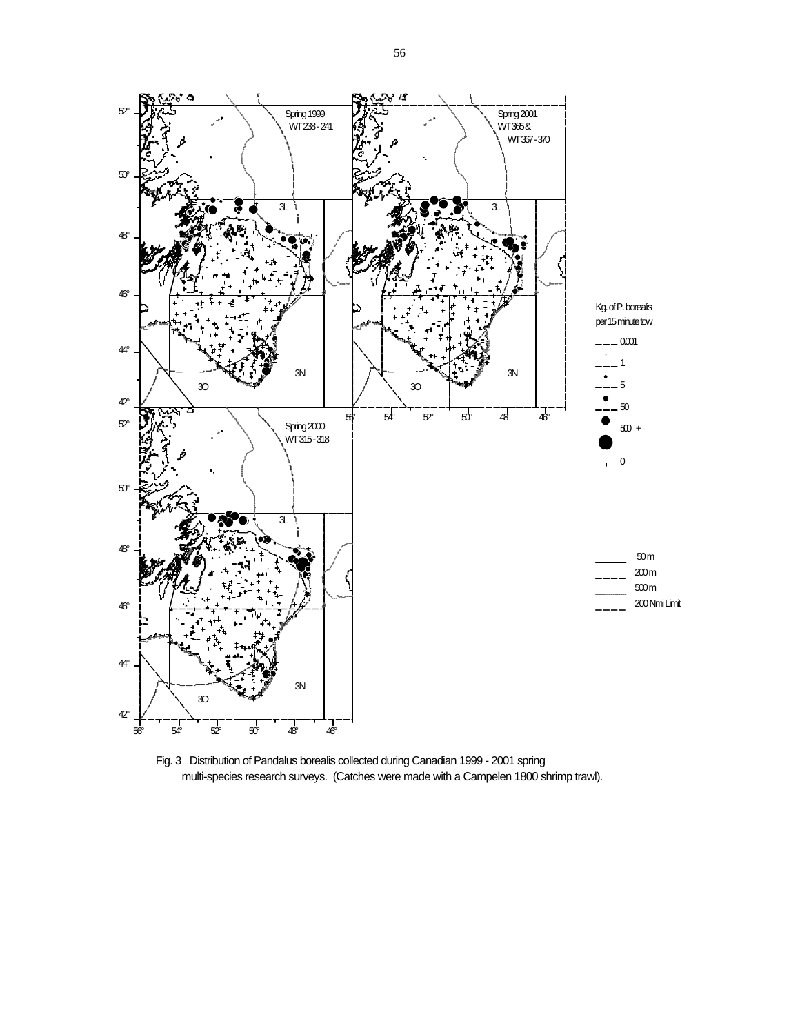Fig. 3 Distribution of Pandalus borealis collected during Canadian 1999 - 2001 spring multi-species research surveys. (Catches were made with a Campelen 1800 shrimp trawl).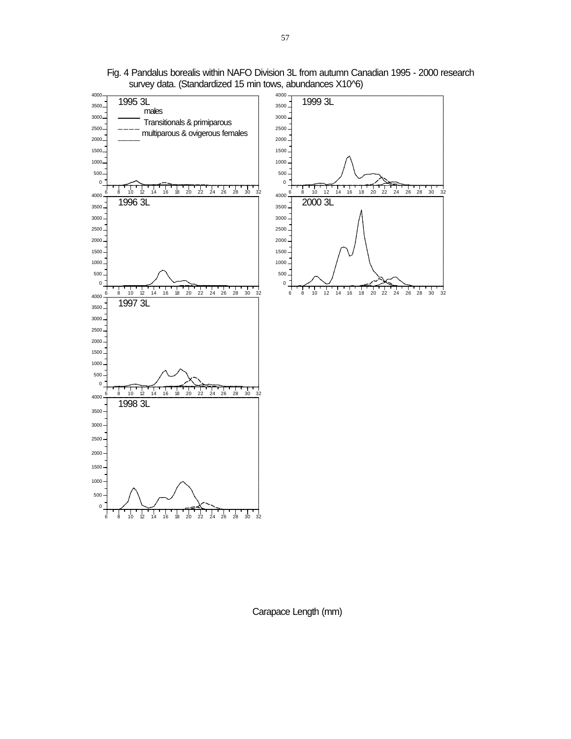Fig. 4 Pandalus borealis within NAFO Division 3L from autumn Canadian 1995 - 2000 research survey data. (Standardized 15 min tows, abundances X10^6)

1995 3L

males

Transitionals & primiparous

multiparous & ovigerous females

1999 3L

1996 3L

2000 3L

1997 3L

1998 3L

Carapace Length (mm)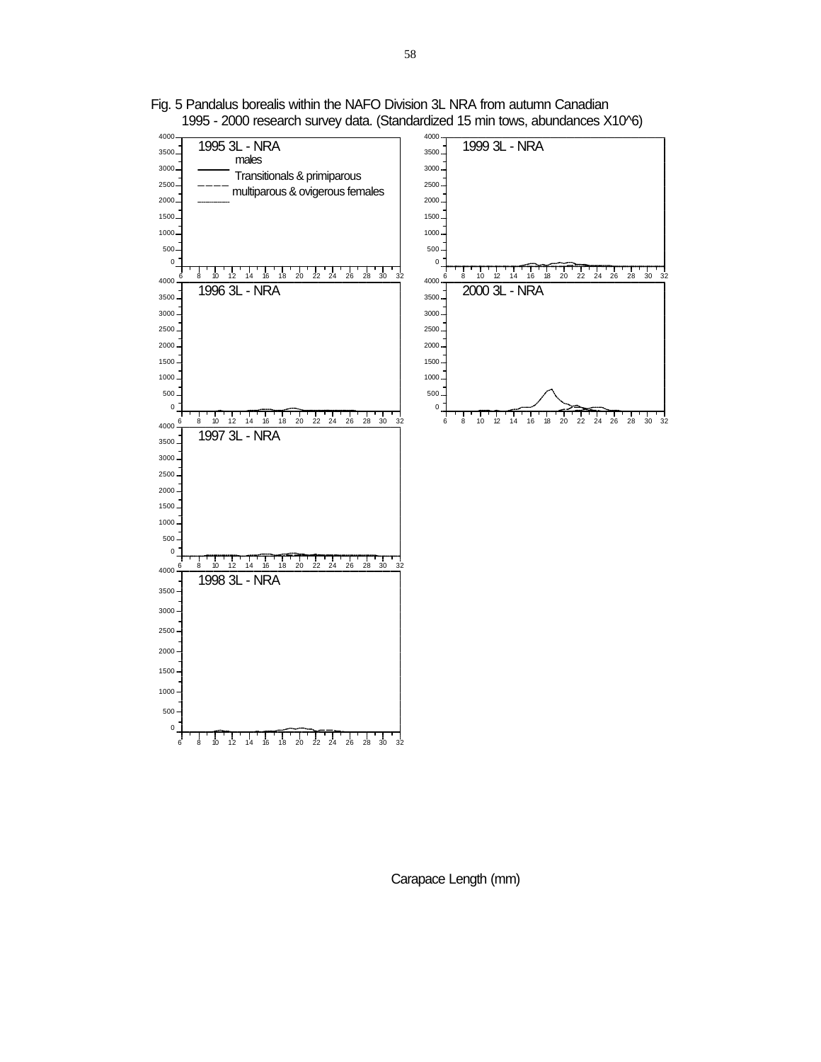Fig. 5 Pandalus borealis within the NAFO Division 3L NRA from autumn Canadian 1995 - 2000 research survey data. (Standardized 15 min tows, abundances X10^6)

1995 3L - NRA

males

Transitionals & primiparous

multiparous & ovigerous females

1996 3L - NRA

1997 3L - NRA

1998 3L - NRA

1999 3L - NRA

2000 3L - NRA

Carapace Length (mm)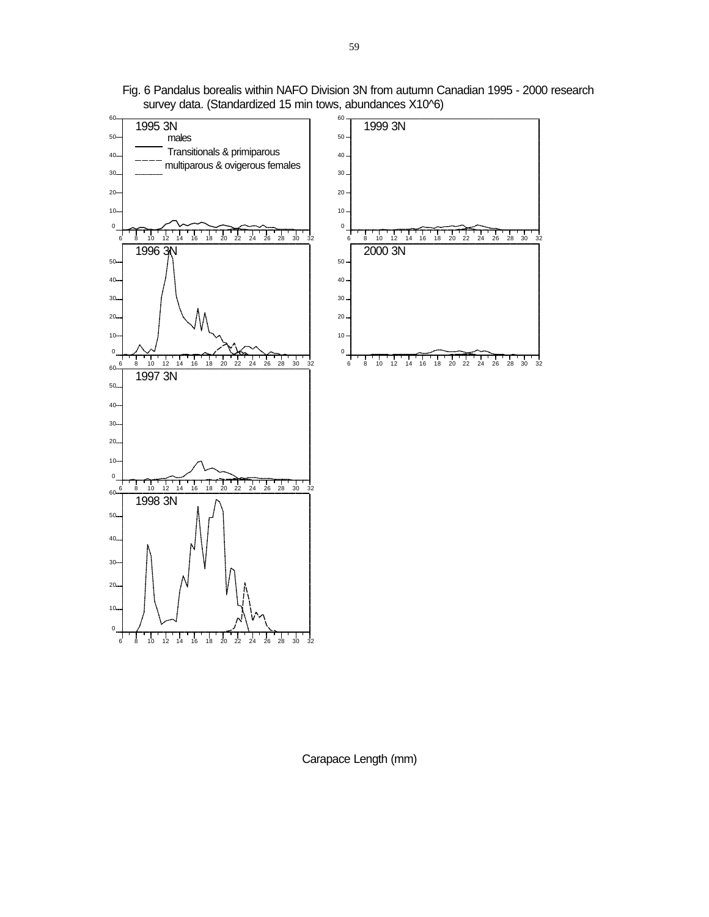Fig. 6 Pandalus borealis within NAFO Division 3N from autumn Canadian 1995 - 2000 research survey data. (Standardized 15 min tows, abundances X10^6)

1995 3N

males

Transitionals & primiparous

multiparous & ovigerous females

1996 3N

1997 3N

1998 3N

1999 3N

2000 3N

Carapace Length (mm)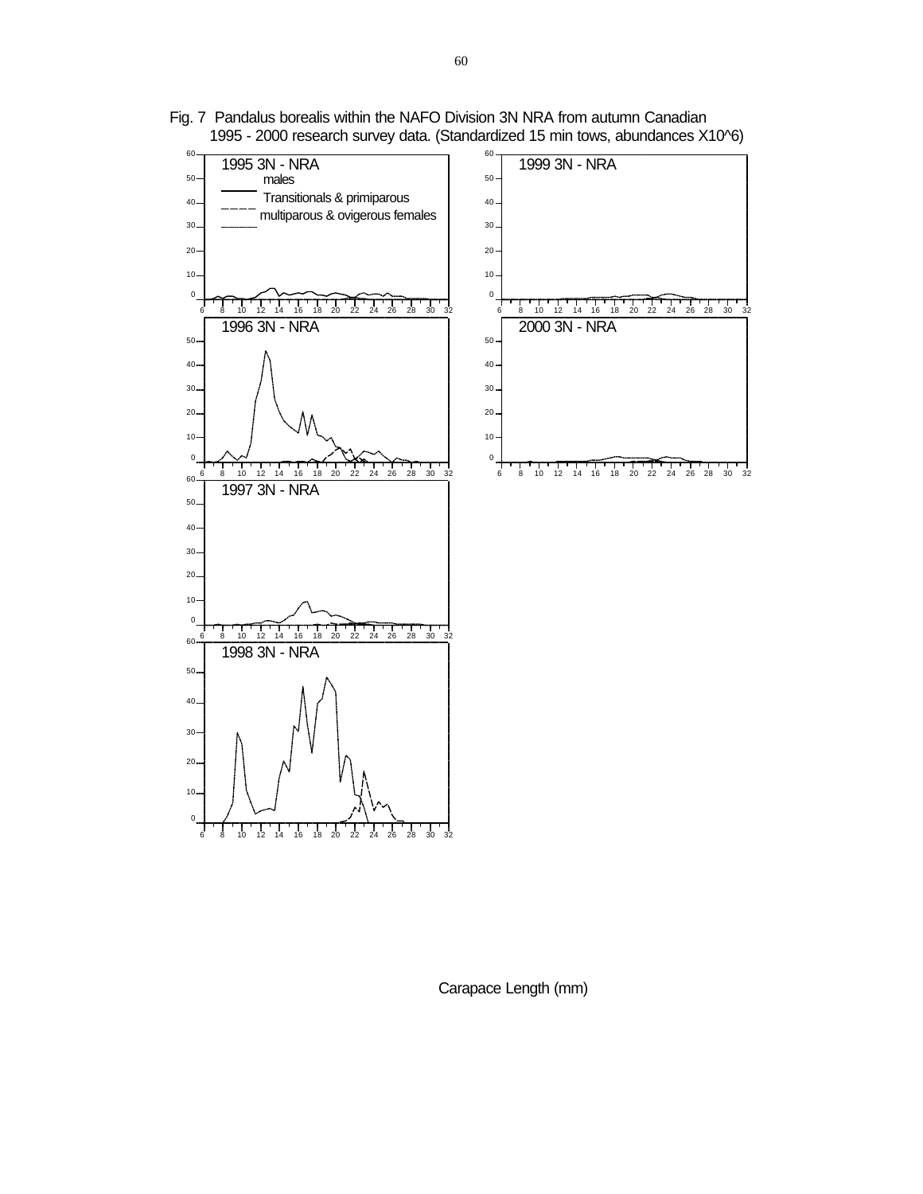Fig. 7 Pandalus borealis within the NAFO Division 3N NRA from autumn Canadian 1995 - 2000 research survey data. (Standardized 15 min tows, abundances X10^6)

1995 3N - NRA

males

Transitionals & primiparous

multiparous & ovigerous females

1996 3N - NRA

1997 3N - NRA

1998 3N - NRA

1999 3N - NRA

2000 3N - NRA

Carapace Length (mm)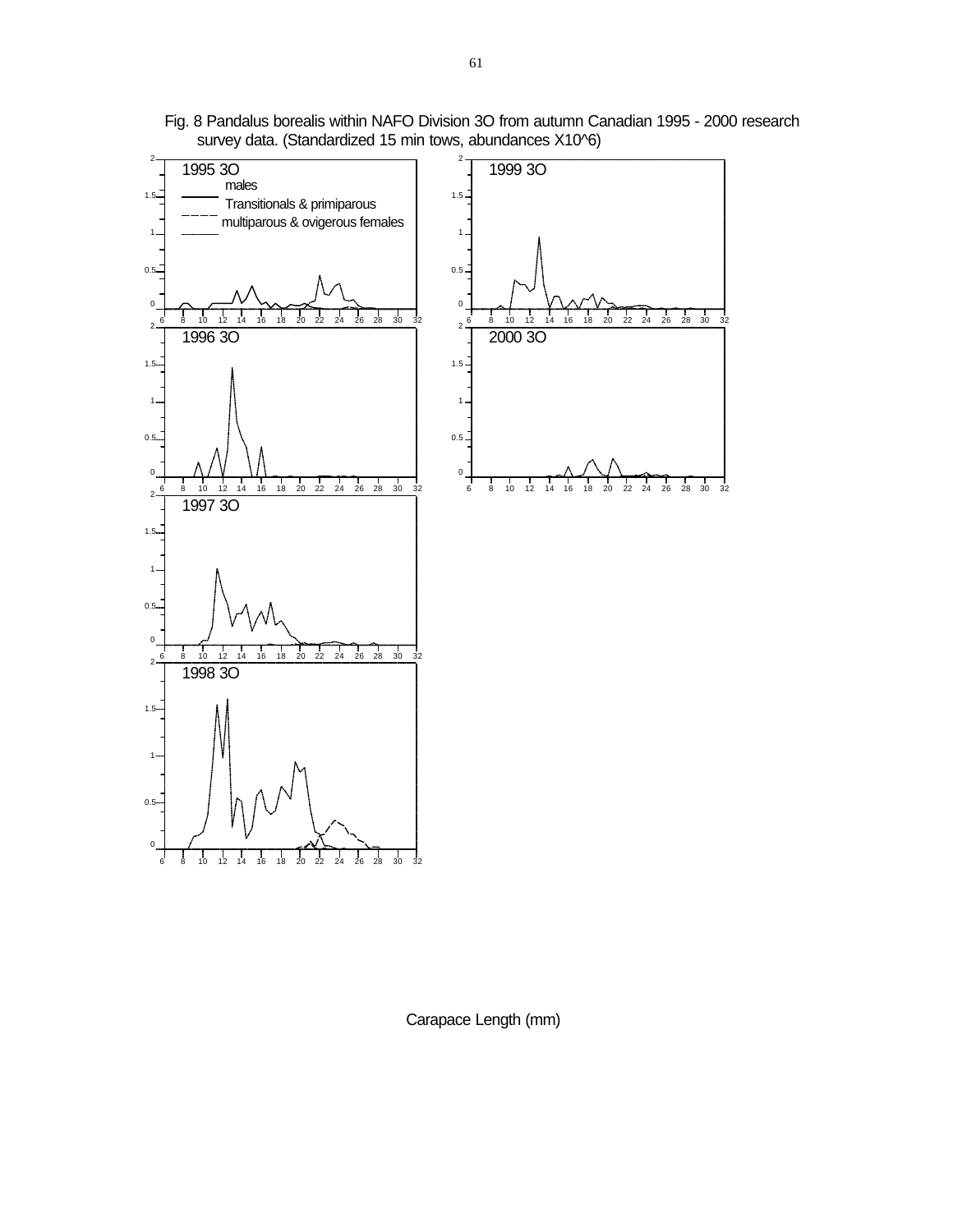Fig. 8 Pandalus borealis within NAFO Division 3O from autumn Canadian 1995 - 2000 research survey data. (Standardized 15 min tows, abundances X10^6)

1995 3O

males

Transitionals & primiparous

multiparous & ovigerous females

1999 3O

1996 3O

2000 3O

1997 3O

1998 3O

Carapace Length (mm)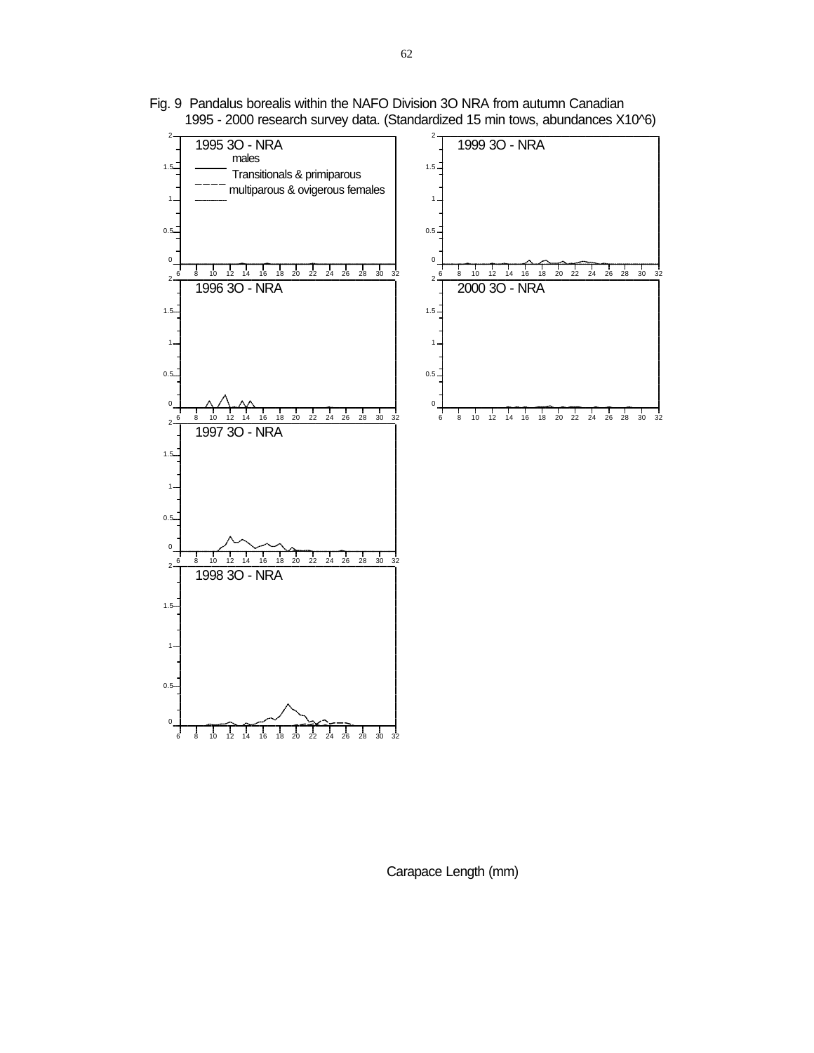Fig. 9 Pandalus borealis within the NAFO Division 3O NRA from autumn Canadian 1995 - 2000 research survey data. (Standardized 15 min tows, abundances X10^6)

1995 3O - NRA

males

Transitionals & primiparous

multiparous & ovigerous females

1996 3O - NRA

1997 3O - NRA

1998 3O - NRA

1999 3O - NRA

2000 3O - NRA

Carapace Length (mm)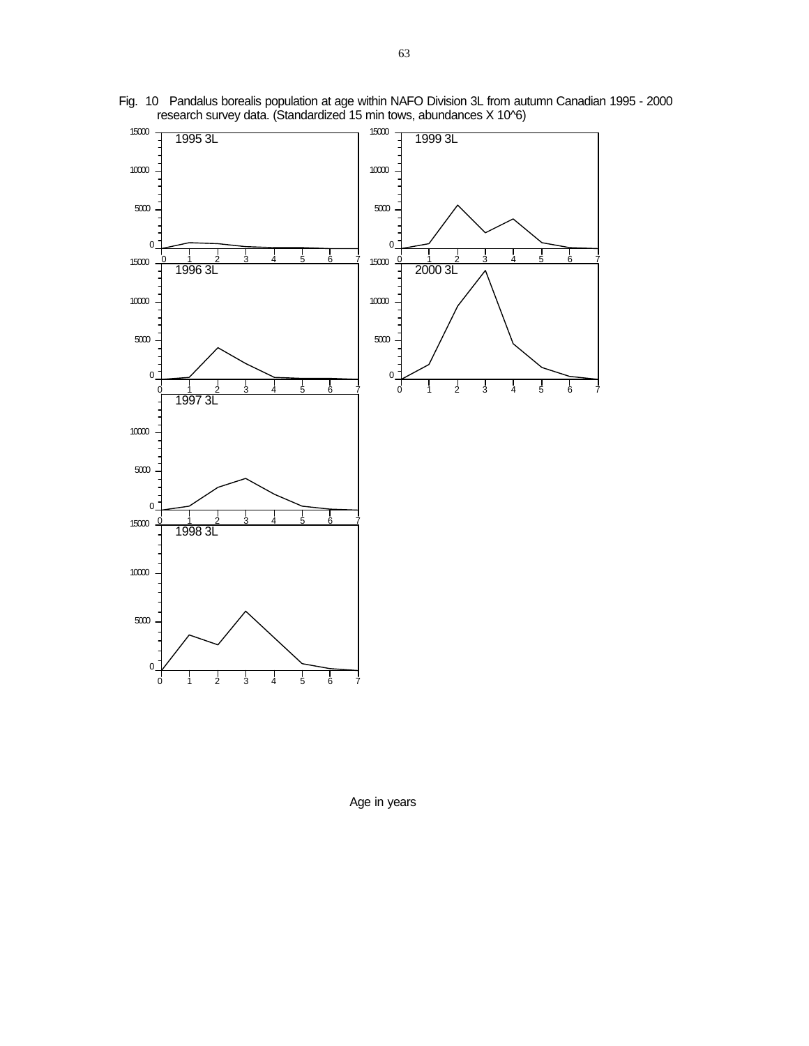Fig. 10 Pandalus borealis population at age within NAFO Division 3L from autumn Canadian 1995 - 2000 research survey data. (Standardized 15 min tows, abundances X 10^6)

1995 3L

1999 3L

1996 3L

2000 3L

1997 3L

1998 3L

Age in years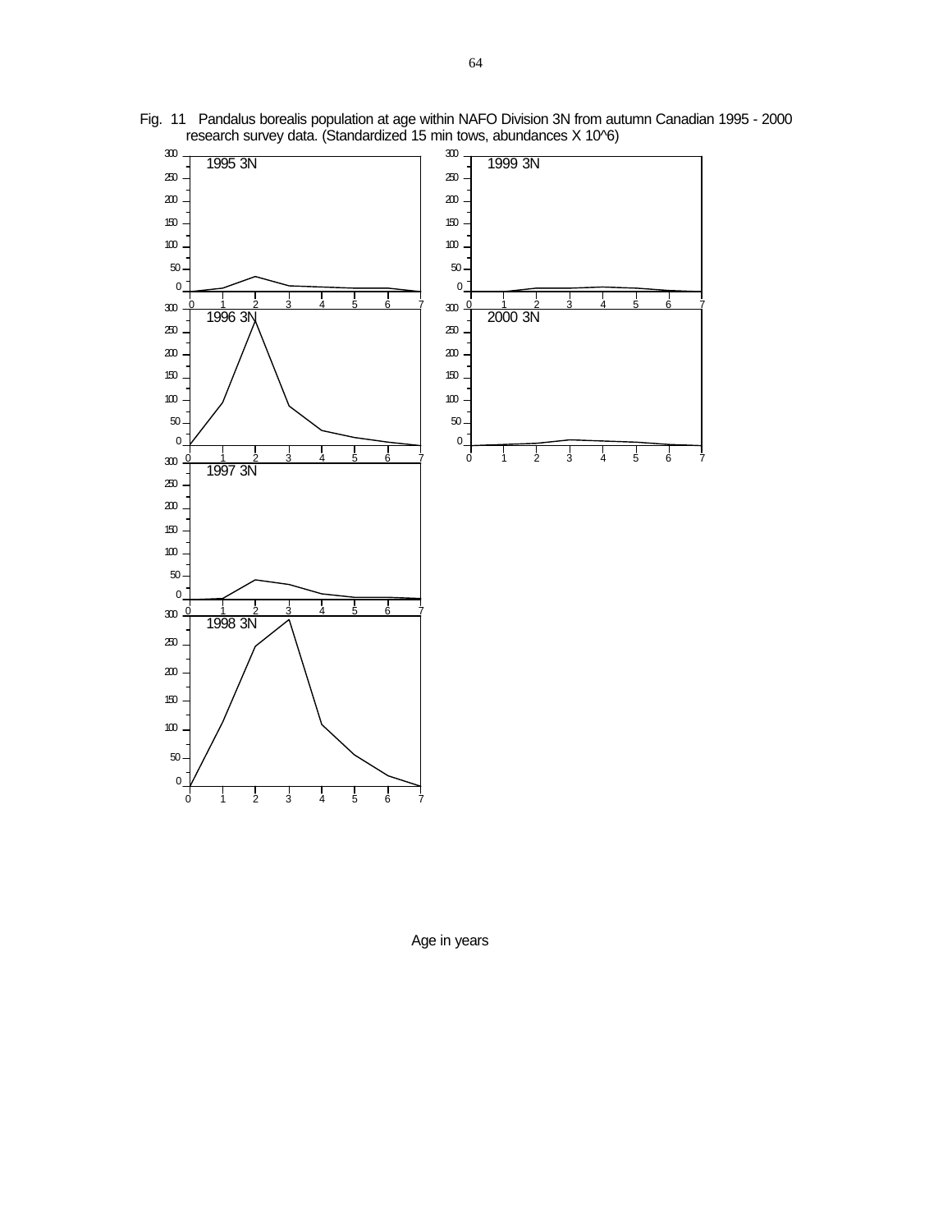Fig. 11 Pandalus borealis population at age within NAFO Division 3N from autumn Canadian 1995 - 2000 research survey data. (Standardized 15 min tows, abundances X 10^6)

Age in years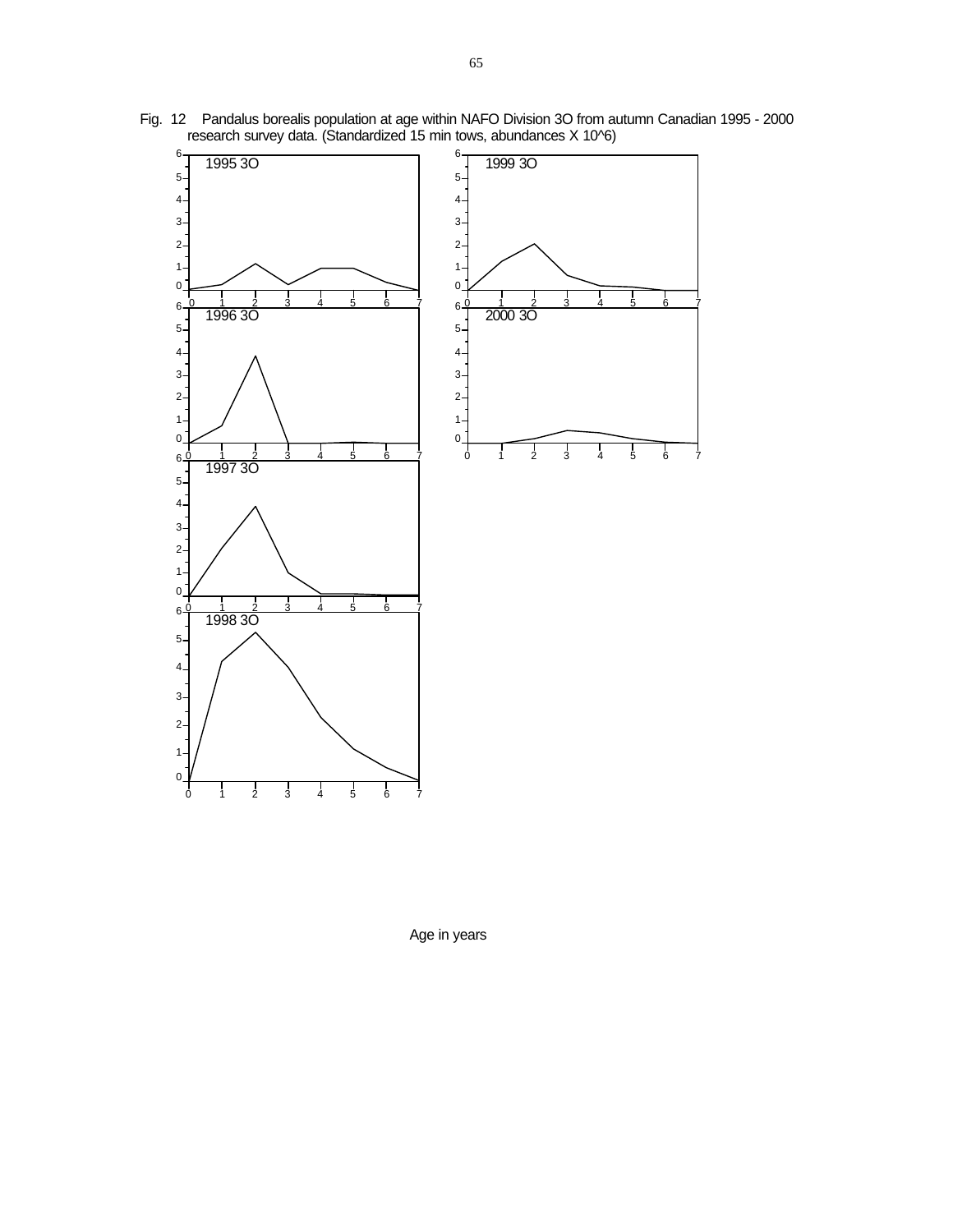Fig. 12 Pandalus borealis population at age within NAFO Division 3O from autumn Canadian 1995 - 2000 research survey data. (Standardized 15 min tows, abundances X 10^6)

Age in years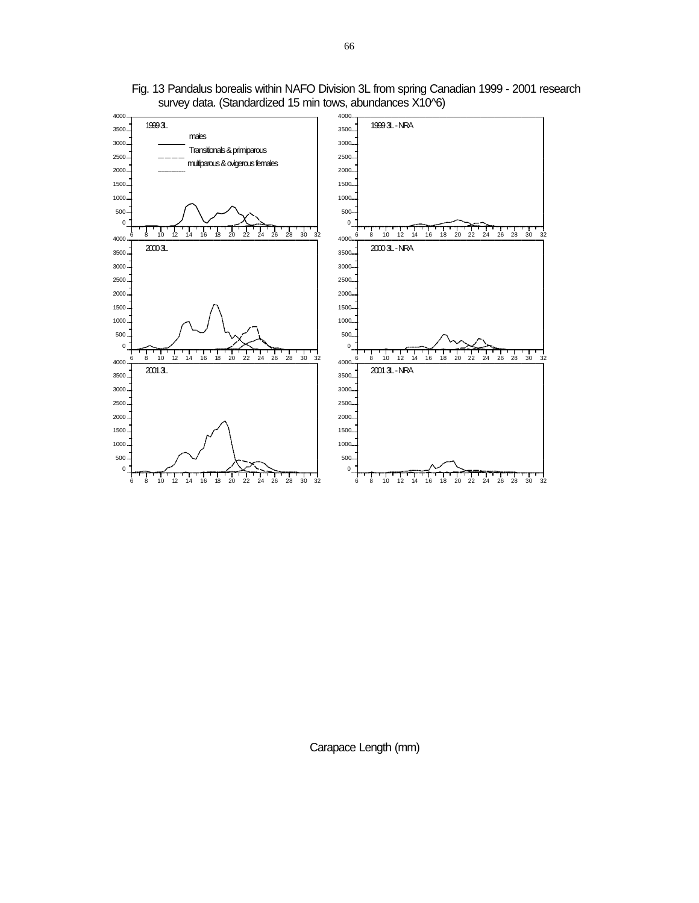Fig. 13 Pandalus borealis within NAFO Division 3L from spring Canadian 1999 - 2001 research survey data. (Standardized 15 min tows, abundances X10^6)

1999 3L

males

Transitionals & primiparous

multiparous & ovigerous females

1999 3L - NRA

2000 3L

2000 3L - NRA

2001 3L

2001 3L - NRA

Carapace Length (mm)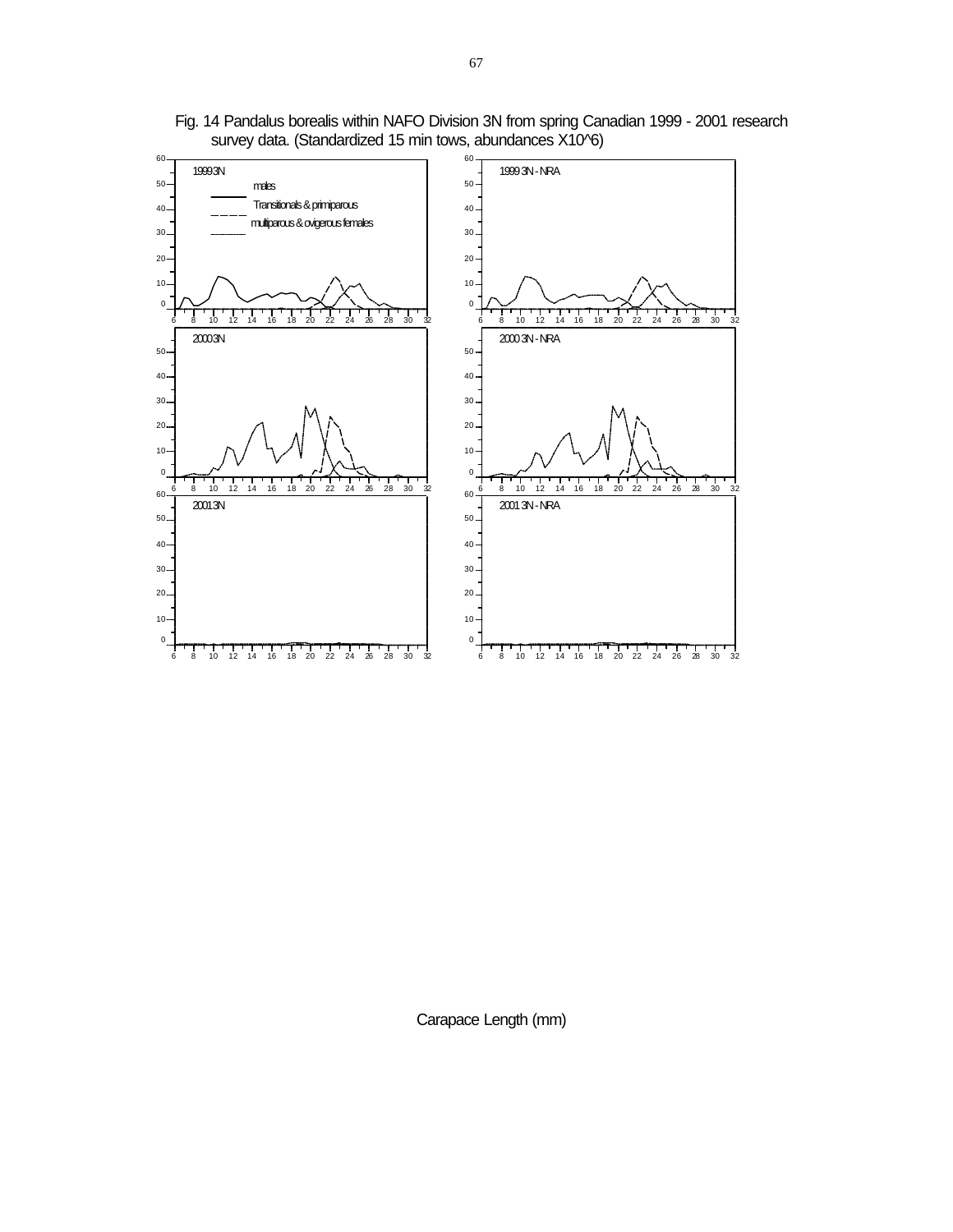Fig. 14 Pandalus borealis within NAFO Division 3N from spring Canadian 1999 - 2001 research survey data. (Standardized 15 min tows, abundances X10^6)

Carapace Length (mm)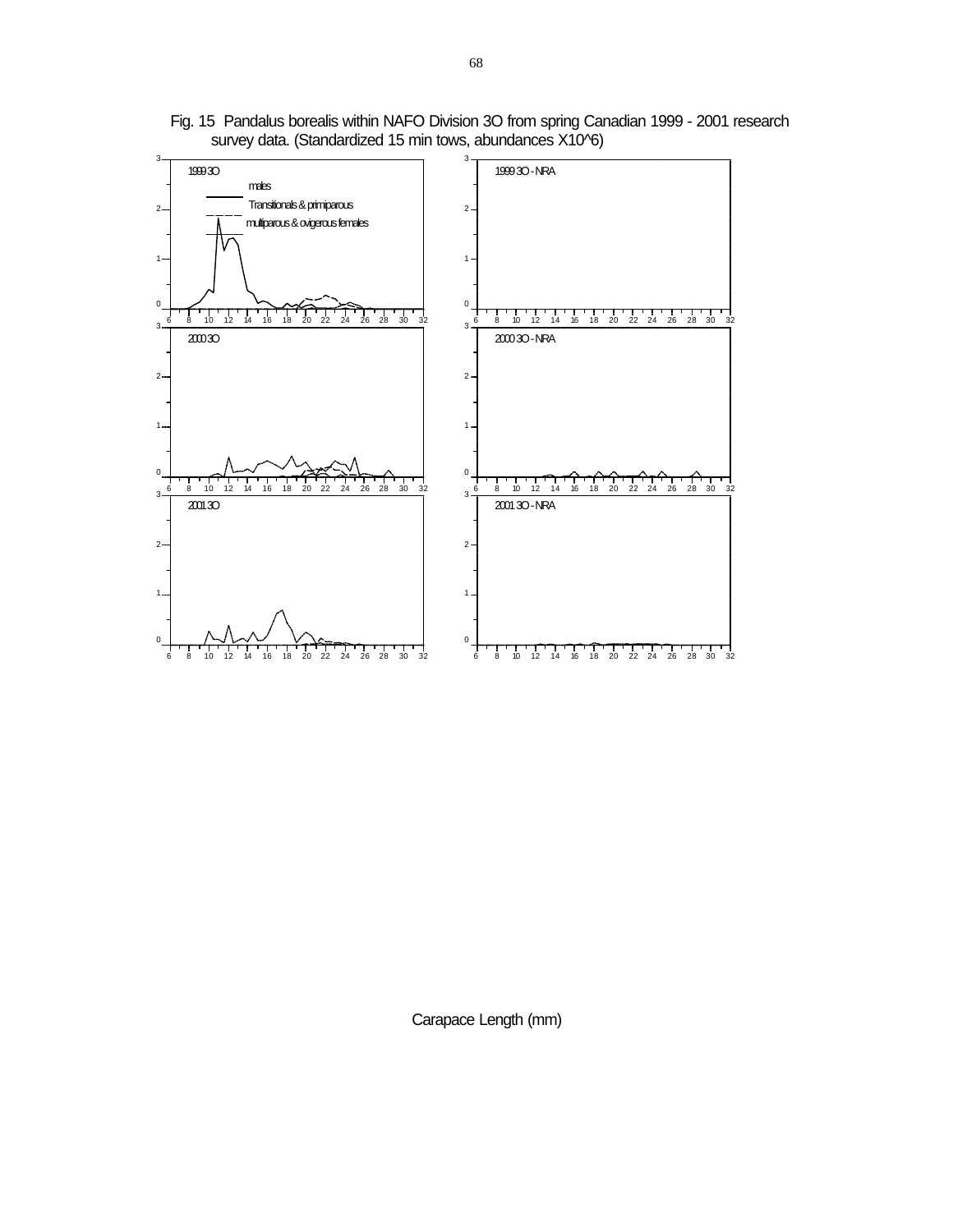Fig. 15 Pandalus borealis within NAFO Division 3O from spring Canadian 1999 - 2001 research survey data. (Standardized 15 min tows, abundances X10^6)

1999 3O

males

Transitionals & primiparous

multiparous & ovigerous females

1999 3O - NRA

2000 3O

2000 3O - NRA

2001 3O

2001 3O - NRA

Carapace Length (mm)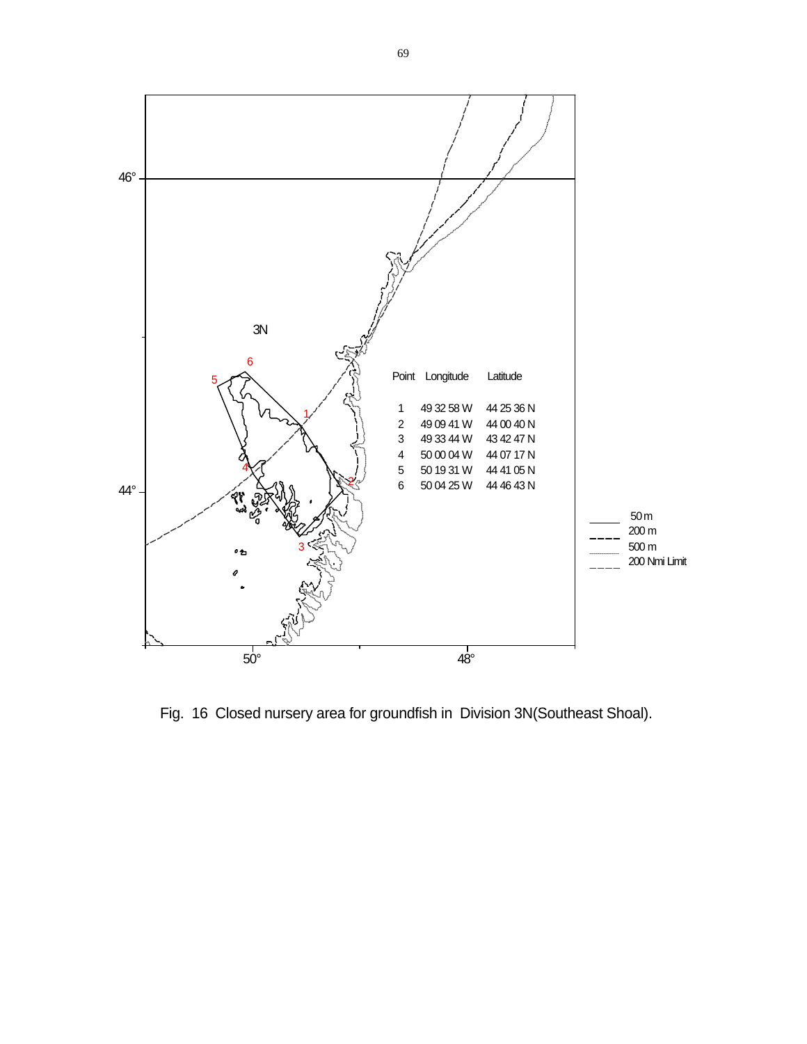| Point | Longitude | Latitude |
|---|---|---|
| 1 | 49 32 58 W | 44 25 36 N |
| 2 | 49 09 41 W | 44 00 40 N |
| 3 | 49 33 44 W | 43 42 47 N |
| 4 | 50 00 04 W | 44 07 17 N |
| 5 | 50 19 31 W | 44 41 05 N |
| 6 | 50 04 25 W | 44 46 43 N |

Fig. 16 Closed nursery area for groundfish in Division 3N(Southeast Shoal).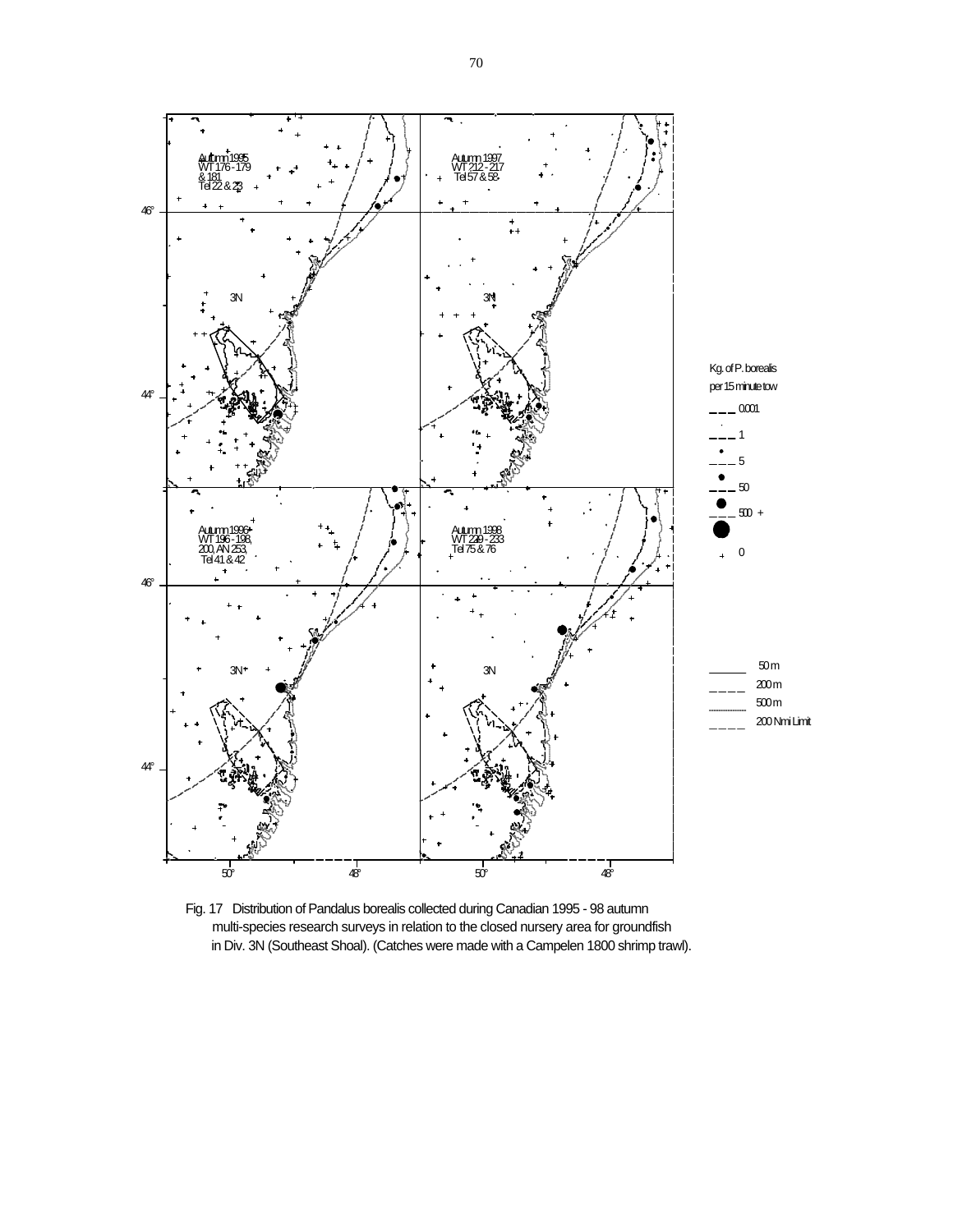Fig. 17 Distribution of Pandalus borealis collected during Canadian 1995 - 98 autumn multi-species research surveys in relation to the closed nursery area for groundfish in Div. 3N (Southeast Shoal). (Catches were made with a Campelen 1800 shrimp trawl).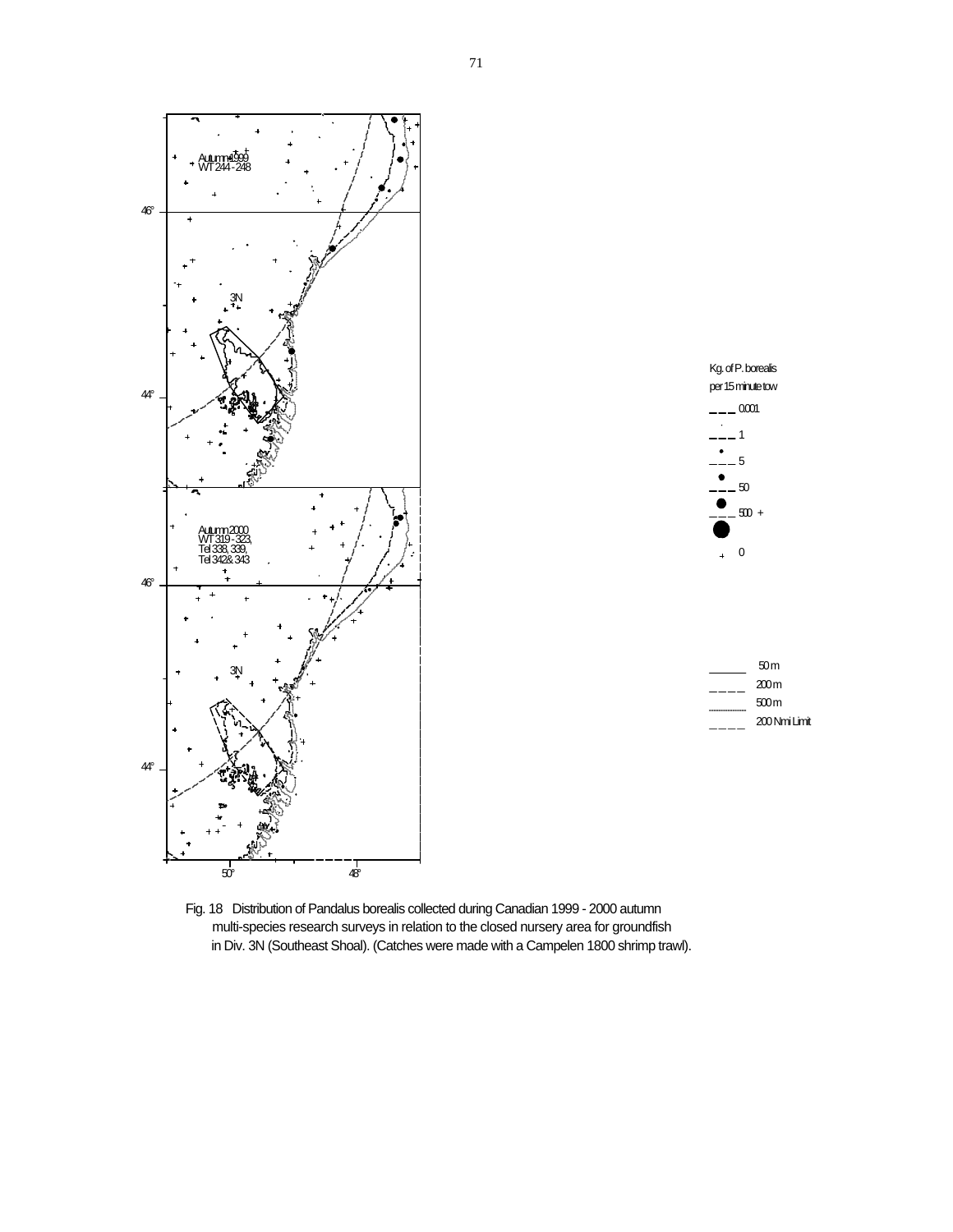Fig. 18 Distribution of Pandalus borealis collected during Canadian 1999 - 2000 autumn multi-species research surveys in relation to the closed nursery area for groundfish in Div. 3N (Southeast Shoal). (Catches were made with a Campelen 1800 shrimp trawl).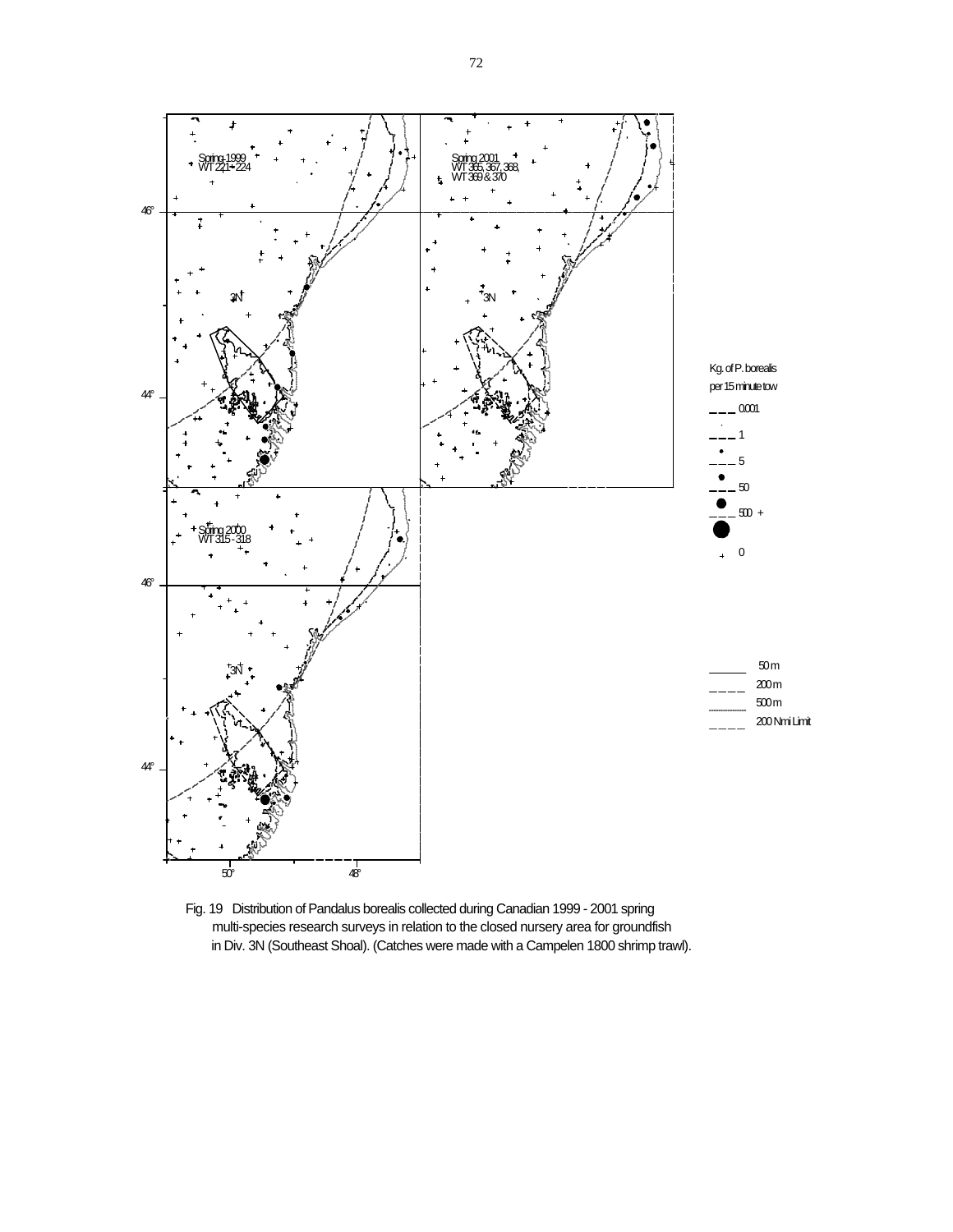Spring 1999
WT 221 - 224

Spring 2001
WT 365, 367, 368,
WT 369 & 370

Spring 2000
WT 315 - 318

3N

46°

44°

50°

48°

Kg. of P. borealis
per 15 minute tow

0.001

1

5

50

500 +

0

50 m

200 m

500 m

200 Nmi Limit

Fig. 19 Distribution of Pandalus borealis collected during Canadian 1999 - 2001 spring multi-species research surveys in relation to the closed nursery area for groundfish in Div. 3N (Southeast Shoal). (Catches were made with a Campelen 1800 shrimp trawl).